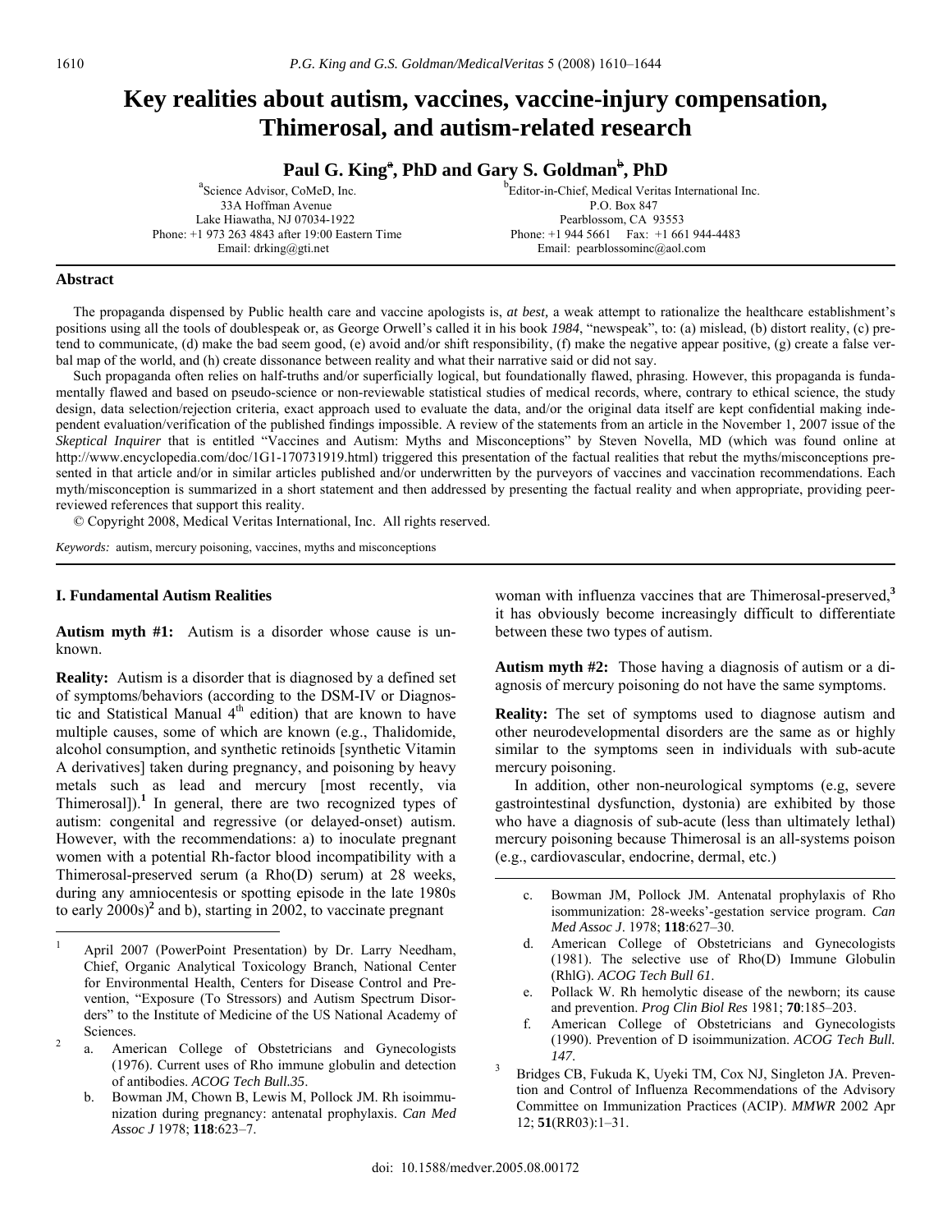# Key realities about autism, vaccines, vaccine-injury compensation, Thimerosal, and autism-related research

**Paul G. King[a], PhD and Gary S. Goldman[b], PhD**

[a]Science Advisor, CoMeD, Inc.
33A Hoffman Avenue
Lake Hiawatha, NJ 07034-1922
Phone: +1 973 263 4843 after 19:00 Eastern Time
Email: drking@gti.net

[b]Editor-in-Chief, Medical Veritas International Inc.
P.O. Box 847
Pearblossom, CA 93553
Phone: +1 944 5661 Fax: +1 661 944-4483
Email: pearblossominc@aol.com

## Abstract

The propaganda dispensed by Public health care and vaccine apologists is, *at best,* a weak attempt to rationalize the healthcare establishment's positions using all the tools of doublespeak or, as George Orwell's called it in his book *1984*, "newspeak", to: (a) mislead, (b) distort reality, (c) pretend to communicate, (d) make the bad seem good, (e) avoid and/or shift responsibility, (f) make the negative appear positive, (g) create a false verbal map of the world, and (h) create dissonance between reality and what their narrative said or did not say.

Such propaganda often relies on half-truths and/or superficially logical, but foundationally flawed, phrasing. However, this propaganda is fundamentally flawed and based on pseudo-science or non-reviewable statistical studies of medical records, where, contrary to ethical science, the study design, data selection/rejection criteria, exact approach used to evaluate the data, and/or the original data itself are kept confidential making independent evaluation/verification of the published findings impossible. A review of the statements from an article in the November 1, 2007 issue of the *Skeptical Inquirer* that is entitled "Vaccines and Autism: Myths and Misconceptions" by Steven Novella, MD (which was found online at http://www.encyclopedia.com/doc/1G1-170731919.html) triggered this presentation of the factual realities that rebut the myths/misconceptions presented in that article and/or in similar articles published and/or underwritten by the purveyors of vaccines and vaccination recommendations. Each myth/misconception is summarized in a short statement and then addressed by presenting the factual reality and when appropriate, providing peer-reviewed references that support this reality.

© Copyright 2008, Medical Veritas International, Inc. All rights reserved.

*Keywords:* autism, mercury poisoning, vaccines, myths and misconceptions

## I. Fundamental Autism Realities

**Autism myth #1:** Autism is a disorder whose cause is unknown.

**Reality:** Autism is a disorder that is diagnosed by a defined set of symptoms/behaviors (according to the DSM-IV or Diagnostic and Statistical Manual 4th edition) that are known to have multiple causes, some of which are known (e.g., Thalidomide, alcohol consumption, and synthetic retinoids [synthetic Vitamin A derivatives] taken during pregnancy, and poisoning by heavy metals such as lead and mercury [most recently, via Thimerosal]).[1] In general, there are two recognized types of autism: congenital and regressive (or delayed-onset) autism. However, with the recommendations: a) to inoculate pregnant women with a potential Rh-factor blood incompatibility with a Thimerosal-preserved serum (a Rho(D) serum) at 28 weeks, during any amniocentesis or spotting episode in the late 1980s to early 2000s)[2] and b), starting in 2002, to vaccinate pregnant woman with influenza vaccines that are Thimerosal-preserved,[3] it has obviously become increasingly difficult to differentiate between these two types of autism.

**Autism myth #2:** Those having a diagnosis of autism or a diagnosis of mercury poisoning do not have the same symptoms.

**Reality:** The set of symptoms used to diagnose autism and other neurodevelopmental disorders are the same as or highly similar to the symptoms seen in individuals with sub-acute mercury poisoning.

In addition, other non-neurological symptoms (e.g, severe gastrointestinal dysfunction, dystonia) are exhibited by those who have a diagnosis of sub-acute (less than ultimately lethal) mercury poisoning because Thimerosal is an all-systems poison (e.g., cardiovascular, endocrine, dermal, etc.)

---

1. April 2007 (PowerPoint Presentation) by Dr. Larry Needham, Chief, Organic Analytical Toxicology Branch, National Center for Environmental Health, Centers for Disease Control and Prevention, "Exposure (To Stressors) and Autism Spectrum Disorders" to the Institute of Medicine of the US National Academy of Sciences.
2. a. American College of Obstetricians and Gynecologists (1976). Current uses of Rho immune globulin and detection of antibodies. *ACOG Tech Bull.35*.
   b. Bowman JM, Chown B, Lewis M, Pollock JM. Rh isoimmunization during pregnancy: antenatal prophylaxis. *Can Med Assoc J* 1978; **118**:623–7.
   c. Bowman JM, Pollock JM. Antenatal prophylaxis of Rho isommunization: 28-weeks'-gestation service program. *Can Med Assoc J*. 1978; **118**:627–30.
   d. American College of Obstetricians and Gynecologists (1981). The selective use of Rho(D) Immune Globulin (RhIG). *ACOG Tech Bull 61*.
   e. Pollack W. Rh hemolytic disease of the newborn; its cause and prevention. *Prog Clin Biol Res* 1981; **70**:185–203.
   f. American College of Obstetricians and Gynecologists (1990). Prevention of D isoimmunization. *ACOG Tech Bull. 147*.
3. Bridges CB, Fukuda K, Uyeki TM, Cox NJ, Singleton JA. Prevention and Control of Influenza Recommendations of the Advisory Committee on Immunization Practices (ACIP). *MMWR* 2002 Apr 12; **51**(RR03):1–31.

doi: 10.1588/medver.2005.08.00172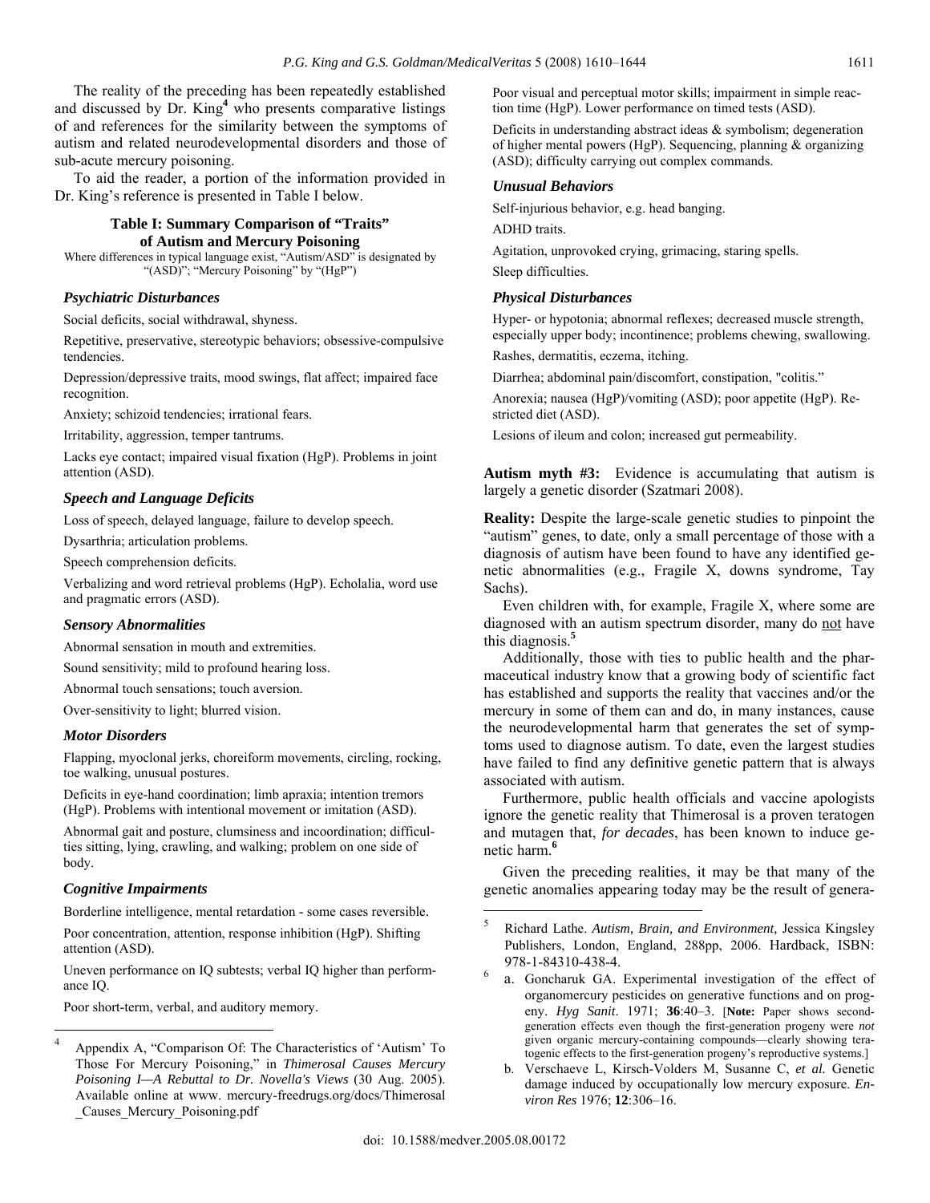The reality of the preceding has been repeatedly established and discussed by Dr. King[4] who presents comparative listings of and references for the similarity between the symptoms of autism and related neurodevelopmental disorders and those of sub-acute mercury poisoning.

To aid the reader, a portion of the information provided in Dr. King's reference is presented in Table I below.

### Table I: Summary Comparison of "Traits" of Autism and Mercury Poisoning

Where differences in typical language exist, "Autism/ASD" is designated by "(ASD)"; "Mercury Poisoning" by "(HgP)"

***Psychiatric Disturbances***

Social deficits, social withdrawal, shyness.

Repetitive, preservative, stereotypic behaviors; obsessive-compulsive tendencies.

Depression/depressive traits, mood swings, flat affect; impaired face recognition.

Anxiety; schizoid tendencies; irrational fears.

Irritability, aggression, temper tantrums.

Lacks eye contact; impaired visual fixation (HgP). Problems in joint attention (ASD).

***Speech and Language Deficits***

Loss of speech, delayed language, failure to develop speech.

Dysarthria; articulation problems.

Speech comprehension deficits.

Verbalizing and word retrieval problems (HgP). Echolalia, word use and pragmatic errors (ASD).

***Sensory Abnormalities***

Abnormal sensation in mouth and extremities.

Sound sensitivity; mild to profound hearing loss.

Abnormal touch sensations; touch aversion.

Over-sensitivity to light; blurred vision.

***Motor Disorders***

Flapping, myoclonal jerks, choreiform movements, circling, rocking, toe walking, unusual postures.

Deficits in eye-hand coordination; limb apraxia; intention tremors (HgP). Problems with intentional movement or imitation (ASD).

Abnormal gait and posture, clumsiness and incoordination; difficulties sitting, lying, crawling, and walking; problem on one side of body.

***Cognitive Impairments***

Borderline intelligence, mental retardation - some cases reversible.

Poor concentration, attention, response inhibition (HgP). Shifting attention (ASD).

Uneven performance on IQ subtests; verbal IQ higher than performance IQ.

Poor short-term, verbal, and auditory memory.

Poor visual and perceptual motor skills; impairment in simple reaction time (HgP). Lower performance on timed tests (ASD).

Deficits in understanding abstract ideas & symbolism; degeneration of higher mental powers (HgP). Sequencing, planning & organizing (ASD); difficulty carrying out complex commands.

***Unusual Behaviors***

Self-injurious behavior, e.g. head banging.

ADHD traits.

Agitation, unprovoked crying, grimacing, staring spells.

Sleep difficulties.

***Physical Disturbances***

Hyper- or hypotonia; abnormal reflexes; decreased muscle strength, especially upper body; incontinence; problems chewing, swallowing.

Rashes, dermatitis, eczema, itching.

Diarrhea; abdominal pain/discomfort, constipation, "colitis."

Anorexia; nausea (HgP)/vomiting (ASD); poor appetite (HgP). Restricted diet (ASD).

Lesions of ileum and colon; increased gut permeability.

**Autism myth #3:** Evidence is accumulating that autism is largely a genetic disorder (Szatmari 2008).

**Reality:** Despite the large-scale genetic studies to pinpoint the "autism" genes, to date, only a small percentage of those with a diagnosis of autism have been found to have any identified genetic abnormalities (e.g., Fragile X, downs syndrome, Tay Sachs).

Even children with, for example, Fragile X, where some are diagnosed with an autism spectrum disorder, many do not have this diagnosis.[5]

Additionally, those with ties to public health and the pharmaceutical industry know that a growing body of scientific fact has established and supports the reality that vaccines and/or the mercury in some of them can and do, in many instances, cause the neurodevelopmental harm that generates the set of symptoms used to diagnose autism. To date, even the largest studies have failed to find any definitive genetic pattern that is always associated with autism.

Furthermore, public health officials and vaccine apologists ignore the genetic reality that Thimerosal is a proven teratogen and mutagen that, *for decades*, has been known to induce genetic harm.[6]

Given the preceding realities, it may be that many of the genetic anomalies appearing today may be the result of genera-

---

[4] Appendix A, "Comparison Of: The Characteristics of 'Autism' To Those For Mercury Poisoning," in *Thimerosal Causes Mercury Poisoning I—A Rebuttal to Dr. Novella's Views* (30 Aug. 2005). Available online at www. mercury-freedrugs.org/docs/Thimerosal _Causes_Mercury_Poisoning.pdf

[5] Richard Lathe. *Autism, Brain, and Environment,* Jessica Kingsley Publishers, London, England, 288pp, 2006. Hardback, ISBN: 978-1-84310-438-4.

[6] a. Goncharuk GA. Experimental investigation of the effect of organomercury pesticides on generative functions and on progeny. *Hyg Sanit*. 1971; **36**:40–3. [**Note:** Paper shows second-generation effects even though the first-generation progeny were *not* given organic mercury-containing compounds—clearly showing teratogenic effects to the first-generation progeny's reproductive systems.]

b. Verschaeve L, Kirsch-Volders M, Susanne C, *et al.* Genetic damage induced by occupationally low mercury exposure. *Environ Res* 1976; **12**:306–16.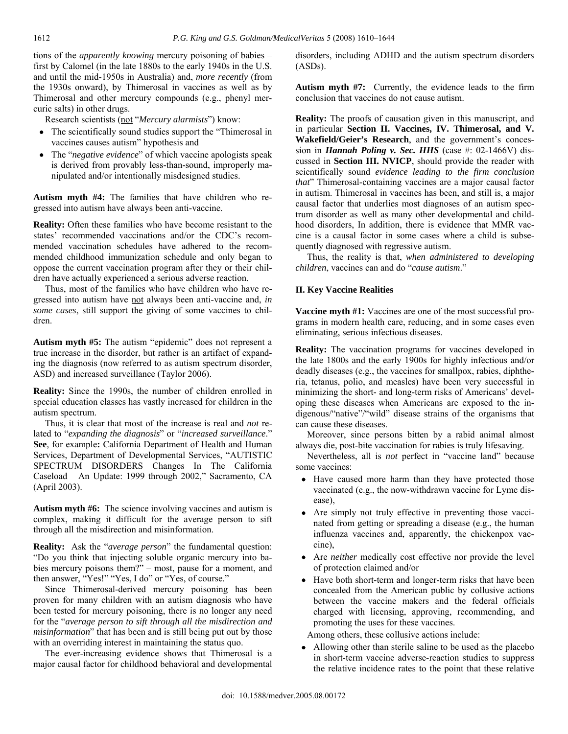tions of the *apparently knowing* mercury poisoning of babies – first by Calomel (in the late 1880s to the early 1940s in the U.S. and until the mid-1950s in Australia) and, *more recently* (from the 1930s onward), by Thimerosal in vaccines as well as by Thimerosal and other mercury compounds (e.g., phenyl mercuric salts) in other drugs.

Research scientists (not "*Mercury alarmists*") know:

- The scientifically sound studies support the "Thimerosal in vaccines causes autism" hypothesis and
- The "*negative evidence*" of which vaccine apologists speak is derived from provably less-than-sound, improperly manipulated and/or intentionally misdesigned studies.

**Autism myth #4:** The families that have children who regressed into autism have always been anti-vaccine.

**Reality:** Often these families who have become resistant to the states' recommended vaccinations and/or the CDC's recommended vaccination schedules have adhered to the recommended childhood immunization schedule and only began to oppose the current vaccination program after they or their children have actually experienced a serious adverse reaction.

Thus, most of the families who have children who have regressed into autism have not always been anti-vaccine and, *in some cases*, still support the giving of some vaccines to children.

**Autism myth #5:** The autism "epidemic" does not represent a true increase in the disorder, but rather is an artifact of expanding the diagnosis (now referred to as autism spectrum disorder, ASD) and increased surveillance (Taylor 2006).

**Reality:** Since the 1990s, the number of children enrolled in special education classes has vastly increased for children in the autism spectrum.

Thus, it is clear that most of the increase is real and *not* related to "*expanding the diagnosis*" or "*increased surveillance*." **See**, for example**:** California Department of Health and Human Services, Department of Developmental Services, "AUTISTIC SPECTRUM DISORDERS Changes In The California Caseload An Update: 1999 through 2002," Sacramento, CA (April 2003).

**Autism myth #6:** The science involving vaccines and autism is complex, making it difficult for the average person to sift through all the misdirection and misinformation.

**Reality:** Ask the "*average person*" the fundamental question: "Do you think that injecting soluble organic mercury into babies mercury poisons them?" – most, pause for a moment, and then answer, "Yes!" "Yes, I do" or "Yes, of course."

Since Thimerosal-derived mercury poisoning has been proven for many children with an autism diagnosis who have been tested for mercury poisoning, there is no longer any need for the "*average person to sift through all the misdirection and misinformation*" that has been and is still being put out by those with an overriding interest in maintaining the status quo.

The ever-increasing evidence shows that Thimerosal is a major causal factor for childhood behavioral and developmental disorders, including ADHD and the autism spectrum disorders (ASDs).

**Autism myth #7:** Currently, the evidence leads to the firm conclusion that vaccines do not cause autism.

**Reality:** The proofs of causation given in this manuscript, and in particular **Section II. Vaccines, IV. Thimerosal, and V. Wakefield/Geier's Research**, and the government's concession in ***Hannah Poling v. Sec. HHS*** (case #: 02-1466V) discussed in **Section III. NVICP**, should provide the reader with scientifically sound *evidence leading to the firm conclusion that*" Thimerosal-containing vaccines are a major causal factor in autism. Thimerosal in vaccines has been, and still is, a major causal factor that underlies most diagnoses of an autism spectrum disorder as well as many other developmental and childhood disorders, In addition, there is evidence that MMR vaccine is a causal factor in some cases where a child is subsequently diagnosed with regressive autism.

Thus, the reality is that, *when administered to developing children*, vaccines can and do "*cause autism*."

## II. Key Vaccine Realities

**Vaccine myth #1:** Vaccines are one of the most successful programs in modern health care, reducing, and in some cases even eliminating, serious infectious diseases.

**Reality:** The vaccination programs for vaccines developed in the late 1800s and the early 1900s for highly infectious and/or deadly diseases (e.g., the vaccines for smallpox, rabies, diphtheria, tetanus, polio, and measles) have been very successful in minimizing the short- and long-term risks of Americans' developing these diseases when Americans are exposed to the indigenous/"native"/"wild" disease strains of the organisms that can cause these diseases.

Moreover, since persons bitten by a rabid animal almost always die, post-bite vaccination for rabies is truly lifesaving.

Nevertheless, all is *not* perfect in "vaccine land" because some vaccines:

- Have caused more harm than they have protected those vaccinated (e.g., the now-withdrawn vaccine for Lyme disease),
- Are simply not truly effective in preventing those vaccinated from getting or spreading a disease (e.g., the human influenza vaccines and, apparently, the chickenpox vaccine),
- Are *neither* medically cost effective nor provide the level of protection claimed and/or
- Have both short-term and longer-term risks that have been concealed from the American public by collusive actions between the vaccine makers and the federal officials charged with licensing, approving, recommending, and promoting the uses for these vaccines.

Among others, these collusive actions include:

- Allowing other than sterile saline to be used as the placebo in short-term vaccine adverse-reaction studies to suppress the relative incidence rates to the point that these relative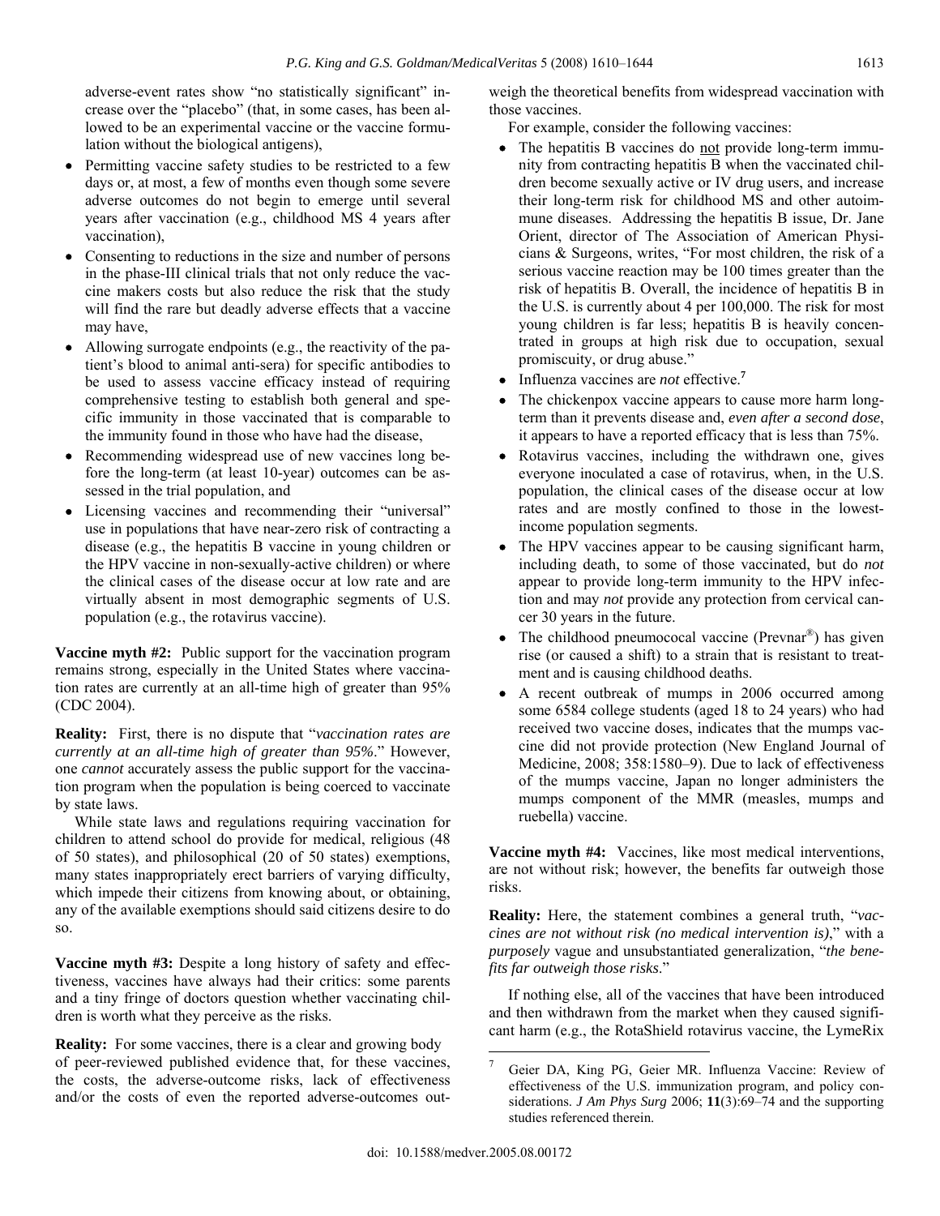adverse-event rates show "no statistically significant" increase over the "placebo" (that, in some cases, has been allowed to be an experimental vaccine or the vaccine formulation without the biological antigens),

- Permitting vaccine safety studies to be restricted to a few days or, at most, a few of months even though some severe adverse outcomes do not begin to emerge until several years after vaccination (e.g., childhood MS 4 years after vaccination),
- Consenting to reductions in the size and number of persons in the phase-III clinical trials that not only reduce the vaccine makers costs but also reduce the risk that the study will find the rare but deadly adverse effects that a vaccine may have,
- Allowing surrogate endpoints (e.g., the reactivity of the patient's blood to animal anti-sera) for specific antibodies to be used to assess vaccine efficacy instead of requiring comprehensive testing to establish both general and specific immunity in those vaccinated that is comparable to the immunity found in those who have had the disease,
- Recommending widespread use of new vaccines long before the long-term (at least 10-year) outcomes can be assessed in the trial population, and
- Licensing vaccines and recommending their "universal" use in populations that have near-zero risk of contracting a disease (e.g., the hepatitis B vaccine in young children or the HPV vaccine in non-sexually-active children) or where the clinical cases of the disease occur at low rate and are virtually absent in most demographic segments of U.S. population (e.g., the rotavirus vaccine).

**Vaccine myth #2:** Public support for the vaccination program remains strong, especially in the United States where vaccination rates are currently at an all-time high of greater than 95% (CDC 2004).

**Reality:** First, there is no dispute that "*vaccination rates are currently at an all-time high of greater than 95%*." However, one *cannot* accurately assess the public support for the vaccination program when the population is being coerced to vaccinate by state laws.

While state laws and regulations requiring vaccination for children to attend school do provide for medical, religious (48 of 50 states), and philosophical (20 of 50 states) exemptions, many states inappropriately erect barriers of varying difficulty, which impede their citizens from knowing about, or obtaining, any of the available exemptions should said citizens desire to do so.

**Vaccine myth #3:** Despite a long history of safety and effectiveness, vaccines have always had their critics: some parents and a tiny fringe of doctors question whether vaccinating children is worth what they perceive as the risks.

**Reality:** For some vaccines, there is a clear and growing body of peer-reviewed published evidence that, for these vaccines, the costs, the adverse-outcome risks, lack of effectiveness and/or the costs of even the reported adverse-outcomes outweigh the theoretical benefits from widespread vaccination with those vaccines.

For example, consider the following vaccines:

- The hepatitis B vaccines do not provide long-term immunity from contracting hepatitis B when the vaccinated children become sexually active or IV drug users, and increase their long-term risk for childhood MS and other autoimmune diseases. Addressing the hepatitis B issue, Dr. Jane Orient, director of The Association of American Physicians & Surgeons, writes, "For most children, the risk of a serious vaccine reaction may be 100 times greater than the risk of hepatitis B. Overall, the incidence of hepatitis B in the U.S. is currently about 4 per 100,000. The risk for most young children is far less; hepatitis B is heavily concentrated in groups at high risk due to occupation, sexual promiscuity, or drug abuse."
- Influenza vaccines are *not* effective.[7]
- The chickenpox vaccine appears to cause more harm long-term than it prevents disease and, *even after a second dose*, it appears to have a reported efficacy that is less than 75%.
- Rotavirus vaccines, including the withdrawn one, gives everyone inoculated a case of rotavirus, when, in the U.S. population, the clinical cases of the disease occur at low rates and are mostly confined to those in the lowest-income population segments.
- The HPV vaccines appear to be causing significant harm, including death, to some of those vaccinated, but do *not* appear to provide long-term immunity to the HPV infection and may *not* provide any protection from cervical cancer 30 years in the future.
- The childhood pneumococal vaccine (Prevnar®) has given rise (or caused a shift) to a strain that is resistant to treatment and is causing childhood deaths.
- A recent outbreak of mumps in 2006 occurred among some 6584 college students (aged 18 to 24 years) who had received two vaccine doses, indicates that the mumps vaccine did not provide protection (New England Journal of Medicine, 2008; 358:1580–9). Due to lack of effectiveness of the mumps vaccine, Japan no longer administers the mumps component of the MMR (measles, mumps and ruebella) vaccine.

**Vaccine myth #4:** Vaccines, like most medical interventions, are not without risk; however, the benefits far outweigh those risks.

**Reality:** Here, the statement combines a general truth, "*vaccines are not without risk (no medical intervention is)*," with a *purposely* vague and unsubstantiated generalization, "*the benefits far outweigh those risks*."

If nothing else, all of the vaccines that have been introduced and then withdrawn from the market when they caused significant harm (e.g., the RotaShield rotavirus vaccine, the LymeRix

---

[7] Geier DA, King PG, Geier MR. Influenza Vaccine: Review of effectiveness of the U.S. immunization program, and policy considerations. *J Am Phys Surg* 2006; **11**(3):69–74 and the supporting studies referenced therein.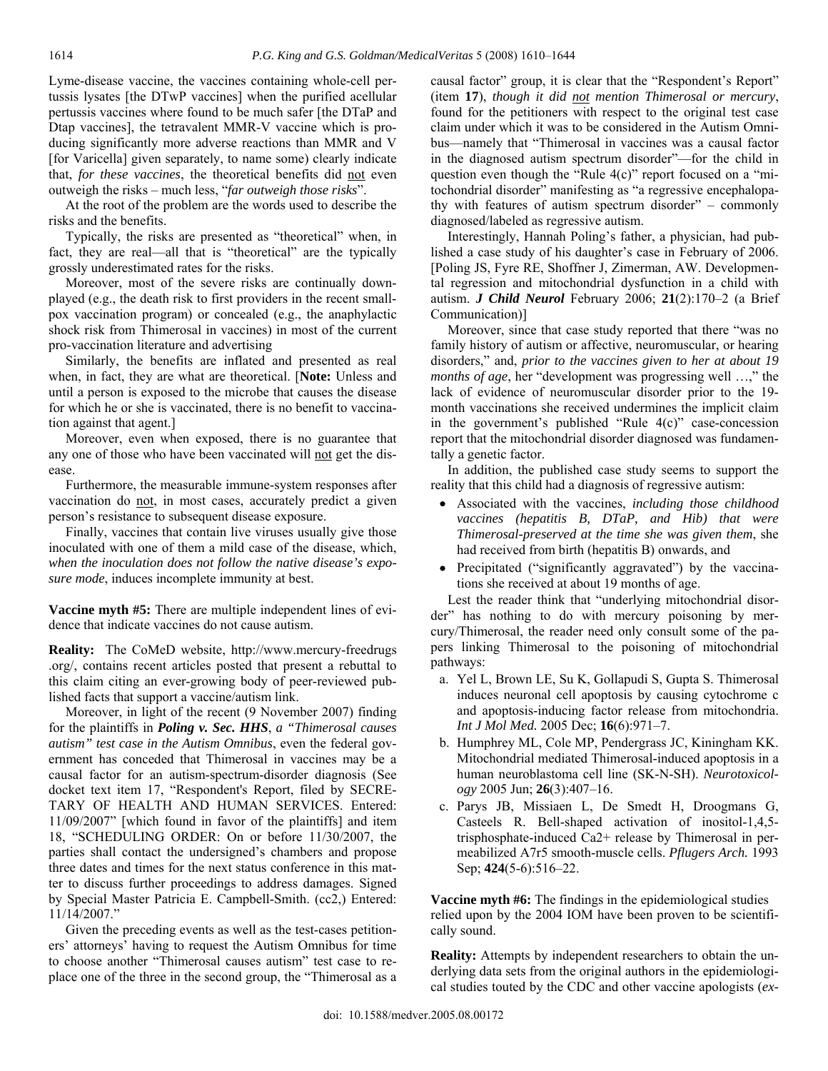Lyme-disease vaccine, the vaccines containing whole-cell pertussis lysates [the DTwP vaccines] when the purified acellular pertussis vaccines where found to be much safer [the DTaP and Dtap vaccines], the tetravalent MMR-V vaccine which is producing significantly more adverse reactions than MMR and V [for Varicella] given separately, to name some) clearly indicate that, *for these vaccines*, the theoretical benefits did not even outweigh the risks – much less, "*far outweigh those risks*".

At the root of the problem are the words used to describe the risks and the benefits.

Typically, the risks are presented as "theoretical" when, in fact, they are real—all that is "theoretical" are the typically grossly underestimated rates for the risks.

Moreover, most of the severe risks are continually downplayed (e.g., the death risk to first providers in the recent smallpox vaccination program) or concealed (e.g., the anaphylactic shock risk from Thimerosal in vaccines) in most of the current pro-vaccination literature and advertising

Similarly, the benefits are inflated and presented as real when, in fact, they are what are theoretical. [**Note:** Unless and until a person is exposed to the microbe that causes the disease for which he or she is vaccinated, there is no benefit to vaccination against that agent.]

Moreover, even when exposed, there is no guarantee that any one of those who have been vaccinated will not get the disease.

Furthermore, the measurable immune-system responses after vaccination do not, in most cases, accurately predict a given person's resistance to subsequent disease exposure.

Finally, vaccines that contain live viruses usually give those inoculated with one of them a mild case of the disease, which, *when the inoculation does not follow the native disease's exposure mode*, induces incomplete immunity at best.

**Vaccine myth #5:** There are multiple independent lines of evidence that indicate vaccines do not cause autism.

**Reality:** The CoMeD website, http://www.mercury-freedrugs.org/, contains recent articles posted that present a rebuttal to this claim citing an ever-growing body of peer-reviewed published facts that support a vaccine/autism link.

Moreover, in light of the recent (9 November 2007) finding for the plaintiffs in ***Poling v. Sec. HHS***, *a "Thimerosal causes autism" test case in the Autism Omnibus*, even the federal government has conceded that Thimerosal in vaccines may be a causal factor for an autism-spectrum-disorder diagnosis (See docket text item 17, "Respondent's Report, filed by SECRETARY OF HEALTH AND HUMAN SERVICES. Entered: 11/09/2007" [which found in favor of the plaintiffs] and item 18, "SCHEDULING ORDER: On or before 11/30/2007, the parties shall contact the undersigned's chambers and propose three dates and times for the next status conference in this matter to discuss further proceedings to address damages. Signed by Special Master Patricia E. Campbell-Smith. (cc2,) Entered: 11/14/2007."

Given the preceding events as well as the test-cases petitioners' attorneys' having to request the Autism Omnibus for time to choose another "Thimerosal causes autism" test case to replace one of the three in the second group, the "Thimerosal as a causal factor" group, it is clear that the "Respondent's Report" (item **17**), *though it did not mention Thimerosal or mercury*, found for the petitioners with respect to the original test case claim under which it was to be considered in the Autism Omnibus—namely that "Thimerosal in vaccines was a causal factor in the diagnosed autism spectrum disorder"—for the child in question even though the "Rule 4(c)" report focused on a "mitochondrial disorder" manifesting as "a regressive encephalopathy with features of autism spectrum disorder" – commonly diagnosed/labeled as regressive autism.

Interestingly, Hannah Poling's father, a physician, had published a case study of his daughter's case in February of 2006. [Poling JS, Fyre RE, Shoffner J, Zimerman, AW. Developmental regression and mitochondrial dysfunction in a child with autism. ***J Child Neurol*** February 2006; **21**(2):170–2 (a Brief Communication)]

Moreover, since that case study reported that there "was no family history of autism or affective, neuromuscular, or hearing disorders," and, *prior to the vaccines given to her at about 19 months of age*, her "development was progressing well …," the lack of evidence of neuromuscular disorder prior to the 19-month vaccinations she received undermines the implicit claim in the government's published "Rule 4(c)" case-concession report that the mitochondrial disorder diagnosed was fundamentally a genetic factor.

In addition, the published case study seems to support the reality that this child had a diagnosis of regressive autism:

- Associated with the vaccines, *including those childhood vaccines (hepatitis B, DTaP, and Hib) that were Thimerosal-preserved at the time she was given them*, she had received from birth (hepatitis B) onwards, and
- Precipitated ("significantly aggravated") by the vaccinations she received at about 19 months of age.

Lest the reader think that "underlying mitochondrial disorder" has nothing to do with mercury poisoning by mercury/Thimerosal, the reader need only consult some of the papers linking Thimerosal to the poisoning of mitochondrial pathways:

a. Yel L, Brown LE, Su K, Gollapudi S, Gupta S. Thimerosal induces neuronal cell apoptosis by causing cytochrome c and apoptosis-inducing factor release from mitochondria. *Int J Mol Med.* 2005 Dec; **16**(6):971–7.
b. Humphrey ML, Cole MP, Pendergrass JC, Kiningham KK. Mitochondrial mediated Thimerosal-induced apoptosis in a human neuroblastoma cell line (SK-N-SH). *Neurotoxicology* 2005 Jun; **26**(3):407–16.
c. Parys JB, Missiaen L, De Smedt H, Droogmans G, Casteels R. Bell-shaped activation of inositol-1,4,5-trisphosphate-induced Ca2+ release by Thimerosal in permeabilized A7r5 smooth-muscle cells. *Pflugers Arch.* 1993 Sep; **424**(5-6):516–22.

**Vaccine myth #6:** The findings in the epidemiological studies relied upon by the 2004 IOM have been proven to be scientifically sound.

**Reality:** Attempts by independent researchers to obtain the underlying data sets from the original authors in the epidemiological studies touted by the CDC and other vaccine apologists (*ex-*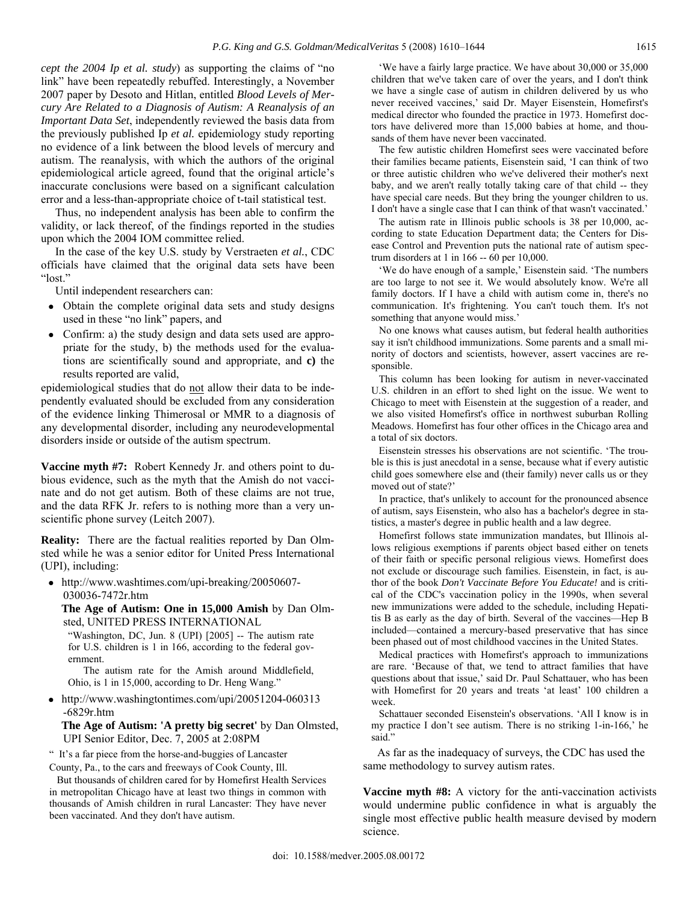*cept the 2004 Ip et al. study*) as supporting the claims of "no link" have been repeatedly rebuffed. Interestingly, a November 2007 paper by Desoto and Hitlan, entitled *Blood Levels of Mercury Are Related to a Diagnosis of Autism: A Reanalysis of an Important Data Set*, independently reviewed the basis data from the previously published Ip *et al.* epidemiology study reporting no evidence of a link between the blood levels of mercury and autism. The reanalysis, with which the authors of the original epidemiological article agreed, found that the original article's inaccurate conclusions were based on a significant calculation error and a less-than-appropriate choice of t-tail statistical test.

Thus, no independent analysis has been able to confirm the validity, or lack thereof, of the findings reported in the studies upon which the 2004 IOM committee relied.

In the case of the key U.S. study by Verstraeten *et al.*, CDC officials have claimed that the original data sets have been "lost."

Until independent researchers can:

- Obtain the complete original data sets and study designs used in these "no link" papers, and
- Confirm: a) the study design and data sets used are appropriate for the study, b) the methods used for the evaluations are scientifically sound and appropriate, and **c)** the results reported are valid,

epidemiological studies that do not allow their data to be independently evaluated should be excluded from any consideration of the evidence linking Thimerosal or MMR to a diagnosis of any developmental disorder, including any neurodevelopmental disorders inside or outside of the autism spectrum.

**Vaccine myth #7:** Robert Kennedy Jr. and others point to dubious evidence, such as the myth that the Amish do not vaccinate and do not get autism. Both of these claims are not true, and the data RFK Jr. refers to is nothing more than a very unscientific phone survey (Leitch 2007).

**Reality:** There are the factual realities reported by Dan Olmsted while he was a senior editor for United Press International (UPI), including:

- http://www.washtimes.com/upi-breaking/20050607-030036-7472r.htm

  **The Age of Autism: One in 15,000 Amish** by Dan Olmsted, UNITED PRESS INTERNATIONAL

  "Washington, DC, Jun. 8 (UPI) [2005] -- The autism rate for U.S. children is 1 in 166, according to the federal government.

  The autism rate for the Amish around Middlefield, Ohio, is 1 in 15,000, according to Dr. Heng Wang."

- http://www.washingtontimes.com/upi/20051204-060313-6829r.htm

  **The Age of Autism: 'A pretty big secret'** by Dan Olmsted, UPI Senior Editor, Dec. 7, 2005 at 2:08PM

" It's a far piece from the horse-and-buggies of Lancaster County, Pa., to the cars and freeways of Cook County, Ill.

But thousands of children cared for by Homefirst Health Services in metropolitan Chicago have at least two things in common with thousands of Amish children in rural Lancaster: They have never been vaccinated. And they don't have autism.

'We have a fairly large practice. We have about 30,000 or 35,000 children that we've taken care of over the years, and I don't think we have a single case of autism in children delivered by us who never received vaccines,' said Dr. Mayer Eisenstein, Homefirst's medical director who founded the practice in 1973. Homefirst doctors have delivered more than 15,000 babies at home, and thousands of them have never been vaccinated.

The few autistic children Homefirst sees were vaccinated before their families became patients, Eisenstein said, 'I can think of two or three autistic children who we've delivered their mother's next baby, and we aren't really totally taking care of that child -- they have special care needs. But they bring the younger children to us. I don't have a single case that I can think of that wasn't vaccinated.'

The autism rate in Illinois public schools is 38 per 10,000, according to state Education Department data; the Centers for Disease Control and Prevention puts the national rate of autism spectrum disorders at 1 in 166 -- 60 per 10,000.

'We do have enough of a sample,' Eisenstein said. 'The numbers are too large to not see it. We would absolutely know. We're all family doctors. If I have a child with autism come in, there's no communication. It's frightening. You can't touch them. It's not something that anyone would miss.'

No one knows what causes autism, but federal health authorities say it isn't childhood immunizations. Some parents and a small minority of doctors and scientists, however, assert vaccines are responsible.

This column has been looking for autism in never-vaccinated U.S. children in an effort to shed light on the issue. We went to Chicago to meet with Eisenstein at the suggestion of a reader, and we also visited Homefirst's office in northwest suburban Rolling Meadows. Homefirst has four other offices in the Chicago area and a total of six doctors.

Eisenstein stresses his observations are not scientific. 'The trouble is this is just anecdotal in a sense, because what if every autistic child goes somewhere else and (their family) never calls us or they moved out of state?'

In practice, that's unlikely to account for the pronounced absence of autism, says Eisenstein, who also has a bachelor's degree in statistics, a master's degree in public health and a law degree.

Homefirst follows state immunization mandates, but Illinois allows religious exemptions if parents object based either on tenets of their faith or specific personal religious views. Homefirst does not exclude or discourage such families. Eisenstein, in fact, is author of the book *Don't Vaccinate Before You Educate!* and is critical of the CDC's vaccination policy in the 1990s, when several new immunizations were added to the schedule, including Hepatitis B as early as the day of birth. Several of the vaccines—Hep B included—contained a mercury-based preservative that has since been phased out of most childhood vaccines in the United States.

Medical practices with Homefirst's approach to immunizations are rare. 'Because of that, we tend to attract families that have questions about that issue,' said Dr. Paul Schattauer, who has been with Homefirst for 20 years and treats 'at least' 100 children a week.

Schattauer seconded Eisenstein's observations. 'All I know is in my practice I don't see autism. There is no striking 1-in-166,' he said."

As far as the inadequacy of surveys, the CDC has used the same methodology to survey autism rates.

**Vaccine myth #8:** A victory for the anti-vaccination activists would undermine public confidence in what is arguably the single most effective public health measure devised by modern science.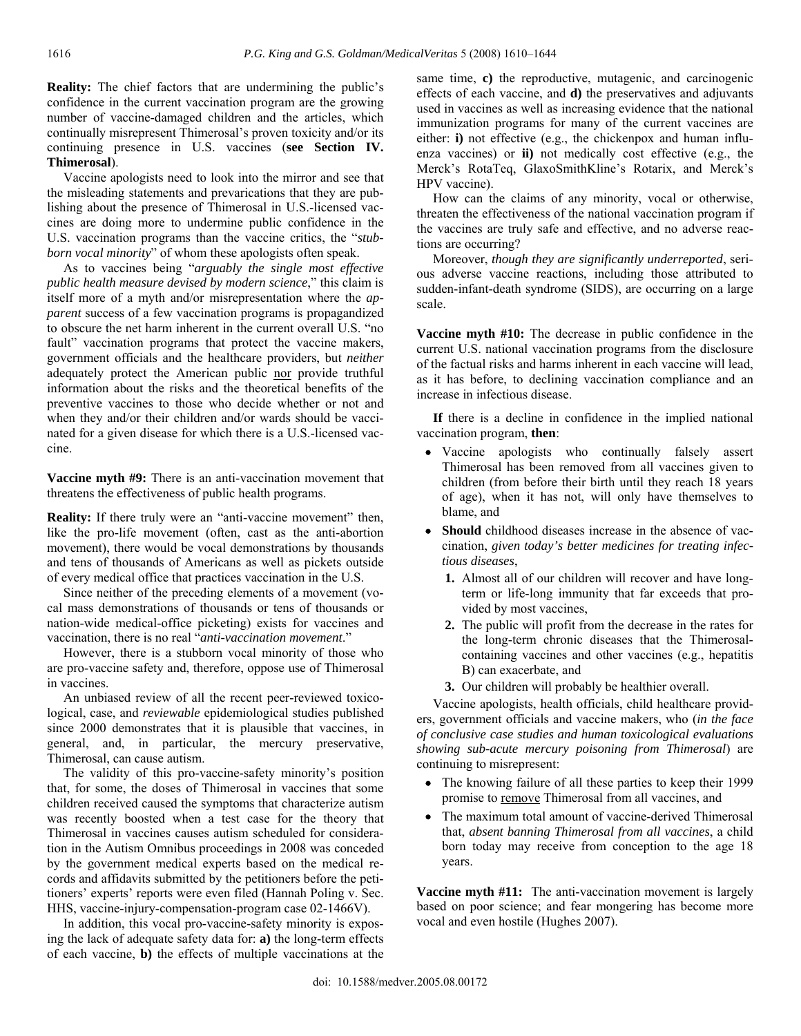**Reality:** The chief factors that are undermining the public's confidence in the current vaccination program are the growing number of vaccine-damaged children and the articles, which continually misrepresent Thimerosal's proven toxicity and/or its continuing presence in U.S. vaccines (**see Section IV. Thimerosal**).

Vaccine apologists need to look into the mirror and see that the misleading statements and prevarications that they are publishing about the presence of Thimerosal in U.S.-licensed vaccines are doing more to undermine public confidence in the U.S. vaccination programs than the vaccine critics, the "*stubborn vocal minority*" of whom these apologists often speak.

As to vaccines being "*arguably the single most effective public health measure devised by modern science*," this claim is itself more of a myth and/or misrepresentation where the *apparent* success of a few vaccination programs is propagandized to obscure the net harm inherent in the current overall U.S. "no fault" vaccination programs that protect the vaccine makers, government officials and the healthcare providers, but *neither* adequately protect the American public nor provide truthful information about the risks and the theoretical benefits of the preventive vaccines to those who decide whether or not and when they and/or their children and/or wards should be vaccinated for a given disease for which there is a U.S.-licensed vaccine.

**Vaccine myth #9:** There is an anti-vaccination movement that threatens the effectiveness of public health programs.

**Reality:** If there truly were an "anti-vaccine movement" then, like the pro-life movement (often, cast as the anti-abortion movement), there would be vocal demonstrations by thousands and tens of thousands of Americans as well as pickets outside of every medical office that practices vaccination in the U.S.

Since neither of the preceding elements of a movement (vocal mass demonstrations of thousands or tens of thousands or nation-wide medical-office picketing) exists for vaccines and vaccination, there is no real "*anti-vaccination movement*."

However, there is a stubborn vocal minority of those who are pro-vaccine safety and, therefore, oppose use of Thimerosal in vaccines.

An unbiased review of all the recent peer-reviewed toxicological, case, and *reviewable* epidemiological studies published since 2000 demonstrates that it is plausible that vaccines, in general, and, in particular, the mercury preservative, Thimerosal, can cause autism.

The validity of this pro-vaccine-safety minority's position that, for some, the doses of Thimerosal in vaccines that some children received caused the symptoms that characterize autism was recently boosted when a test case for the theory that Thimerosal in vaccines causes autism scheduled for consideration in the Autism Omnibus proceedings in 2008 was conceded by the government medical experts based on the medical records and affidavits submitted by the petitioners before the petitioners' experts' reports were even filed (Hannah Poling v. Sec. HHS, vaccine-injury-compensation-program case 02-1466V).

In addition, this vocal pro-vaccine-safety minority is exposing the lack of adequate safety data for: **a)** the long-term effects of each vaccine, **b)** the effects of multiple vaccinations at the same time, **c)** the reproductive, mutagenic, and carcinogenic effects of each vaccine, and **d)** the preservatives and adjuvants used in vaccines as well as increasing evidence that the national immunization programs for many of the current vaccines are either: **i)** not effective (e.g., the chickenpox and human influenza vaccines) or **ii)** not medically cost effective (e.g., the Merck's RotaTeq, GlaxoSmithKline's Rotarix, and Merck's HPV vaccine).

How can the claims of any minority, vocal or otherwise, threaten the effectiveness of the national vaccination program if the vaccines are truly safe and effective, and no adverse reactions are occurring?

Moreover, *though they are significantly underreported*, serious adverse vaccine reactions, including those attributed to sudden-infant-death syndrome (SIDS), are occurring on a large scale.

**Vaccine myth #10:** The decrease in public confidence in the current U.S. national vaccination programs from the disclosure of the factual risks and harms inherent in each vaccine will lead, as it has before, to declining vaccination compliance and an increase in infectious disease.

**If** there is a decline in confidence in the implied national vaccination program, **then**:

- Vaccine apologists who continually falsely assert Thimerosal has been removed from all vaccines given to children (from before their birth until they reach 18 years of age), when it has not, will only have themselves to blame, and
- **Should** childhood diseases increase in the absence of vaccination, *given today's better medicines for treating infectious diseases*,
  1. Almost all of our children will recover and have long-term or life-long immunity that far exceeds that provided by most vaccines,
  2. The public will profit from the decrease in the rates for the long-term chronic diseases that the Thimerosal-containing vaccines and other vaccines (e.g., hepatitis B) can exacerbate, and
  3. Our children will probably be healthier overall.

Vaccine apologists, health officials, child healthcare providers, government officials and vaccine makers, who (*in the face of conclusive case studies and human toxicological evaluations showing sub-acute mercury poisoning from Thimerosal*) are continuing to misrepresent:

- The knowing failure of all these parties to keep their 1999 promise to remove Thimerosal from all vaccines, and
- The maximum total amount of vaccine-derived Thimerosal that, *absent banning Thimerosal from all vaccines*, a child born today may receive from conception to the age 18 years.

**Vaccine myth #11:** The anti-vaccination movement is largely based on poor science; and fear mongering has become more vocal and even hostile (Hughes 2007).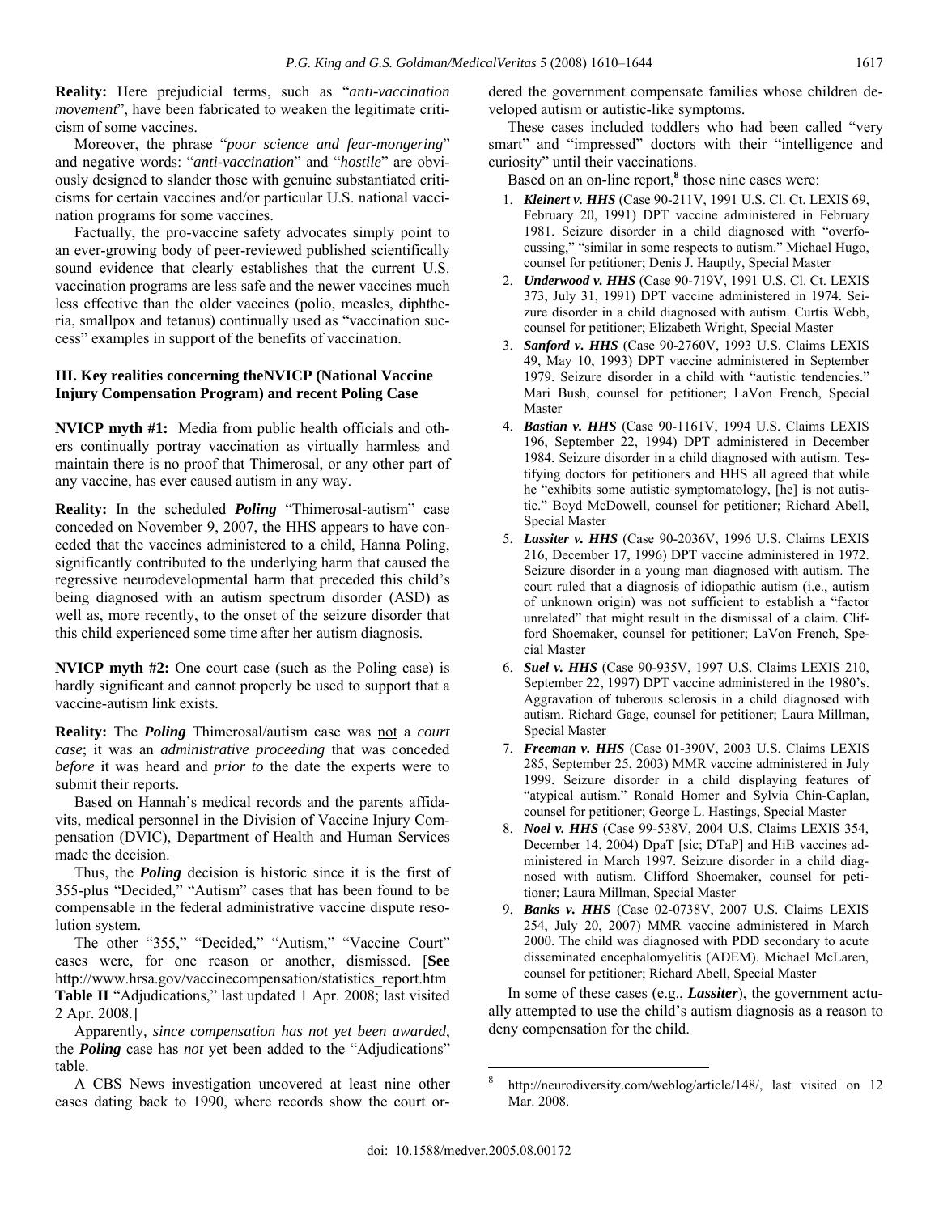**Reality:** Here prejudicial terms, such as "*anti-vaccination movement*", have been fabricated to weaken the legitimate criticism of some vaccines.

Moreover, the phrase "*poor science and fear-mongering*" and negative words: "*anti-vaccination*" and "*hostile*" are obviously designed to slander those with genuine substantiated criticisms for certain vaccines and/or particular U.S. national vaccination programs for some vaccines.

Factually, the pro-vaccine safety advocates simply point to an ever-growing body of peer-reviewed published scientifically sound evidence that clearly establishes that the current U.S. vaccination programs are less safe and the newer vaccines much less effective than the older vaccines (polio, measles, diphtheria, smallpox and tetanus) continually used as "vaccination success" examples in support of the benefits of vaccination.

### III. Key realities concerning theNVICP (National Vaccine Injury Compensation Program) and recent Poling Case

**NVICP myth #1:** Media from public health officials and others continually portray vaccination as virtually harmless and maintain there is no proof that Thimerosal, or any other part of any vaccine, has ever caused autism in any way.

**Reality:** In the scheduled ***Poling*** "Thimerosal-autism" case conceded on November 9, 2007, the HHS appears to have conceded that the vaccines administered to a child, Hanna Poling, significantly contributed to the underlying harm that caused the regressive neurodevelopmental harm that preceded this child's being diagnosed with an autism spectrum disorder (ASD) as well as, more recently, to the onset of the seizure disorder that this child experienced some time after her autism diagnosis.

**NVICP myth #2:** One court case (such as the Poling case) is hardly significant and cannot properly be used to support that a vaccine-autism link exists.

**Reality:** The ***Poling*** Thimerosal/autism case was <u>not</u> a *court case*; it was an *administrative proceeding* that was conceded *before* it was heard and *prior to* the date the experts were to submit their reports.

Based on Hannah's medical records and the parents affidavits, medical personnel in the Division of Vaccine Injury Compensation (DVIC), Department of Health and Human Services made the decision.

Thus, the ***Poling*** decision is historic since it is the first of 355-plus "Decided," "Autism" cases that has been found to be compensable in the federal administrative vaccine dispute resolution system.

The other "355," "Decided," "Autism," "Vaccine Court" cases were, for one reason or another, dismissed. [**See** http://www.hrsa.gov/vaccinecompensation/statistics_report.htm **Table II** "Adjudications," last updated 1 Apr. 2008; last visited 2 Apr. 2008.]

Apparently, *since compensation has <u>not</u> yet been awarded*, the ***Poling*** case has *not* yet been added to the "Adjudications" table.

A CBS News investigation uncovered at least nine other cases dating back to 1990, where records show the court ordered the government compensate families whose children developed autism or autistic-like symptoms.

These cases included toddlers who had been called "very smart" and "impressed" doctors with their "intelligence and curiosity" until their vaccinations.

Based on an on-line report,[8] those nine cases were:

1. ***Kleinert v. HHS*** (Case 90-211V, 1991 U.S. Cl. Ct. LEXIS 69, February 20, 1991) DPT vaccine administered in February 1981. Seizure disorder in a child diagnosed with "overfocussing," "similar in some respects to autism." Michael Hugo, counsel for petitioner; Denis J. Hauptly, Special Master
2. ***Underwood v. HHS*** (Case 90-719V, 1991 U.S. Cl. Ct. LEXIS 373, July 31, 1991) DPT vaccine administered in 1974. Seizure disorder in a child diagnosed with autism. Curtis Webb, counsel for petitioner; Elizabeth Wright, Special Master
3. ***Sanford v. HHS*** (Case 90-2760V, 1993 U.S. Claims LEXIS 49, May 10, 1993) DPT vaccine administered in September 1979. Seizure disorder in a child with "autistic tendencies." Mari Bush, counsel for petitioner; LaVon French, Special Master
4. ***Bastian v. HHS*** (Case 90-1161V, 1994 U.S. Claims LEXIS 196, September 22, 1994) DPT administered in December 1984. Seizure disorder in a child diagnosed with autism. Testifying doctors for petitioners and HHS all agreed that while he "exhibits some autistic symptomatology, [he] is not autistic." Boyd McDowell, counsel for petitioner; Richard Abell, Special Master
5. ***Lassiter v. HHS*** (Case 90-2036V, 1996 U.S. Claims LEXIS 216, December 17, 1996) DPT vaccine administered in 1972. Seizure disorder in a young man diagnosed with autism. The court ruled that a diagnosis of idiopathic autism (i.e., autism of unknown origin) was not sufficient to establish a "factor unrelated" that might result in the dismissal of a claim. Clifford Shoemaker, counsel for petitioner; LaVon French, Special Master
6. ***Suel v. HHS*** (Case 90-935V, 1997 U.S. Claims LEXIS 210, September 22, 1997) DPT vaccine administered in the 1980's. Aggravation of tuberous sclerosis in a child diagnosed with autism. Richard Gage, counsel for petitioner; Laura Millman, Special Master
7. ***Freeman v. HHS*** (Case 01-390V, 2003 U.S. Claims LEXIS 285, September 25, 2003) MMR vaccine administered in July 1999. Seizure disorder in a child displaying features of "atypical autism." Ronald Homer and Sylvia Chin-Caplan, counsel for petitioner; George L. Hastings, Special Master
8. ***Noel v. HHS*** (Case 99-538V, 2004 U.S. Claims LEXIS 354, December 14, 2004) DpaT [sic; DTaP] and HiB vaccines administered in March 1997. Seizure disorder in a child diagnosed with autism. Clifford Shoemaker, counsel for petitioner; Laura Millman, Special Master
9. ***Banks v. HHS*** (Case 02-0738V, 2007 U.S. Claims LEXIS 254, July 20, 2007) MMR vaccine administered in March 2000. The child was diagnosed with PDD secondary to acute disseminated encephalomyelitis (ADEM). Michael McLaren, counsel for petitioner; Richard Abell, Special Master

In some of these cases (e.g., ***Lassiter***), the government actually attempted to use the child's autism diagnosis as a reason to deny compensation for the child.

[8] http://neurodiversity.com/weblog/article/148/, last visited on 12 Mar. 2008.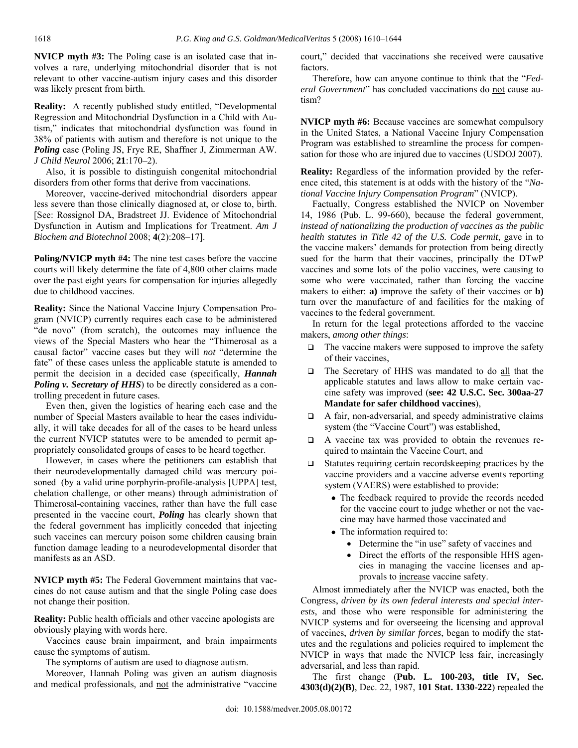**NVICP myth #3:** The Poling case is an isolated case that involves a rare, underlying mitochondrial disorder that is not relevant to other vaccine-autism injury cases and this disorder was likely present from birth.

**Reality:** A recently published study entitled, "Developmental Regression and Mitochondrial Dysfunction in a Child with Autism," indicates that mitochondrial dysfunction was found in 38% of patients with autism and therefore is not unique to the ***Poling*** case (Poling JS, Frye RE, Shaffner J, Zimmerman AW. *J Child Neurol* 2006; **21**:170–2).

Also, it is possible to distinguish congenital mitochondrial disorders from other forms that derive from vaccinations.

Moreover, vaccine-derived mitochondrial disorders appear less severe than those clinically diagnosed at, or close to, birth. [See: Rossignol DA, Bradstreet JJ. Evidence of Mitochondrial Dysfunction in Autism and Implications for Treatment. *Am J Biochem and Biotechnol* 2008; **4**(2):208–17].

**Poling/NVICP myth #4:** The nine test cases before the vaccine courts will likely determine the fate of 4,800 other claims made over the past eight years for compensation for injuries allegedly due to childhood vaccines.

**Reality:** Since the National Vaccine Injury Compensation Program (NVICP) currently requires each case to be administered "de novo" (from scratch), the outcomes may influence the views of the Special Masters who hear the "Thimerosal as a causal factor" vaccine cases but they will *not* "determine the fate" of these cases unless the applicable statute is amended to permit the decision in a decided case (specifically, ***Hannah Poling v. Secretary of HHS***) to be directly considered as a controlling precedent in future cases.

Even then, given the logistics of hearing each case and the number of Special Masters available to hear the cases individually, it will take decades for all of the cases to be heard unless the current NVICP statutes were to be amended to permit appropriately consolidated groups of cases to be heard together.

However, in cases where the petitioners can establish that their neurodevelopmentally damaged child was mercury poisoned (by a valid urine porphyrin-profile-analysis [UPPA] test, chelation challenge, or other means) through administration of Thimerosal-containing vaccines, rather than have the full case presented in the vaccine court, ***Poling*** has clearly shown that the federal government has implicitly conceded that injecting such vaccines can mercury poison some children causing brain function damage leading to a neurodevelopmental disorder that manifests as an ASD.

**NVICP myth #5:** The Federal Government maintains that vaccines do not cause autism and that the single Poling case does not change their position.

**Reality:** Public health officials and other vaccine apologists are obviously playing with words here.

Vaccines cause brain impairment, and brain impairments cause the symptoms of autism.

The symptoms of autism are used to diagnose autism.

Moreover, Hannah Poling was given an autism diagnosis and medical professionals, and not the administrative "vaccine court," decided that vaccinations she received were causative factors.

Therefore, how can anyone continue to think that the "*Federal Government*" has concluded vaccinations do not cause autism?

**NVICP myth #6:** Because vaccines are somewhat compulsory in the United States, a National Vaccine Injury Compensation Program was established to streamline the process for compensation for those who are injured due to vaccines (USDOJ 2007).

**Reality:** Regardless of the information provided by the reference cited, this statement is at odds with the history of the "*National Vaccine Injury Compensation Program*" (NVICP).

Factually, Congress established the NVICP on November 14, 1986 (Pub. L. 99-660), because the federal government, *instead of nationalizing the production of vaccines as the public health statutes in Title 42 of the U.S. Code permit*, gave in to the vaccine makers' demands for protection from being directly sued for the harm that their vaccines, principally the DTwP vaccines and some lots of the polio vaccines, were causing to some who were vaccinated, rather than forcing the vaccine makers to either: **a)** improve the safety of their vaccines or **b)** turn over the manufacture of and facilities for the making of vaccines to the federal government.

In return for the legal protections afforded to the vaccine makers, *among other things*:

- The vaccine makers were supposed to improve the safety of their vaccines,
- The Secretary of HHS was mandated to do all that the applicable statutes and laws allow to make certain vaccine safety was improved (**see: 42 U.S.C. Sec. 300aa-27 Mandate for safer childhood vaccines**),
- A fair, non-adversarial, and speedy administrative claims system (the "Vaccine Court") was established,
- A vaccine tax was provided to obtain the revenues required to maintain the Vaccine Court, and
- Statutes requiring certain recordskeeping practices by the vaccine providers and a vaccine adverse events reporting system (VAERS) were established to provide:
  - The feedback required to provide the records needed for the vaccine court to judge whether or not the vaccine may have harmed those vaccinated and
  - The information required to:
    - Determine the "in use" safety of vaccines and
    - Direct the efforts of the responsible HHS agencies in managing the vaccine licenses and approvals to increase vaccine safety.

Almost immediately after the NVICP was enacted, both the Congress, *driven by its own federal interests and special interests*, and those who were responsible for administering the NVICP systems and for overseeing the licensing and approval of vaccines, *driven by similar forces*, began to modify the statutes and the regulations and policies required to implement the NVICP in ways that made the NVICP less fair, increasingly adversarial, and less than rapid.

The first change (**Pub. L. 100-203, title IV, Sec. 4303(d)(2)(B)**, Dec. 22, 1987, **101 Stat. 1330-222**) repealed the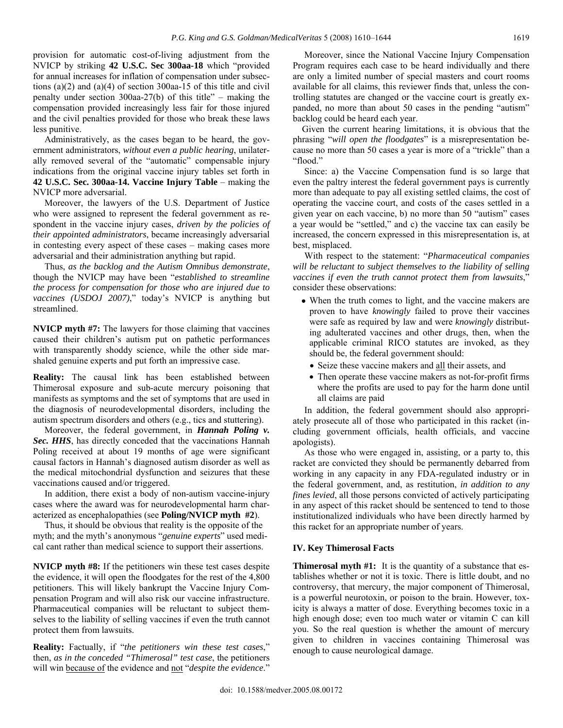provision for automatic cost-of-living adjustment from the NVICP by striking **42 U.S.C. Sec 300aa-18** which "provided for annual increases for inflation of compensation under subsections (a)(2) and (a)(4) of section 300aa-15 of this title and civil penalty under section 300aa-27(b) of this title" – making the compensation provided increasingly less fair for those injured and the civil penalties provided for those who break these laws less punitive.

Administratively, as the cases began to be heard, the government administrators, *without even a public hearing*, unilaterally removed several of the "automatic" compensable injury indications from the original vaccine injury tables set forth in **42 U.S.C. Sec. 300aa-14. Vaccine Injury Table** – making the NVICP more adversarial.

Moreover, the lawyers of the U.S. Department of Justice who were assigned to represent the federal government as respondent in the vaccine injury cases, *driven by the policies of their appointed administrators*, became increasingly adversarial in contesting every aspect of these cases – making cases more adversarial and their administration anything but rapid.

Thus, *as the backlog and the Autism Omnibus demonstrate*, though the NVICP may have been "*established to streamline the process for compensation for those who are injured due to vaccines (USDOJ 2007)*," today's NVICP is anything but streamlined.

**NVICP myth #7:** The lawyers for those claiming that vaccines caused their children's autism put on pathetic performances with transparently shoddy science, while the other side marshaled genuine experts and put forth an impressive case.

**Reality:** The causal link has been established between Thimerosal exposure and sub-acute mercury poisoning that manifests as symptoms and the set of symptoms that are used in the diagnosis of neurodevelopmental disorders, including the autism spectrum disorders and others (e.g., tics and stuttering).

Moreover, the federal government, in ***Hannah Poling v. Sec. HHS***, has directly conceded that the vaccinations Hannah Poling received at about 19 months of age were significant causal factors in Hannah's diagnosed autism disorder as well as the medical mitochondrial dysfunction and seizures that these vaccinations caused and/or triggered.

In addition, there exist a body of non-autism vaccine-injury cases where the award was for neurodevelopmental harm characterized as encephalopathies (see **Poling/NVICP myth #2**).

Thus, it should be obvious that reality is the opposite of the myth; and the myth's anonymous "*genuine experts*" used medical cant rather than medical science to support their assertions.

**NVICP myth #8:** If the petitioners win these test cases despite the evidence, it will open the floodgates for the rest of the 4,800 petitioners. This will likely bankrupt the Vaccine Injury Compensation Program and will also risk our vaccine infrastructure. Pharmaceutical companies will be reluctant to subject themselves to the liability of selling vaccines if even the truth cannot protect them from lawsuits.

**Reality:** Factually, if "*the petitioners win these test cases*," then, *as in the conceded "Thimerosal" test case*, the petitioners will win <u>because of</u> the evidence and <u>not</u> "*despite the evidence*."

Moreover, since the National Vaccine Injury Compensation Program requires each case to be heard individually and there are only a limited number of special masters and court rooms available for all claims, this reviewer finds that, unless the controlling statutes are changed or the vaccine court is greatly expanded, no more than about 50 cases in the pending "autism" backlog could be heard each year.

Given the current hearing limitations, it is obvious that the phrasing "*will open the floodgates*" is a misrepresentation because no more than 50 cases a year is more of a "trickle" than a "flood."

Since: a) the Vaccine Compensation fund is so large that even the paltry interest the federal government pays is currently more than adequate to pay all existing settled claims, the cost of operating the vaccine court, and costs of the cases settled in a given year on each vaccine, b) no more than 50 "autism" cases a year would be "settled," and c) the vaccine tax can easily be increased, the concern expressed in this misrepresentation is, at best, misplaced.

With respect to the statement: "*Pharmaceutical companies will be reluctant to subject themselves to the liability of selling vaccines if even the truth cannot protect them from lawsuits*," consider these observations:

- When the truth comes to light, and the vaccine makers are proven to have *knowingly* failed to prove their vaccines were safe as required by law and were *knowingly* distributing adulterated vaccines and other drugs, then, when the applicable criminal RICO statutes are invoked, as they should be, the federal government should:
  - Seize these vaccine makers and <u>all</u> their assets, and
  - Then operate these vaccine makers as not-for-profit firms where the profits are used to pay for the harm done until all claims are paid

In addition, the federal government should also appropriately prosecute all of those who participated in this racket (including government officials, health officials, and vaccine apologists).

As those who were engaged in, assisting, or a party to, this racket are convicted they should be permanently debarred from working in any capacity in any FDA-regulated industry or in the federal government, and, as restitution, *in addition to any fines levied*, all those persons convicted of actively participating in any aspect of this racket should be sentenced to tend to those institutionalized individuals who have been directly harmed by this racket for an appropriate number of years.

## IV. Key Thimerosal Facts

**Thimerosal myth #1:** It is the quantity of a substance that establishes whether or not it is toxic. There is little doubt, and no controversy, that mercury, the major component of Thimerosal, is a powerful neurotoxin, or poison to the brain. However, toxicity is always a matter of dose. Everything becomes toxic in a high enough dose; even too much water or vitamin C can kill you. So the real question is whether the amount of mercury given to children in vaccines containing Thimerosal was enough to cause neurological damage.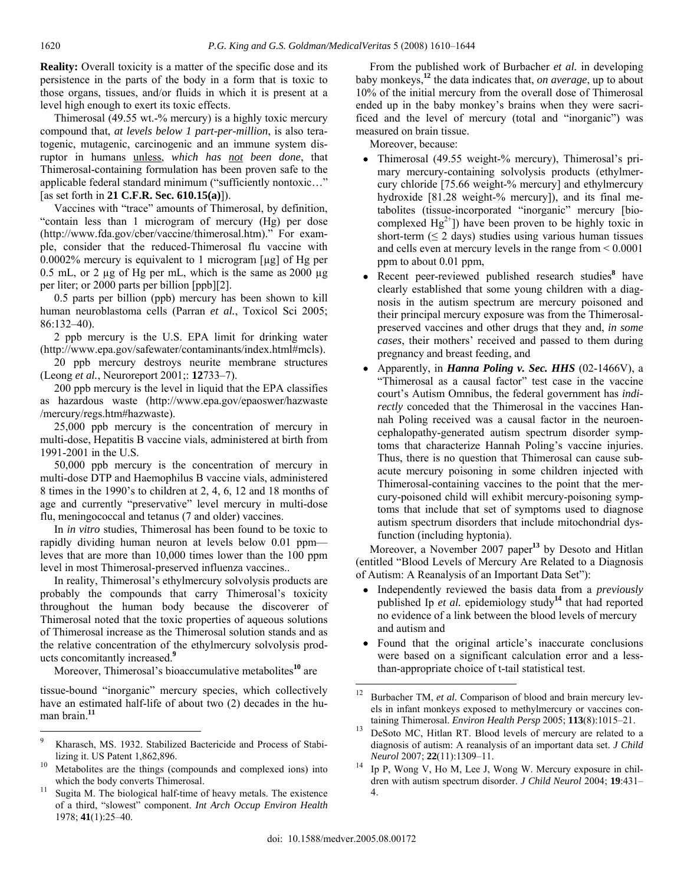**Reality:** Overall toxicity is a matter of the specific dose and its persistence in the parts of the body in a form that is toxic to those organs, tissues, and/or fluids in which it is present at a level high enough to exert its toxic effects.

Thimerosal (49.55 wt.-% mercury) is a highly toxic mercury compound that, *at levels below 1 part-per-million*, is also teratogenic, mutagenic, carcinogenic and an immune system disruptor in humans unless, *which has not been done*, that Thimerosal-containing formulation has been proven safe to the applicable federal standard minimum ("sufficiently nontoxic…" [as set forth in **21 C.F.R. Sec. 610.15(a)**]).

Vaccines with "trace" amounts of Thimerosal, by definition, "contain less than 1 microgram of mercury (Hg) per dose (http://www.fda.gov/cber/vaccine/thimerosal.htm)." For example, consider that the reduced-Thimerosal flu vaccine with 0.0002% mercury is equivalent to 1 microgram [µg] of Hg per 0.5 mL, or 2 µg of Hg per mL, which is the same as 2000 µg per liter; or 2000 parts per billion [ppb][2].

0.5 parts per billion (ppb) mercury has been shown to kill human neuroblastoma cells (Parran *et al.*, Toxicol Sci 2005; 86:132–40).

2 ppb mercury is the U.S. EPA limit for drinking water (http://www.epa.gov/safewater/contaminants/index.html#mcls).

20 ppb mercury destroys neurite membrane structures (Leong *et al.*, Neuroreport 2001;: **12**733–7).

200 ppb mercury is the level in liquid that the EPA classifies as hazardous waste (http://www.epa.gov/epaoswer/hazwaste /mercury/regs.htm#hazwaste).

25,000 ppb mercury is the concentration of mercury in multi-dose, Hepatitis B vaccine vials, administered at birth from 1991-2001 in the U.S.

50,000 ppb mercury is the concentration of mercury in multi-dose DTP and Haemophilus B vaccine vials, administered 8 times in the 1990's to children at 2, 4, 6, 12 and 18 months of age and currently "preservative" level mercury in multi-dose flu, meningococcal and tetanus (7 and older) vaccines.

In *in vitro* studies, Thimerosal has been found to be toxic to rapidly dividing human neuron at levels below 0.01 ppm—leves that are more than 10,000 times lower than the 100 ppm level in most Thimerosal-preserved influenza vaccines..

In reality, Thimerosal's ethylmercury solvolysis products are probably the compounds that carry Thimerosal's toxicity throughout the human body because the discoverer of Thimerosal noted that the toxic properties of aqueous solutions of Thimerosal increase as the Thimerosal solution stands and as the relative concentration of the ethylmercury solvolysis products concomitantly increased.[9]

Moreover, Thimerosal's bioaccumulative metabolites[10] are tissue-bound "inorganic" mercury species, which collectively have an estimated half-life of about two (2) decades in the human brain.[11]

From the published work of Burbacher *et al.* in developing baby monkeys,[12] the data indicates that, *on average*, up to about 10% of the initial mercury from the overall dose of Thimerosal ended up in the baby monkey's brains when they were sacrificed and the level of mercury (total and "inorganic") was measured on brain tissue.

Moreover, because:

- Thimerosal (49.55 weight-% mercury), Thimerosal's primary mercury-containing solvolysis products (ethylmercury chloride [75.66 weight-% mercury] and ethylmercury hydroxide [81.28 weight-% mercury]), and its final metabolites (tissue-incorporated "inorganic" mercury [bio-complexed $Hg^{2+}$]) have been proven to be highly toxic in short-term (≤ 2 days) studies using various human tissues and cells even at mercury levels in the range from < 0.0001 ppm to about 0.01 ppm,
- Recent peer-reviewed published research studies[8] have clearly established that some young children with a diagnosis in the autism spectrum are mercury poisoned and their principal mercury exposure was from the Thimerosal-preserved vaccines and other drugs that they and, *in some cases*, their mothers' received and passed to them during pregnancy and breast feeding, and
- Apparently, in ***Hanna Poling v. Sec. HHS*** (02-1466V), a "Thimerosal as a causal factor" test case in the vaccine court's Autism Omnibus, the federal government has *indirectly* conceded that the Thimerosal in the vaccines Hannah Poling received was a causal factor in the neuroencephalopathy-generated autism spectrum disorder symptoms that characterize Hannah Poling's vaccine injuries. Thus, there is no question that Thimerosal can cause sub-acute mercury poisoning in some children injected with Thimerosal-containing vaccines to the point that the mercury-poisoned child will exhibit mercury-poisoning symptoms that include that set of symptoms used to diagnose autism spectrum disorders that include mitochondrial dysfunction (including hyptonia).

Moreover, a November 2007 paper[13] by Desoto and Hitlan (entitled "Blood Levels of Mercury Are Related to a Diagnosis of Autism: A Reanalysis of an Important Data Set"):

- Independently reviewed the basis data from a *previously* published Ip *et al.* epidemiology study[14] that had reported no evidence of a link between the blood levels of mercury and autism and
- Found that the original article's inaccurate conclusions were based on a significant calculation error and a less-than-appropriate choice of t-tail statistical test.

---

[9] Kharasch, MS. 1932. Stabilized Bactericide and Process of Stabilizing it. US Patent 1,862,896.

[10] Metabolites are the things (compounds and complexed ions) into which the body converts Thimerosal.

[11] Sugita M. The biological half-time of heavy metals. The existence of a third, "slowest" component. *Int Arch Occup Environ Health* 1978; **41**(1):25–40.

[12] Burbacher TM, *et al.* Comparison of blood and brain mercury levels in infant monkeys exposed to methylmercury or vaccines containing Thimerosal. *Environ Health Persp* 2005; **113**(8):1015–21.

[13] DeSoto MC, Hitlan RT. Blood levels of mercury are related to a diagnosis of autism: A reanalysis of an important data set. *J Child Neurol* 2007; **22**(11):1309–11.

[14] Ip P, Wong V, Ho M, Lee J, Wong W. Mercury exposure in children with autism spectrum disorder. *J Child Neurol* 2004; **19**:431–4.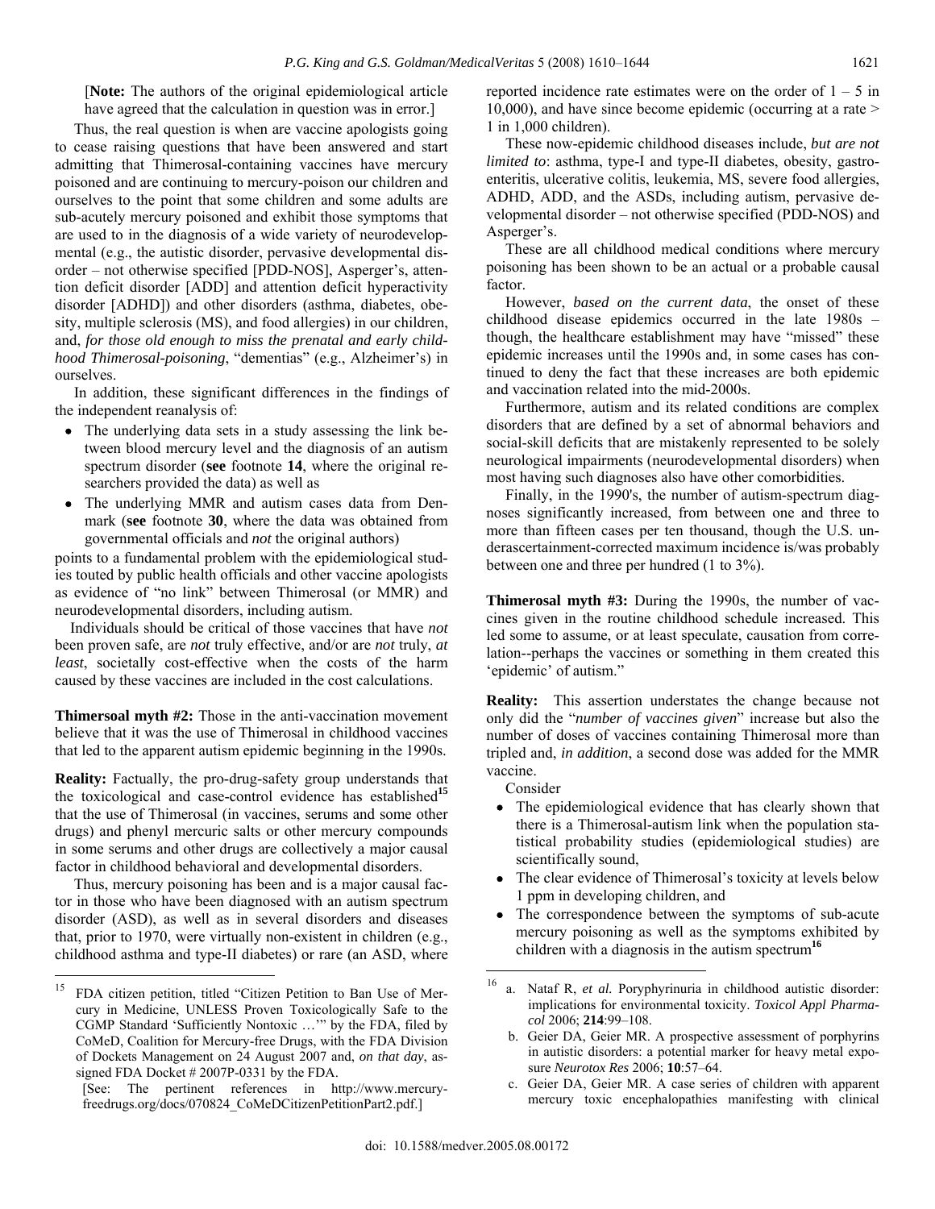[**Note:** The authors of the original epidemiological article have agreed that the calculation in question was in error.]

Thus, the real question is when are vaccine apologists going to cease raising questions that have been answered and start admitting that Thimerosal-containing vaccines have mercury poisoned and are continuing to mercury-poison our children and ourselves to the point that some children and some adults are sub-acutely mercury poisoned and exhibit those symptoms that are used to in the diagnosis of a wide variety of neurodevelopmental (e.g., the autistic disorder, pervasive developmental disorder – not otherwise specified [PDD-NOS], Asperger's, attention deficit disorder [ADD] and attention deficit hyperactivity disorder [ADHD]) and other disorders (asthma, diabetes, obesity, multiple sclerosis (MS), and food allergies) in our children, and, *for those old enough to miss the prenatal and early childhood Thimerosal-poisoning*, "dementias" (e.g., Alzheimer's) in ourselves.

In addition, these significant differences in the findings of the independent reanalysis of:

- The underlying data sets in a study assessing the link between blood mercury level and the diagnosis of an autism spectrum disorder (**see** footnote **14**, where the original researchers provided the data) as well as
- The underlying MMR and autism cases data from Denmark (**see** footnote **30**, where the data was obtained from governmental officials and *not* the original authors)

points to a fundamental problem with the epidemiological studies touted by public health officials and other vaccine apologists as evidence of "no link" between Thimerosal (or MMR) and neurodevelopmental disorders, including autism.

Individuals should be critical of those vaccines that have *not* been proven safe, are *not* truly effective, and/or are *not* truly, *at least*, societally cost-effective when the costs of the harm caused by these vaccines are included in the cost calculations.

**Thimersoal myth #2:** Those in the anti-vaccination movement believe that it was the use of Thimerosal in childhood vaccines that led to the apparent autism epidemic beginning in the 1990s.

**Reality:** Factually, the pro-drug-safety group understands that the toxicological and case-control evidence has established[15] that the use of Thimerosal (in vaccines, serums and some other drugs) and phenyl mercuric salts or other mercury compounds in some serums and other drugs are collectively a major causal factor in childhood behavioral and developmental disorders.

Thus, mercury poisoning has been and is a major causal factor in those who have been diagnosed with an autism spectrum disorder (ASD), as well as in several disorders and diseases that, prior to 1970, were virtually non-existent in children (e.g., childhood asthma and type-II diabetes) or rare (an ASD, where reported incidence rate estimates were on the order of 1 – 5 in 10,000), and have since become epidemic (occurring at a rate > 1 in 1,000 children).

These now-epidemic childhood diseases include, *but are not limited to*: asthma, type-I and type-II diabetes, obesity, gastroenteritis, ulcerative colitis, leukemia, MS, severe food allergies, ADHD, ADD, and the ASDs, including autism, pervasive developmental disorder – not otherwise specified (PDD-NOS) and Asperger's.

These are all childhood medical conditions where mercury poisoning has been shown to be an actual or a probable causal factor.

However, *based on the current data*, the onset of these childhood disease epidemics occurred in the late 1980s – though, the healthcare establishment may have "missed" these epidemic increases until the 1990s and, in some cases has continued to deny the fact that these increases are both epidemic and vaccination related into the mid-2000s.

Furthermore, autism and its related conditions are complex disorders that are defined by a set of abnormal behaviors and social-skill deficits that are mistakenly represented to be solely neurological impairments (neurodevelopmental disorders) when most having such diagnoses also have other comorbidities.

Finally, in the 1990's, the number of autism-spectrum diagnoses significantly increased, from between one and three to more than fifteen cases per ten thousand, though the U.S. underascertainment-corrected maximum incidence is/was probably between one and three per hundred (1 to 3%).

**Thimerosal myth #3:** During the 1990s, the number of vaccines given in the routine childhood schedule increased. This led some to assume, or at least speculate, causation from correlation--perhaps the vaccines or something in them created this 'epidemic' of autism."

**Reality:** This assertion understates the change because not only did the "*number of vaccines given*" increase but also the number of doses of vaccines containing Thimerosal more than tripled and, *in addition*, a second dose was added for the MMR vaccine.

Consider

- The epidemiological evidence that has clearly shown that there is a Thimerosal-autism link when the population statistical probability studies (epidemiological studies) are scientifically sound,
- The clear evidence of Thimerosal's toxicity at levels below 1 ppm in developing children, and
- The correspondence between the symptoms of sub-acute mercury poisoning as well as the symptoms exhibited by children with a diagnosis in the autism spectrum[16]

---

[15] FDA citizen petition, titled "Citizen Petition to Ban Use of Mercury in Medicine, UNLESS Proven Toxicologically Safe to the CGMP Standard 'Sufficiently Nontoxic …'" by the FDA, filed by CoMeD, Coalition for Mercury-free Drugs, with the FDA Division of Dockets Management on 24 August 2007 and, *on that day*, assigned FDA Docket # 2007P-0331 by the FDA.

[See: The pertinent references in http://www.mercury-freedrugs.org/docs/070824_CoMeDCitizenPetitionPart2.pdf.]

[16]
a. Nataf R, *et al.* Poryphyrinuria in childhood autistic disorder: implications for environmental toxicity. *Toxicol Appl Pharmacol* 2006; **214**:99–108.
b. Geier DA, Geier MR. A prospective assessment of porphyrins in autistic disorders: a potential marker for heavy metal exposure *Neurotox Res* 2006; **10**:57–64.
c. Geier DA, Geier MR. A case series of children with apparent mercury toxic encephalopathies manifesting with clinical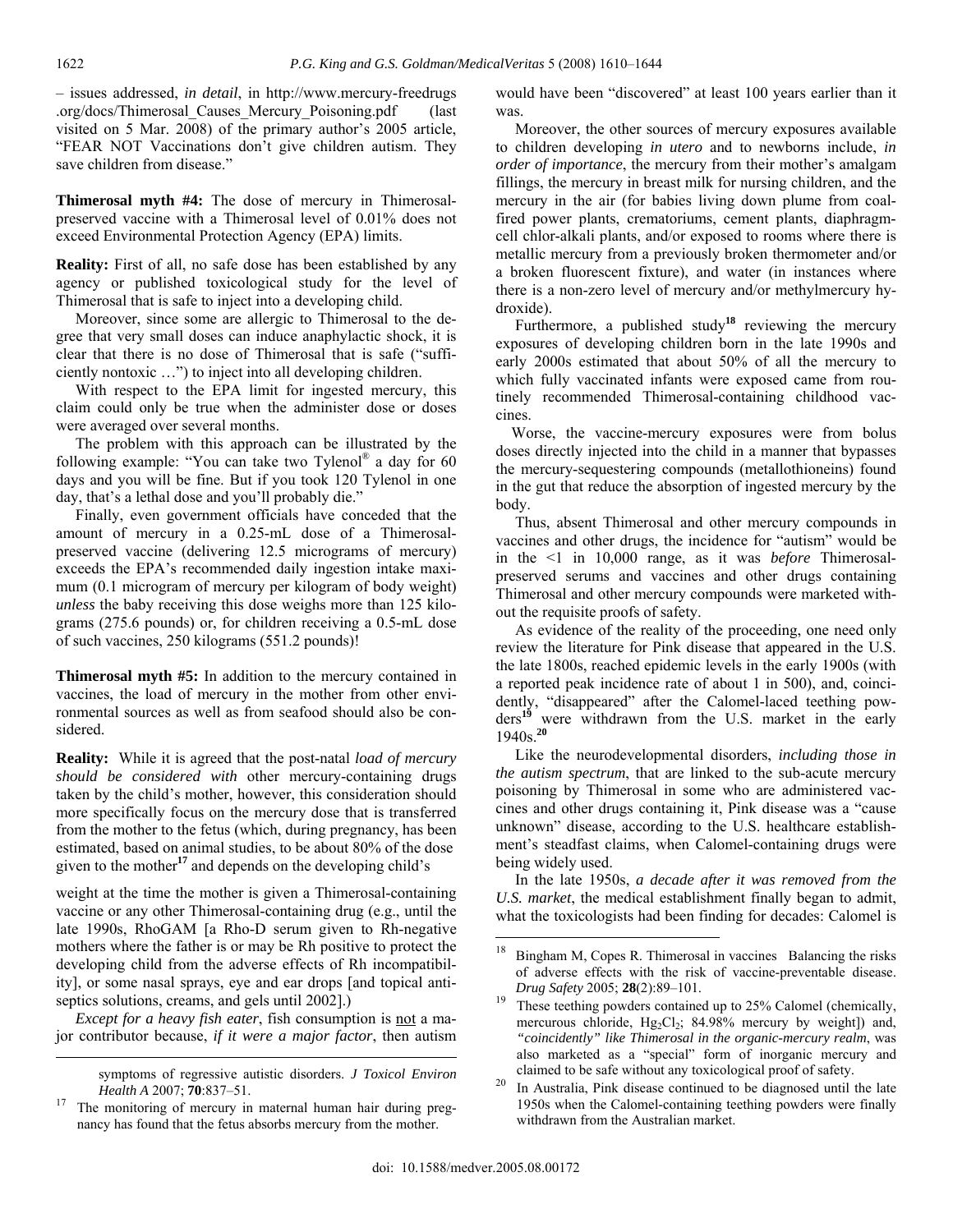– issues addressed, *in detail*, in http://www.mercury-freedrugs.org/docs/Thimerosal_Causes_Mercury_Poisoning.pdf (last visited on 5 Mar. 2008) of the primary author's 2005 article, "FEAR NOT Vaccinations don't give children autism. They save children from disease."

**Thimerosal myth #4:** The dose of mercury in Thimerosal-preserved vaccine with a Thimerosal level of 0.01% does not exceed Environmental Protection Agency (EPA) limits.

**Reality:** First of all, no safe dose has been established by any agency or published toxicological study for the level of Thimerosal that is safe to inject into a developing child.

Moreover, since some are allergic to Thimerosal to the degree that very small doses can induce anaphylactic shock, it is clear that there is no dose of Thimerosal that is safe ("sufficiently nontoxic …") to inject into all developing children.

With respect to the EPA limit for ingested mercury, this claim could only be true when the administer dose or doses were averaged over several months.

The problem with this approach can be illustrated by the following example: "You can take two Tylenol® a day for 60 days and you will be fine. But if you took 120 Tylenol in one day, that's a lethal dose and you'll probably die."

Finally, even government officials have conceded that the amount of mercury in a 0.25-mL dose of a Thimerosal-preserved vaccine (delivering 12.5 micrograms of mercury) exceeds the EPA's recommended daily ingestion intake maximum (0.1 microgram of mercury per kilogram of body weight) *unless* the baby receiving this dose weighs more than 125 kilograms (275.6 pounds) or, for children receiving a 0.5-mL dose of such vaccines, 250 kilograms (551.2 pounds)!

**Thimerosal myth #5:** In addition to the mercury contained in vaccines, the load of mercury in the mother from other environmental sources as well as from seafood should also be considered.

**Reality:** While it is agreed that the post-natal *load of mercury should be considered with* other mercury-containing drugs taken by the child's mother, however, this consideration should more specifically focus on the mercury dose that is transferred from the mother to the fetus (which, during pregnancy, has been estimated, based on animal studies, to be about 80% of the dose given to the mother[17] and depends on the developing child's weight at the time the mother is given a Thimerosal-containing vaccine or any other Thimerosal-containing drug (e.g., until the late 1990s, RhoGAM [a Rho-D serum given to Rh-negative mothers where the father is or may be Rh positive to protect the developing child from the adverse effects of Rh incompatibility], or some nasal sprays, eye and ear drops [and topical antiseptics solutions, creams, and gels until 2002].)

*Except for a heavy fish eater*, fish consumption is not a major contributor because, *if it were a major factor*, then autism would have been "discovered" at least 100 years earlier than it was.

Moreover, the other sources of mercury exposures available to children developing *in utero* and to newborns include, *in order of importance*, the mercury from their mother's amalgam fillings, the mercury in breast milk for nursing children, and the mercury in the air (for babies living down plume from coal-fired power plants, crematoriums, cement plants, diaphragm-cell chlor-alkali plants, and/or exposed to rooms where there is metallic mercury from a previously broken thermometer and/or a broken fluorescent fixture), and water (in instances where there is a non-zero level of mercury and/or methylmercury hydroxide).

Furthermore, a published study[18] reviewing the mercury exposures of developing children born in the late 1990s and early 2000s estimated that about 50% of all the mercury to which fully vaccinated infants were exposed came from routinely recommended Thimerosal-containing childhood vaccines.

Worse, the vaccine-mercury exposures were from bolus doses directly injected into the child in a manner that bypasses the mercury-sequestering compounds (metallothioneins) found in the gut that reduce the absorption of ingested mercury by the body.

Thus, absent Thimerosal and other mercury compounds in vaccines and other drugs, the incidence for "autism" would be in the <1 in 10,000 range, as it was *before* Thimerosal-preserved serums and vaccines and other drugs containing Thimerosal and other mercury compounds were marketed without the requisite proofs of safety.

As evidence of the reality of the proceeding, one need only review the literature for Pink disease that appeared in the U.S. the late 1800s, reached epidemic levels in the early 1900s (with a reported peak incidence rate of about 1 in 500), and, coincidentally, "disappeared" after the Calomel-laced teething powders[19] were withdrawn from the U.S. market in the early 1940s.[20]

Like the neurodevelopmental disorders, *including those in the autism spectrum*, that are linked to the sub-acute mercury poisoning by Thimerosal in some who are administered vaccines and other drugs containing it, Pink disease was a "cause unknown" disease, according to the U.S. healthcare establishment's steadfast claims, when Calomel-containing drugs were being widely used.

In the late 1950s, *a decade after it was removed from the U.S. market*, the medical establishment finally began to admit, what the toxicologists had been finding for decades: Calomel is

---

symptoms of regressive autistic disorders. *J Toxicol Environ Health A* 2007; **70**:837–51.

[17] The monitoring of mercury in maternal human hair during pregnancy has found that the fetus absorbs mercury from the mother.

[18] Bingham M, Copes R. Thimerosal in vaccines Balancing the risks of adverse effects with the risk of vaccine-preventable disease. *Drug Safety* 2005; **28**(2):89–101.

[19] These teething powders contained up to 25% Calomel (chemically, mercurous chloride, $Hg_2Cl_2$; 84.98% mercury by weight]) and, *"coincidently" like Thimerosal in the organic-mercury realm*, was also marketed as a "special" form of inorganic mercury and claimed to be safe without any toxicological proof of safety.

[20] In Australia, Pink disease continued to be diagnosed until the late 1950s when the Calomel-containing teething powders were finally withdrawn from the Australian market.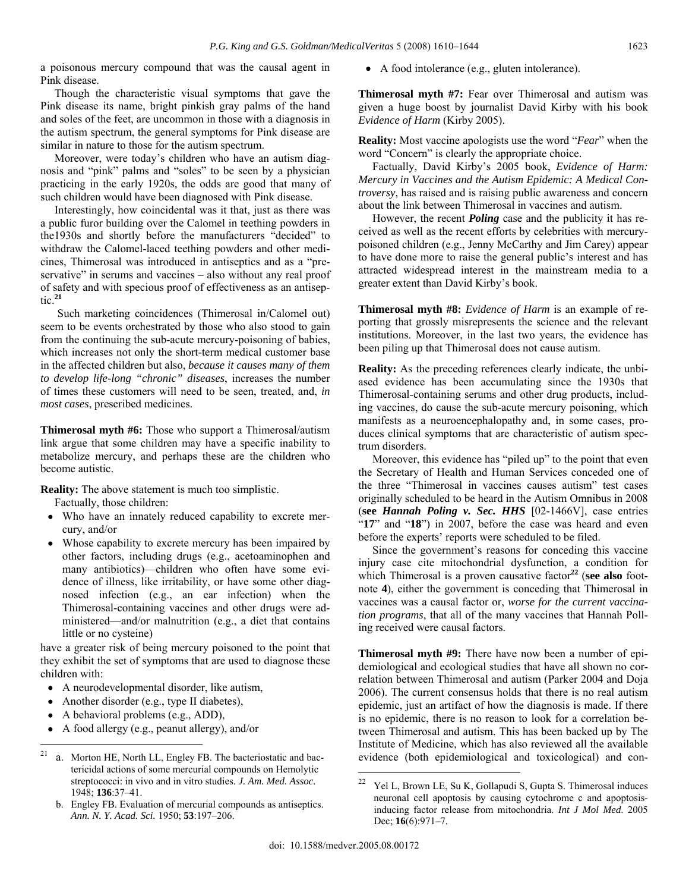a poisonous mercury compound that was the causal agent in Pink disease.

Though the characteristic visual symptoms that gave the Pink disease its name, bright pinkish gray palms of the hand and soles of the feet, are uncommon in those with a diagnosis in the autism spectrum, the general symptoms for Pink disease are similar in nature to those for the autism spectrum.

Moreover, were today's children who have an autism diagnosis and "pink" palms and "soles" to be seen by a physician practicing in the early 1920s, the odds are good that many of such children would have been diagnosed with Pink disease.

Interestingly, how coincidental was it that, just as there was a public furor building over the Calomel in teething powders in the1930s and shortly before the manufacturers "decided" to withdraw the Calomel-laced teething powders and other medicines, Thimerosal was introduced in antiseptics and as a "preservative" in serums and vaccines – also without any real proof of safety and with specious proof of effectiveness as an antiseptic.[21]

Such marketing coincidences (Thimerosal in/Calomel out) seem to be events orchestrated by those who also stood to gain from the continuing the sub-acute mercury-poisoning of babies, which increases not only the short-term medical customer base in the affected children but also, *because it causes many of them to develop life-long "chronic" diseases*, increases the number of times these customers will need to be seen, treated, and, *in most cases*, prescribed medicines.

**Thimerosal myth #6:** Those who support a Thimerosal/autism link argue that some children may have a specific inability to metabolize mercury, and perhaps these are the children who become autistic.

**Reality:** The above statement is much too simplistic.

Factually, those children:

- Who have an innately reduced capability to excrete mercury, and/or
- Whose capability to excrete mercury has been impaired by other factors, including drugs (e.g., acetoaminophen and many antibiotics)—children who often have some evidence of illness, like irritability, or have some other diagnosed infection (e.g., an ear infection) when the Thimerosal-containing vaccines and other drugs were administered—and/or malnutrition (e.g., a diet that contains little or no cysteine)

have a greater risk of being mercury poisoned to the point that they exhibit the set of symptoms that are used to diagnose these children with:

- A neurodevelopmental disorder, like autism,
- Another disorder (e.g., type II diabetes),
- A behavioral problems (e.g., ADD),
- A food allergy (e.g., peanut allergy), and/or
- A food intolerance (e.g., gluten intolerance).

**Thimerosal myth #7:** Fear over Thimerosal and autism was given a huge boost by journalist David Kirby with his book *Evidence of Harm* (Kirby 2005).

**Reality:** Most vaccine apologists use the word "*Fear*" when the word "Concern" is clearly the appropriate choice.

Factually, David Kirby's 2005 book, *Evidence of Harm: Mercury in Vaccines and the Autism Epidemic: A Medical Controversy*, has raised and is raising public awareness and concern about the link between Thimerosal in vaccines and autism.

However, the recent ***Poling*** case and the publicity it has received as well as the recent efforts by celebrities with mercury-poisoned children (e.g., Jenny McCarthy and Jim Carey) appear to have done more to raise the general public's interest and has attracted widespread interest in the mainstream media to a greater extent than David Kirby's book.

**Thimerosal myth #8:** *Evidence of Harm* is an example of reporting that grossly misrepresents the science and the relevant institutions. Moreover, in the last two years, the evidence has been piling up that Thimerosal does not cause autism.

**Reality:** As the preceding references clearly indicate, the unbiased evidence has been accumulating since the 1930s that Thimerosal-containing serums and other drug products, including vaccines, do cause the sub-acute mercury poisoning, which manifests as a neuroencephalopathy and, in some cases, produces clinical symptoms that are characteristic of autism spectrum disorders.

Moreover, this evidence has "piled up" to the point that even the Secretary of Health and Human Services conceded one of the three "Thimerosal in vaccines causes autism" test cases originally scheduled to be heard in the Autism Omnibus in 2008 (**see *Hannah Poling v. Sec. HHS*** [02-1466V], case entries "**17**" and "**18**") in 2007, before the case was heard and even before the experts' reports were scheduled to be filed.

Since the government's reasons for conceding this vaccine injury case cite mitochondrial dysfunction, a condition for which Thimerosal is a proven causative factor[22] (**see also** footnote **4**), either the government is conceding that Thimerosal in vaccines was a causal factor or, *worse for the current vaccination programs*, that all of the many vaccines that Hannah Polling received were causal factors.

**Thimerosal myth #9:** There have now been a number of epidemiological and ecological studies that have all shown no correlation between Thimerosal and autism (Parker 2004 and Doja 2006). The current consensus holds that there is no real autism epidemic, just an artifact of how the diagnosis is made. If there is no epidemic, there is no reason to look for a correlation between Thimerosal and autism. This has been backed up by The Institute of Medicine, which has also reviewed all the available evidence (both epidemiological and toxicological) and con-

---

[21] a. Morton HE, North LL, Engley FB. The bacteriostatic and bactericidal actions of some mercurial compounds on Hemolytic streptococci: in vivo and in vitro studies. *J. Am. Med. Assoc.* 1948; **136**:37–41.

b. Engley FB. Evaluation of mercurial compounds as antiseptics. *Ann. N. Y. Acad. Sci.* 1950; **53**:197–206.

[22] Yel L, Brown LE, Su K, Gollapudi S, Gupta S. Thimerosal induces neuronal cell apoptosis by causing cytochrome c and apoptosis-inducing factor release from mitochondria. *Int J Mol Med.* 2005 Dec; **16**(6):971–7.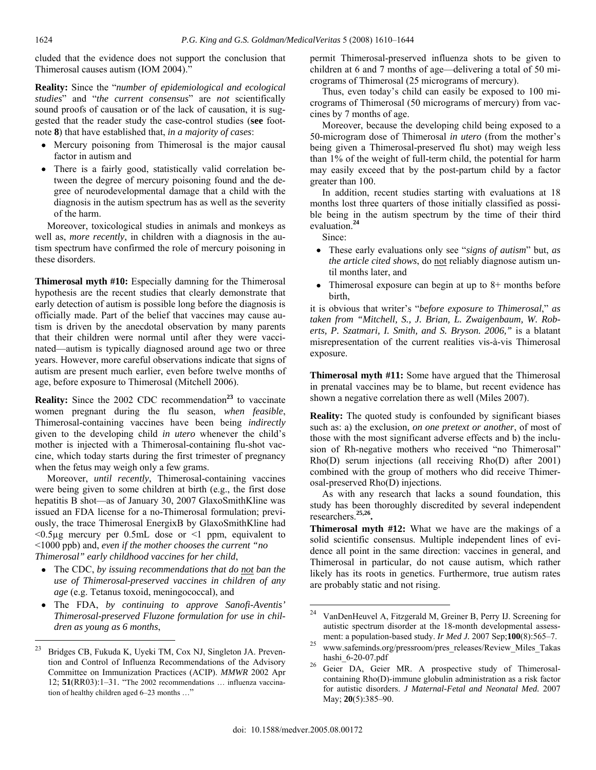cluded that the evidence does not support the conclusion that Thimerosal causes autism (IOM 2004)."

**Reality:** Since the "*number of epidemiological and ecological studies*" and "*the current consensus*" are *not* scientifically sound proofs of causation or of the lack of causation, it is suggested that the reader study the case-control studies (**see** footnote **8**) that have established that, *in a majority of cases*:

- Mercury poisoning from Thimerosal is the major causal factor in autism and
- There is a fairly good, statistically valid correlation between the degree of mercury poisoning found and the degree of neurodevelopmental damage that a child with the diagnosis in the autism spectrum has as well as the severity of the harm.

Moreover, toxicological studies in animals and monkeys as well as, *more recently*, in children with a diagnosis in the autism spectrum have confirmed the role of mercury poisoning in these disorders.

**Thimerosal myth #10:** Especially damning for the Thimerosal hypothesis are the recent studies that clearly demonstrate that early detection of autism is possible long before the diagnosis is officially made. Part of the belief that vaccines may cause autism is driven by the anecdotal observation by many parents that their children were normal until after they were vaccinated—autism is typically diagnosed around age two or three years. However, more careful observations indicate that signs of autism are present much earlier, even before twelve months of age, before exposure to Thimerosal (Mitchell 2006).

**Reality:** Since the 2002 CDC recommendation[23] to vaccinate women pregnant during the flu season, *when feasible*, Thimerosal-containing vaccines have been being *indirectly* given to the developing child *in utero* whenever the child's mother is injected with a Thimerosal-containing flu-shot vaccine, which today starts during the first trimester of pregnancy when the fetus may weigh only a few grams.

Moreover, *until recently*, Thimerosal-containing vaccines were being given to some children at birth (e.g., the first dose hepatitis B shot—as of January 30, 2007 GlaxoSmithKline was issued an FDA license for a no-Thimerosal formulation; previously, the trace Thimerosal EnergixB by GlaxoSmithKline had <0.5µg mercury per 0.5mL dose or <1 ppm, equivalent to <1000 ppb) and, *even if the mother chooses the current "no Thimerosal" early childhood vaccines for her child*,

- The CDC, *by issuing recommendations that do not ban the use of Thimerosal-preserved vaccines in children of any age* (e.g. Tetanus toxoid, meningococcal), and
- The FDA, *by continuing to approve Sanofi-Aventis' Thimerosal-preserved Fluzone formulation for use in children as young as 6 months*,

permit Thimerosal-preserved influenza shots to be given to children at 6 and 7 months of age—delivering a total of 50 micrograms of Thimerosal (25 micrograms of mercury).

Thus, even today's child can easily be exposed to 100 micrograms of Thimerosal (50 micrograms of mercury) from vaccines by 7 months of age.

Moreover, because the developing child being exposed to a 50-microgram dose of Thimerosal *in utero* (from the mother's being given a Thimerosal-preserved flu shot) may weigh less than 1% of the weight of full-term child, the potential for harm may easily exceed that by the post-partum child by a factor greater than 100.

In addition, recent studies starting with evaluations at 18 months lost three quarters of those initially classified as possible being in the autism spectrum by the time of their third evaluation.[24]

Since:

- These early evaluations only see "*signs of autism*" but, *as the article cited shows*, do not reliably diagnose autism until months later, and
- Thimerosal exposure can begin at up to 8+ months before birth,

it is obvious that writer's "*before exposure to Thimerosal*," *as taken from "Mitchell, S., J. Brian, L. Zwaigenbaum, W. Roberts, P. Szatmari, I. Smith, and S. Bryson. 2006,"* is a blatant misrepresentation of the current realities vis-à-vis Thimerosal exposure.

**Thimerosal myth #11:** Some have argued that the Thimerosal in prenatal vaccines may be to blame, but recent evidence has shown a negative correlation there as well (Miles 2007).

**Reality:** The quoted study is confounded by significant biases such as: a) the exclusion*, on one pretext or another*, of most of those with the most significant adverse effects and b) the inclusion of Rh-negative mothers who received "no Thimerosal" Rho(D) serum injections (all receiving Rho(D) after 2001) combined with the group of mothers who did receive Thimerosal-preserved Rho(D) injections.

As with any research that lacks a sound foundation, this study has been thoroughly discredited by several independent researchers.[25,26].

**Thimerosal myth #12:** What we have are the makings of a solid scientific consensus. Multiple independent lines of evidence all point in the same direction: vaccines in general, and Thimerosal in particular, do not cause autism, which rather likely has its roots in genetics. Furthermore, true autism rates are probably static and not rising.

---

[23] Bridges CB, Fukuda K, Uyeki TM, Cox NJ, Singleton JA. Prevention and Control of Influenza Recommendations of the Advisory Committee on Immunization Practices (ACIP). *MMWR* 2002 Apr 12; **51**(RR03):1–31. "The 2002 recommendations … influenza vaccination of healthy children aged 6–23 months …"

[24] VanDenHeuvel A, Fitzgerald M, Greiner B, Perry IJ. Screening for autistic spectrum disorder at the 18-month developmental assessment: a population-based study. *Ir Med J.* 2007 Sep;**100**(8):565–7.

[25] www.safeminds.org/pressroom/pres_releases/Review_Miles_Takashi_6-20-07.pdf

[26] Geier DA, Geier MR. A prospective study of Thimerosal-containing Rho(D)-immune globulin administration as a risk factor for autistic disorders. *J Maternal-Fetal and Neonatal Med.* 2007 May; **20**(5):385–90.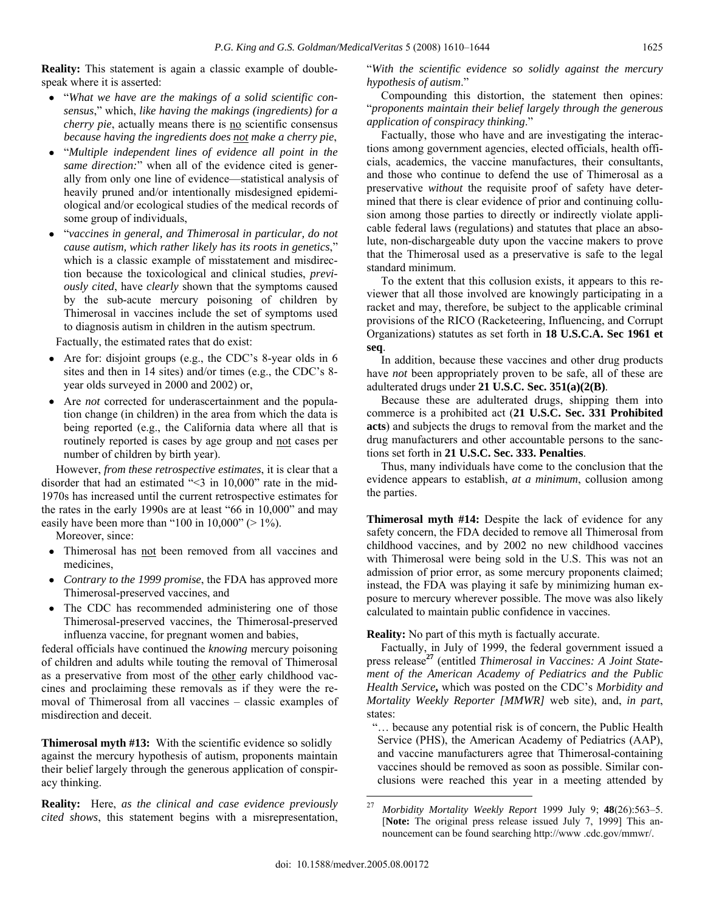**Reality:** This statement is again a classic example of double-speak where it is asserted:

- "*What we have are the makings of a solid scientific consensus*," which, *like having the makings (ingredients) for a cherry pie*, actually means there is no scientific consensus *because having the ingredients does not make a cherry pie*,
- "*Multiple independent lines of evidence all point in the same direction:*" when all of the evidence cited is generally from only one line of evidence—statistical analysis of heavily pruned and/or intentionally misdesigned epidemiological and/or ecological studies of the medical records of some group of individuals,
- "*vaccines in general, and Thimerosal in particular, do not cause autism, which rather likely has its roots in genetics*," which is a classic example of misstatement and misdirection because the toxicological and clinical studies, *previously cited*, have *clearly* shown that the symptoms caused by the sub-acute mercury poisoning of children by Thimerosal in vaccines include the set of symptoms used to diagnosis autism in children in the autism spectrum.

Factually, the estimated rates that do exist:

- Are for: disjoint groups (e.g., the CDC's 8-year olds in 6 sites and then in 14 sites) and/or times (e.g., the CDC's 8-year olds surveyed in 2000 and 2002) or,
- Are *not* corrected for underascertainment and the population change (in children) in the area from which the data is being reported (e.g., the California data where all that is routinely reported is cases by age group and not cases per number of children by birth year).

However, *from these retrospective estimates*, it is clear that a disorder that had an estimated "<3 in 10,000" rate in the mid-1970s has increased until the current retrospective estimates for the rates in the early 1990s are at least "66 in 10,000" and may easily have been more than "100 in 10,000" (> 1%).

Moreover, since:

- Thimerosal has not been removed from all vaccines and medicines,
- *Contrary to the 1999 promise*, the FDA has approved more Thimerosal-preserved vaccines, and
- The CDC has recommended administering one of those Thimerosal-preserved vaccines, the Thimerosal-preserved influenza vaccine, for pregnant women and babies,

federal officials have continued the *knowing* mercury poisoning of children and adults while touting the removal of Thimerosal as a preservative from most of the other early childhood vaccines and proclaiming these removals as if they were the removal of Thimerosal from all vaccines – classic examples of misdirection and deceit.

**Thimerosal myth #13:** With the scientific evidence so solidly against the mercury hypothesis of autism, proponents maintain their belief largely through the generous application of conspiracy thinking.

**Reality:** Here, *as the clinical and case evidence previously cited shows*, this statement begins with a misrepresentation, "*With the scientific evidence so solidly against the mercury hypothesis of autism*."

Compounding this distortion, the statement then opines: "*proponents maintain their belief largely through the generous application of conspiracy thinking*."

Factually, those who have and are investigating the interactions among government agencies, elected officials, health officials, academics, the vaccine manufactures, their consultants, and those who continue to defend the use of Thimerosal as a preservative *without* the requisite proof of safety have determined that there is clear evidence of prior and continuing collusion among those parties to directly or indirectly violate applicable federal laws (regulations) and statutes that place an absolute, non-dischargeable duty upon the vaccine makers to prove that the Thimerosal used as a preservative is safe to the legal standard minimum.

To the extent that this collusion exists, it appears to this reviewer that all those involved are knowingly participating in a racket and may, therefore, be subject to the applicable criminal provisions of the RICO (Racketeering, Influencing, and Corrupt Organizations) statutes as set forth in **18 U.S.C.A. Sec 1961 et seq**.

In addition, because these vaccines and other drug products have *not* been appropriately proven to be safe, all of these are adulterated drugs under **21 U.S.C. Sec. 351(a)(2(B)**.

Because these are adulterated drugs, shipping them into commerce is a prohibited act (**21 U.S.C. Sec. 331 Prohibited acts**) and subjects the drugs to removal from the market and the drug manufacturers and other accountable persons to the sanctions set forth in **21 U.S.C. Sec. 333. Penalties**.

Thus, many individuals have come to the conclusion that the evidence appears to establish, *at a minimum*, collusion among the parties.

**Thimerosal myth #14:** Despite the lack of evidence for any safety concern, the FDA decided to remove all Thimerosal from childhood vaccines, and by 2002 no new childhood vaccines with Thimerosal were being sold in the U.S. This was not an admission of prior error, as some mercury proponents claimed; instead, the FDA was playing it safe by minimizing human exposure to mercury wherever possible. The move was also likely calculated to maintain public confidence in vaccines.

**Reality:** No part of this myth is factually accurate.

Factually, in July of 1999, the federal government issued a press release[27] (entitled *Thimerosal in Vaccines: A Joint Statement of the American Academy of Pediatrics and the Public Health Service***,** which was posted on the CDC's *Morbidity and Mortality Weekly Reporter [MMWR]* web site), and, *in part*, states:

"… because any potential risk is of concern, the Public Health Service (PHS), the American Academy of Pediatrics (AAP), and vaccine manufacturers agree that Thimerosal-containing vaccines should be removed as soon as possible. Similar conclusions were reached this year in a meeting attended by

[27] *Morbidity Mortality Weekly Report* 1999 July 9; **48**(26):563–5. [**Note:** The original press release issued July 7, 1999] This announcement can be found searching http://www .cdc.gov/mmwr/.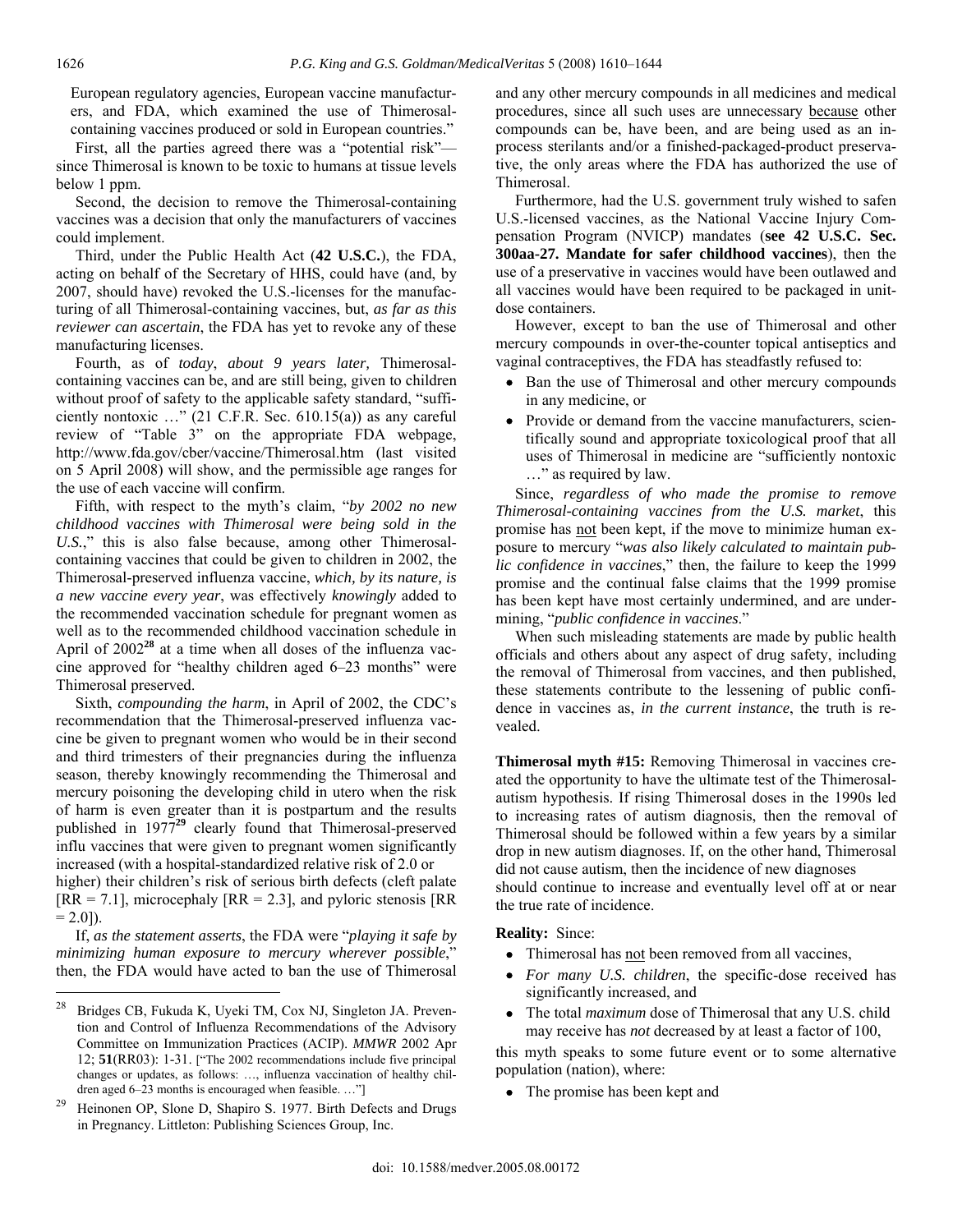European regulatory agencies, European vaccine manufacturers, and FDA, which examined the use of Thimerosal-containing vaccines produced or sold in European countries."

First, all the parties agreed there was a "potential risk"—since Thimerosal is known to be toxic to humans at tissue levels below 1 ppm.

Second, the decision to remove the Thimerosal-containing vaccines was a decision that only the manufacturers of vaccines could implement.

Third, under the Public Health Act (**42 U.S.C.**), the FDA, acting on behalf of the Secretary of HHS, could have (and, by 2007, should have) revoked the U.S.-licenses for the manufacturing of all Thimerosal-containing vaccines, but, *as far as this reviewer can ascertain*, the FDA has yet to revoke any of these manufacturing licenses.

Fourth, as of *today, about 9 years later,* Thimerosal-containing vaccines can be, and are still being, given to children without proof of safety to the applicable safety standard, "sufficiently nontoxic …" (21 C.F.R. Sec. 610.15(a)) as any careful review of "Table 3" on the appropriate FDA webpage, http://www.fda.gov/cber/vaccine/Thimerosal.htm (last visited on 5 April 2008) will show, and the permissible age ranges for the use of each vaccine will confirm.

Fifth, with respect to the myth's claim, "*by 2002 no new childhood vaccines with Thimerosal were being sold in the U.S.*," this is also false because, among other Thimerosal-containing vaccines that could be given to children in 2002, the Thimerosal-preserved influenza vaccine, *which, by its nature, is a new vaccine every year*, was effectively *knowingly* added to the recommended vaccination schedule for pregnant women as well as to the recommended childhood vaccination schedule in April of 2002[28] at a time when all doses of the influenza vaccine approved for "healthy children aged 6–23 months" were Thimerosal preserved.

Sixth, *compounding the harm*, in April of 2002, the CDC's recommendation that the Thimerosal-preserved influenza vaccine be given to pregnant women who would be in their second and third trimesters of their pregnancies during the influenza season, thereby knowingly recommending the Thimerosal and mercury poisoning the developing child in utero when the risk of harm is even greater than it is postpartum and the results published in 1977[29] clearly found that Thimerosal-preserved influ vaccines that were given to pregnant women significantly increased (with a hospital-standardized relative risk of 2.0 or higher) their children's risk of serious birth defects (cleft palate [RR = 7.1], microcephaly [RR = 2.3], and pyloric stenosis [RR = 2.0]).

If, *as the statement asserts*, the FDA were "*playing it safe by minimizing human exposure to mercury wherever possible*," then, the FDA would have acted to ban the use of Thimerosal and any other mercury compounds in all medicines and medical procedures, since all such uses are unnecessary because other compounds can be, have been, and are being used as an in-process sterilants and/or a finished-packaged-product preservative, the only areas where the FDA has authorized the use of Thimerosal.

Furthermore, had the U.S. government truly wished to safen U.S.-licensed vaccines, as the National Vaccine Injury Compensation Program (NVICP) mandates (**see 42 U.S.C. Sec. 300aa-27. Mandate for safer childhood vaccines**), then the use of a preservative in vaccines would have been outlawed and all vaccines would have been required to be packaged in unit-dose containers.

However, except to ban the use of Thimerosal and other mercury compounds in over-the-counter topical antiseptics and vaginal contraceptives, the FDA has steadfastly refused to:

- Ban the use of Thimerosal and other mercury compounds in any medicine, or
- Provide or demand from the vaccine manufacturers, scientifically sound and appropriate toxicological proof that all uses of Thimerosal in medicine are "sufficiently nontoxic …" as required by law.

Since, *regardless of who made the promise to remove Thimerosal-containing vaccines from the U.S. market*, this promise has not been kept, if the move to minimize human exposure to mercury "*was also likely calculated to maintain public confidence in vaccines*," then, the failure to keep the 1999 promise and the continual false claims that the 1999 promise has been kept have most certainly undermined, and are undermining, "*public confidence in vaccines*."

When such misleading statements are made by public health officials and others about any aspect of drug safety, including the removal of Thimerosal from vaccines, and then published, these statements contribute to the lessening of public confidence in vaccines as, *in the current instance*, the truth is revealed.

**Thimerosal myth #15:** Removing Thimerosal in vaccines created the opportunity to have the ultimate test of the Thimerosal-autism hypothesis. If rising Thimerosal doses in the 1990s led to increasing rates of autism diagnosis, then the removal of Thimerosal should be followed within a few years by a similar drop in new autism diagnoses. If, on the other hand, Thimerosal did not cause autism, then the incidence of new diagnoses should continue to increase and eventually level off at or near the true rate of incidence.

**Reality:** Since:

- Thimerosal has not been removed from all vaccines,
- *For many U.S. children*, the specific-dose received has significantly increased, and
- The total *maximum* dose of Thimerosal that any U.S. child may receive has *not* decreased by at least a factor of 100,

this myth speaks to some future event or to some alternative population (nation), where:

- The promise has been kept and

---

[28] Bridges CB, Fukuda K, Uyeki TM, Cox NJ, Singleton JA. Prevention and Control of Influenza Recommendations of the Advisory Committee on Immunization Practices (ACIP). *MMWR* 2002 Apr 12; **51**(RR03): 1-31. ["The 2002 recommendations include five principal changes or updates, as follows: …, influenza vaccination of healthy children aged 6–23 months is encouraged when feasible. …"]

[29] Heinonen OP, Slone D, Shapiro S. 1977. Birth Defects and Drugs in Pregnancy. Littleton: Publishing Sciences Group, Inc.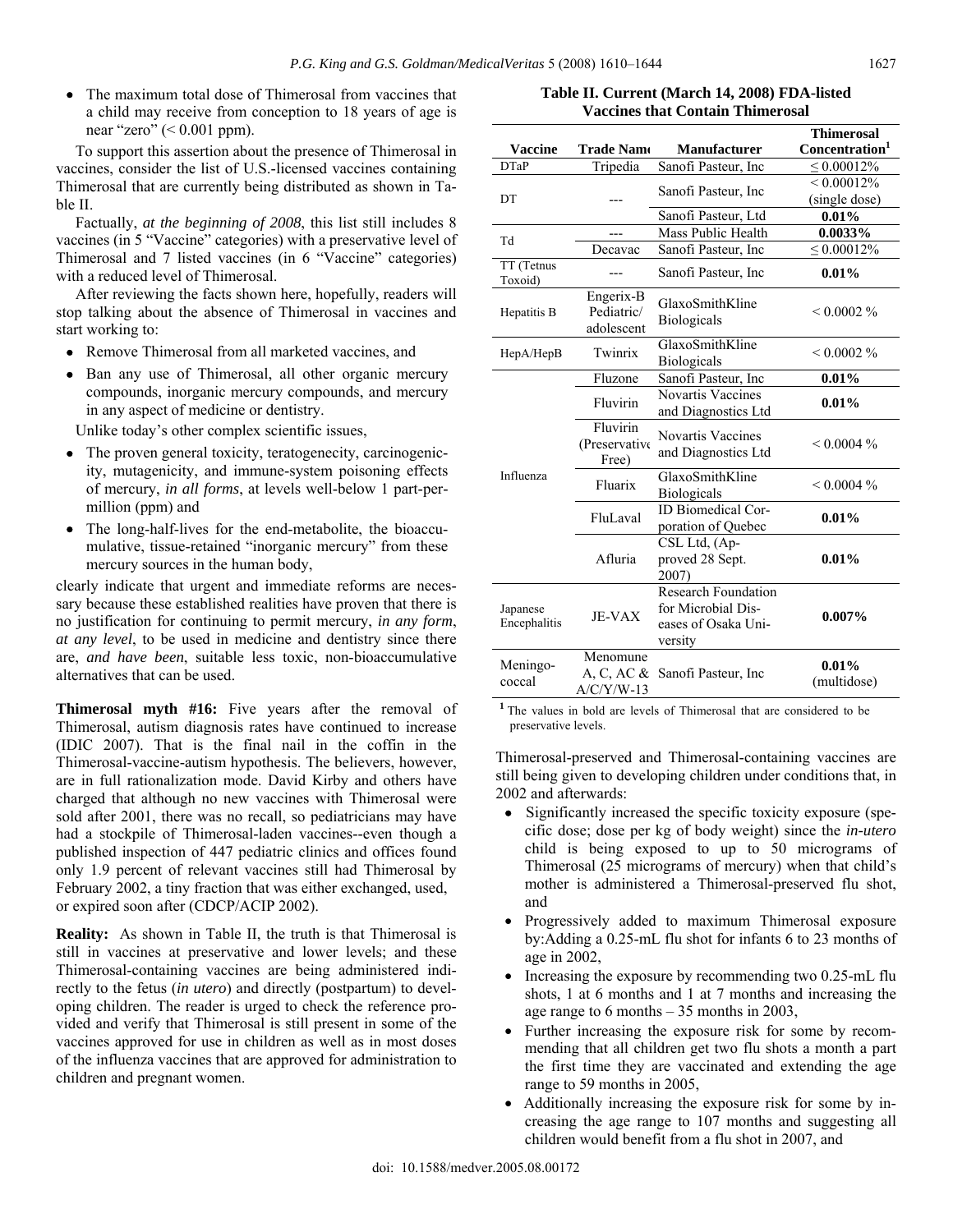- The maximum total dose of Thimerosal from vaccines that a child may receive from conception to 18 years of age is near "zero" (< 0.001 ppm).

To support this assertion about the presence of Thimerosal in vaccines, consider the list of U.S.-licensed vaccines containing Thimerosal that are currently being distributed as shown in Table II.

Factually, *at the beginning of 2008*, this list still includes 8 vaccines (in 5 "Vaccine" categories) with a preservative level of Thimerosal and 7 listed vaccines (in 6 "Vaccine" categories) with a reduced level of Thimerosal.

After reviewing the facts shown here, hopefully, readers will stop talking about the absence of Thimerosal in vaccines and start working to:

- Remove Thimerosal from all marketed vaccines, and
- Ban any use of Thimerosal, all other organic mercury compounds, inorganic mercury compounds, and mercury in any aspect of medicine or dentistry.

Unlike today's other complex scientific issues,

- The proven general toxicity, teratogenecity, carcinogenicity, mutagenicity, and immune-system poisoning effects of mercury, *in all forms*, at levels well-below 1 part-per-million (ppm) and
- The long-half-lives for the end-metabolite, the bioaccumulative, tissue-retained "inorganic mercury" from these mercury sources in the human body,

clearly indicate that urgent and immediate reforms are necessary because these established realities have proven that there is no justification for continuing to permit mercury, *in any form*, *at any level*, to be used in medicine and dentistry since there are, *and have been*, suitable less toxic, non-bioaccumulative alternatives that can be used.

**Thimerosal myth #16:** Five years after the removal of Thimerosal, autism diagnosis rates have continued to increase (IDIC 2007). That is the final nail in the coffin in the Thimerosal-vaccine-autism hypothesis. The believers, however, are in full rationalization mode. David Kirby and others have charged that although no new vaccines with Thimerosal were sold after 2001, there was no recall, so pediatricians may have had a stockpile of Thimerosal-laden vaccines--even though a published inspection of 447 pediatric clinics and offices found only 1.9 percent of relevant vaccines still had Thimerosal by February 2002, a tiny fraction that was either exchanged, used, or expired soon after (CDCP/ACIP 2002).

**Reality:** As shown in Table II, the truth is that Thimerosal is still in vaccines at preservative and lower levels; and these Thimerosal-containing vaccines are being administered indirectly to the fetus (*in utero*) and directly (postpartum) to developing children. The reader is urged to check the reference provided and verify that Thimerosal is still present in some of the vaccines approved for use in children as well as in most doses of the influenza vaccines that are approved for administration to children and pregnant women.

**Table II. Current (March 14, 2008) FDA-listed Vaccines that Contain Thimerosal**

| Vaccine | Trade Name | Manufacturer | Thimerosal Concentration[1] |
|---|---|---|---|
| DTaP | Tripedia | Sanofi Pasteur, Inc | ≤ 0.00012% |
| DT | --- | Sanofi Pasteur, Inc | < 0.00012% (single dose) |
| | | Sanofi Pasteur, Ltd | **0.01%** |
| Td | --- | Mass Public Health | **0.0033%** |
| | Decavac | Sanofi Pasteur, Inc | ≤ 0.00012% |
| TT (Tetnus Toxoid) | --- | Sanofi Pasteur, Inc | **0.01%** |
| Hepatitis B | Engerix-B Pediatric/ adolescent | GlaxoSmithKline Biologicals | < 0.0002 % |
| HepA/HepB | Twinrix | GlaxoSmithKline Biologicals | < 0.0002 % |
| Influenza | Fluzone | Sanofi Pasteur, Inc | **0.01%** |
| | Fluvirin | Novartis Vaccines and Diagnostics Ltd | **0.01%** |
| | Fluvirin (Preservative Free) | Novartis Vaccines and Diagnostics Ltd | < 0.0004 % |
| | Fluarix | GlaxoSmithKline Biologicals | < 0.0004 % |
| | FluLaval | ID Biomedical Corporation of Quebec | **0.01%** |
| | Afluria | CSL Ltd, (Approved 28 Sept. 2007) | **0.01%** |
| Japanese Encephalitis | JE-VAX | Research Foundation for Microbial Diseases of Osaka University | **0.007%** |
| Meningococcal | Menomune A, C, AC & A/C/Y/W-13 | Sanofi Pasteur, Inc | **0.01%** (multidose) |

[1] The values in bold are levels of Thimerosal that are considered to be preservative levels.

Thimerosal-preserved and Thimerosal-containing vaccines are still being given to developing children under conditions that, in 2002 and afterwards:

- Significantly increased the specific toxicity exposure (specific dose; dose per kg of body weight) since the *in-utero* child is being exposed to up to 50 micrograms of Thimerosal (25 micrograms of mercury) when that child's mother is administered a Thimerosal-preserved flu shot, and
- Progressively added to maximum Thimerosal exposure by:Adding a 0.25-mL flu shot for infants 6 to 23 months of age in 2002,
- Increasing the exposure by recommending two 0.25-mL flu shots, 1 at 6 months and 1 at 7 months and increasing the age range to 6 months – 35 months in 2003,
- Further increasing the exposure risk for some by recommending that all children get two flu shots a month a part the first time they are vaccinated and extending the age range to 59 months in 2005,
- Additionally increasing the exposure risk for some by increasing the age range to 107 months and suggesting all children would benefit from a flu shot in 2007, and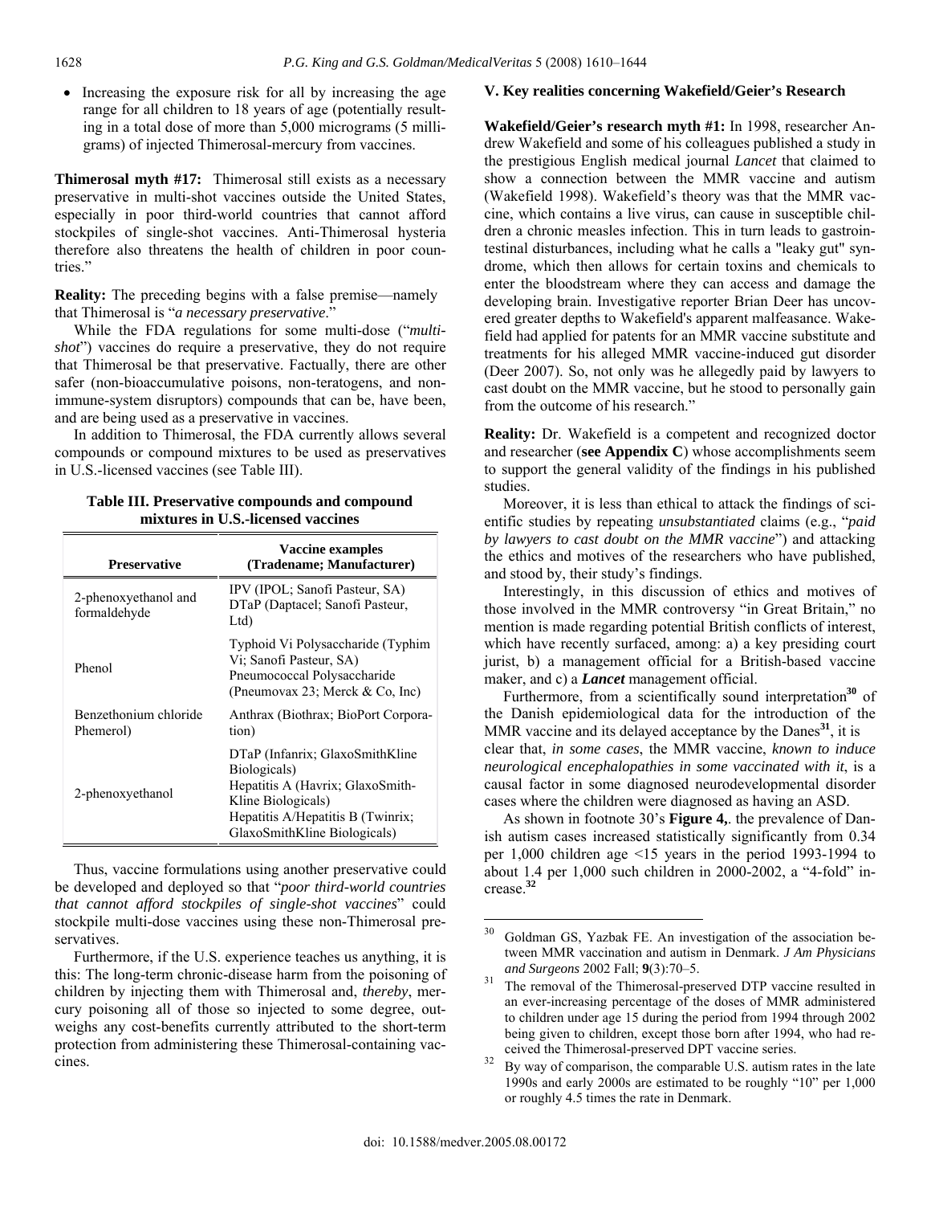- Increasing the exposure risk for all by increasing the age range for all children to 18 years of age (potentially resulting in a total dose of more than 5,000 micrograms (5 milligrams) of injected Thimerosal-mercury from vaccines.

**Thimerosal myth #17:** Thimerosal still exists as a necessary preservative in multi-shot vaccines outside the United States, especially in poor third-world countries that cannot afford stockpiles of single-shot vaccines. Anti-Thimerosal hysteria therefore also threatens the health of children in poor countries."

**Reality:** The preceding begins with a false premise—namely that Thimerosal is "*a necessary preservative*."

While the FDA regulations for some multi-dose ("*multi-shot*") vaccines do require a preservative, they do not require that Thimerosal be that preservative. Factually, there are other safer (non-bioaccumulative poisons, non-teratogens, and non-immune-system disruptors) compounds that can be, have been, and are being used as a preservative in vaccines.

In addition to Thimerosal, the FDA currently allows several compounds or compound mixtures to be used as preservatives in U.S.-licensed vaccines (see Table III).

**Table III. Preservative compounds and compound mixtures in U.S.-licensed vaccines**

| Preservative | Vaccine examples (Tradename; Manufacturer) |
|---|---|
| 2-phenoxyethanol and formaldehyde | IPV (IPOL; Sanofi Pasteur, SA) DTaP (Daptacel; Sanofi Pasteur, Ltd) |
| Phenol | Typhoid Vi Polysaccharide (Typhim Vi; Sanofi Pasteur, SA) Pneumococcal Polysaccharide (Pneumovax 23; Merck & Co, Inc) |
| Benzethonium chloride Phemerol) | Anthrax (Biothrax; BioPort Corporation) |
| 2-phenoxyethanol | DTaP (Infanrix; GlaxoSmithKline Biologicals) Hepatitis A (Havrix; GlaxoSmithKline Biologicals) Hepatitis A/Hepatitis B (Twinrix; GlaxoSmithKline Biologicals) |

Thus, vaccine formulations using another preservative could be developed and deployed so that "*poor third-world countries that cannot afford stockpiles of single-shot vaccines*" could stockpile multi-dose vaccines using these non-Thimerosal preservatives.

Furthermore, if the U.S. experience teaches us anything, it is this: The long-term chronic-disease harm from the poisoning of children by injecting them with Thimerosal and, *thereby*, mercury poisoning all of those so injected to some degree, outweighs any cost-benefits currently attributed to the short-term protection from administering these Thimerosal-containing vaccines.

## V. Key realities concerning Wakefield/Geier's Research

**Wakefield/Geier's research myth #1:** In 1998, researcher Andrew Wakefield and some of his colleagues published a study in the prestigious English medical journal *Lancet* that claimed to show a connection between the MMR vaccine and autism (Wakefield 1998). Wakefield's theory was that the MMR vaccine, which contains a live virus, can cause in susceptible children a chronic measles infection. This in turn leads to gastrointestinal disturbances, including what he calls a "leaky gut" syndrome, which then allows for certain toxins and chemicals to enter the bloodstream where they can access and damage the developing brain. Investigative reporter Brian Deer has uncovered greater depths to Wakefield's apparent malfeasance. Wakefield had applied for patents for an MMR vaccine substitute and treatments for his alleged MMR vaccine-induced gut disorder (Deer 2007). So, not only was he allegedly paid by lawyers to cast doubt on the MMR vaccine, but he stood to personally gain from the outcome of his research."

**Reality:** Dr. Wakefield is a competent and recognized doctor and researcher (**see Appendix C**) whose accomplishments seem to support the general validity of the findings in his published studies.

Moreover, it is less than ethical to attack the findings of scientific studies by repeating *unsubstantiated* claims (e.g., "*paid by lawyers to cast doubt on the MMR vaccine*") and attacking the ethics and motives of the researchers who have published, and stood by, their study's findings.

Interestingly, in this discussion of ethics and motives of those involved in the MMR controversy "in Great Britain," no mention is made regarding potential British conflicts of interest, which have recently surfaced, among: a) a key presiding court jurist, b) a management official for a British-based vaccine maker, and c) a ***Lancet*** management official.

Furthermore, from a scientifically sound interpretation[30] of the Danish epidemiological data for the introduction of the MMR vaccine and its delayed acceptance by the Danes[31], it is clear that, *in some cases*, the MMR vaccine, *known to induce neurological encephalopathies in some vaccinated with it*, is a causal factor in some diagnosed neurodevelopmental disorder cases where the children were diagnosed as having an ASD.

As shown in footnote 30's **Figure 4**,. the prevalence of Danish autism cases increased statistically significantly from 0.34 per 1,000 children age <15 years in the period 1993-1994 to about 1.4 per 1,000 such children in 2000-2002, a "4-fold" increase.[32]

---

[30] Goldman GS, Yazbak FE. An investigation of the association between MMR vaccination and autism in Denmark. *J Am Physicians and Surgeons* 2002 Fall; **9**(3):70–5.

[31] The removal of the Thimerosal-preserved DTP vaccine resulted in an ever-increasing percentage of the doses of MMR administered to children under age 15 during the period from 1994 through 2002 being given to children, except those born after 1994, who had received the Thimerosal-preserved DPT vaccine series.

[32] By way of comparison, the comparable U.S. autism rates in the late 1990s and early 2000s are estimated to be roughly "10" per 1,000 or roughly 4.5 times the rate in Denmark.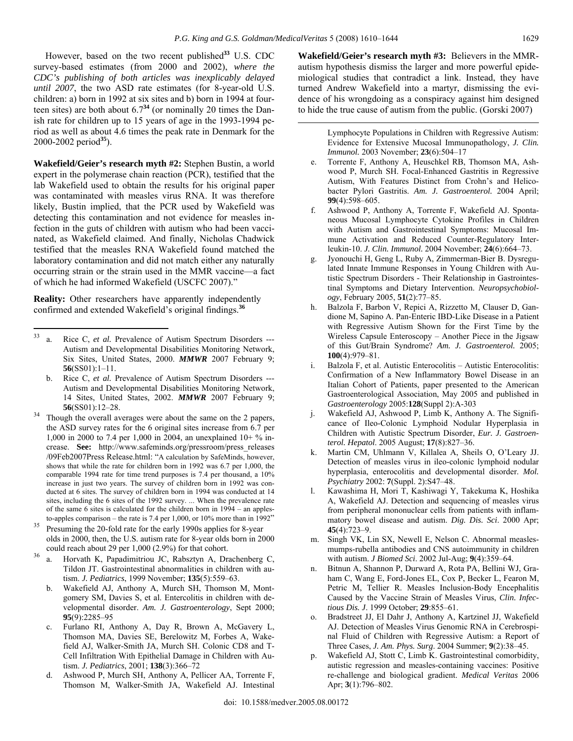However, based on the two recent published[33] U.S. CDC survey-based estimates (from 2000 and 2002), *where the CDC's publishing of both articles was inexplicably delayed until 2007*, the two ASD rate estimates (for 8-year-old U.S. children: a) born in 1992 at six sites and b) born in 1994 at fourteen sites) are both about 6.7[34] (or nominally 20 times the Danish rate for children up to 15 years of age in the 1993-1994 period as well as about 4.6 times the peak rate in Denmark for the 2000-2002 period[35]).

**Wakefield/Geier's research myth #2:** Stephen Bustin, a world expert in the polymerase chain reaction (PCR), testified that the lab Wakefield used to obtain the results for his original paper was contaminated with measles virus RNA. It was therefore likely, Bustin implied, that the PCR used by Wakefield was detecting this contamination and not evidence for measles infection in the guts of children with autism who had been vaccinated, as Wakefield claimed. And finally, Nicholas Chadwick testified that the measles RNA Wakefield found matched the laboratory contamination and did not match either any naturally occurring strain or the strain used in the MMR vaccine—a fact of which he had informed Wakefield (USCFC 2007)."

**Reality:** Other researchers have apparently independently confirmed and extended Wakefield's original findings.[36]

**Wakefield/Geier's research myth #3:** Believers in the MMR-autism hypothesis dismiss the larger and more powerful epidemiological studies that contradict a link. Instead, they have turned Andrew Wakefield into a martyr, dismissing the evidence of his wrongdoing as a conspiracy against him designed to hide the true cause of autism from the public. (Gorski 2007)

---

[33] a. Rice C, *et al.* Prevalence of Autism Spectrum Disorders --- Autism and Developmental Disabilities Monitoring Network, Six Sites, United States, 2000. ***MMWR*** 2007 February 9; **56**(SS01):1–11.

b. Rice C, *et al.* Prevalence of Autism Spectrum Disorders --- Autism and Developmental Disabilities Monitoring Network, 14 Sites, United States, 2002. ***MMWR*** 2007 February 9; **56**(SS01):12–28.

[34] Though the overall averages were about the same on the 2 papers, the ASD survey rates for the 6 original sites increase from 6.7 per 1,000 in 2000 to 7.4 per 1,000 in 2004, an unexplained 10+ % increase. **See:** http://www.safeminds.org/pressroom/press_releases/09Feb2007Press Release.html: "A calculation by SafeMinds, however, shows that while the rate for children born in 1992 was 6.7 per 1,000, the comparable 1994 rate for time trend purposes is 7.4 per thousand, a 10% increase in just two years. The survey of children born in 1992 was conducted at 6 sites. The survey of children born in 1994 was conducted at 14 sites, including the 6 sites of the 1992 survey. ... When the prevalence rate of the same 6 sites is calculated for the children born in 1994 – an apples-to-apples comparison – the rate is 7.4 per 1,000, or 10% more than in 1992"

[35] Presuming the 20-fold rate for the early 1990s applies for 8-year olds in 2000, then, the U.S. autism rate for 8-year olds born in 2000 could reach about 29 per 1,000 (2.9%) for that cohort.

[36] a. Horvath K, Papadimitriou JC, Rabsztyn A, Drachenberg C, Tildon JT. Gastrointestinal abnormalities in children with autism. *J. Pediatrics*, 1999 November; **135**(5):559–63.

b. Wakefield AJ, Anthony A, Murch SH, Thomson M, Montgomery SM, Davies S, et al. Enterocolitis in children with developmental disorder. *Am. J. Gastroenterology*, Sept 2000; **95**(9):2285–95

c. Furlano RI, Anthony A, Day R, Brown A, McGavery L, Thomson MA, Davies SE, Berelowitz M, Forbes A, Wakefield AJ, Walker-Smith JA, Murch SH. Colonic CD8 and T-Cell Infiltration With Epithelial Damage in Children with Autism. *J. Pediatrics*, 2001; **138**(3):366–72

d. Ashwood P, Murch SH, Anthony A, Pellicer AA, Torrente F, Thomson M, Walker-Smith JA, Wakefield AJ. Intestinal Lymphocyte Populations in Children with Regressive Autism: Evidence for Extensive Mucosal Immunopathology, *J. Clin. Immunol.* 2003 November; **23**(6):504–17

e. Torrente F, Anthony A, Heuschkel RB, Thomson MA, Ashwood P, Murch SH. Focal-Enhanced Gastritis in Regressive Autism, With Features Distinct from Crohn's and Helicobacter Pylori Gastritis. *Am. J. Gastroenterol.* 2004 April; **99**(4):598–605.

f. Ashwood P, Anthony A, Torrente F, Wakefield AJ. Spontaneous Mucosal Lymphocyte Cytokine Profiles in Children with Autism and Gastrointestinal Symptoms: Mucosal Immune Activation and Reduced Counter-Regulatory Interleukin-10. *J. Clin. Immunol.* 2004 November; **24**(6):664–73.

g. Jyonouchi H, Geng L, Ruby A, Zimmerman-Bier B. Dysregulated Innate Immune Responses in Young Children with Autistic Spectrum Disorders - Their Relationship in Gastrointestinal Symptoms and Dietary Intervention. *Neuropsychobiology*, February 2005, **51**(2):77–85.

h. Balzola F, Barbon V, Repici A, Rizzetto M, Clauser D, Gandione M, Sapino A. Pan-Enteric IBD-Like Disease in a Patient with Regressive Autism Shown for the First Time by the Wireless Capsule Enteroscopy – Another Piece in the Jigsaw of this Gut/Brain Syndrome? *Am. J. Gastroenterol.* 2005; **100**(4):979–81.

i. Balzola F, et al. Autistic Enterocolitis – Autistic Enterocolitis: Confirmation of a New Inflammatory Bowel Disease in an Italian Cohort of Patients, paper presented to the American Gastroenterological Association, May 2005 and published in *Gastroenterology* 2005:**128**(Suppl 2):A-303

j. Wakefield AJ, Ashwood P, Limb K, Anthony A. The Significance of Ileo-Colonic Lymphoid Nodular Hyperplasia in Children with Autistic Spectrum Disorder, *Eur. J. Gastroenterol. Hepatol.* 2005 August; **17**(8):827–36.

k. Martin CM, Uhlmann V, Killalea A, Sheils O, O'Leary JJ. Detection of measles virus in ileo-colonic lymphoid nodular hyperplasia, enterocolitis and developmental disorder. *Mol. Psychiatry* 2002: **7**(Suppl. 2):S47–48.

l. Kawashima H, Mori T, Kashiwagi Y, Takekuma K, Hoshika A, Wakefield AJ. Detection and sequencing of measles virus from peripheral mononuclear cells from patients with inflammatory bowel disease and autism. *Dig. Dis. Sci*. 2000 Apr; **45**(4):723–9.

m. Singh VK, Lin SX, Newell E, Nelson C. Abnormal measles-mumps-rubella antibodies and CNS autoimmunity in children with autism. *J Biomed Sci*. 2002 Jul-Aug; **9**(4):359–64.

n. Bitnun A, Shannon P, Durward A, Rota PA, Bellini WJ, Graham C, Wang E, Ford-Jones EL, Cox P, Becker L, Fearon M, Petric M, Tellier R. Measles Inclusion-Body Encephalitis Caused by the Vaccine Strain of Measles Virus, *Clin. Infectious Dis. J*. 1999 October; **29**:855–61.

o. Bradstreet JJ, El Dahr J, Anthony A, Kartzinel JJ, Wakefield AJ. Detection of Measles Virus Genomic RNA in Cerebrospinal Fluid of Children with Regressive Autism: a Report of Three Cases, *J. Am. Phys. Surg*. 2004 Summer; **9**(2):38–45.

p. Wakefield AJ, Stott C, Limb K. Gastrointestinal comorbidity, autistic regression and measles-containing vaccines: Positive re-challenge and biological gradient. *Medical Veritas* 2006 Apr; **3**(1):796–802.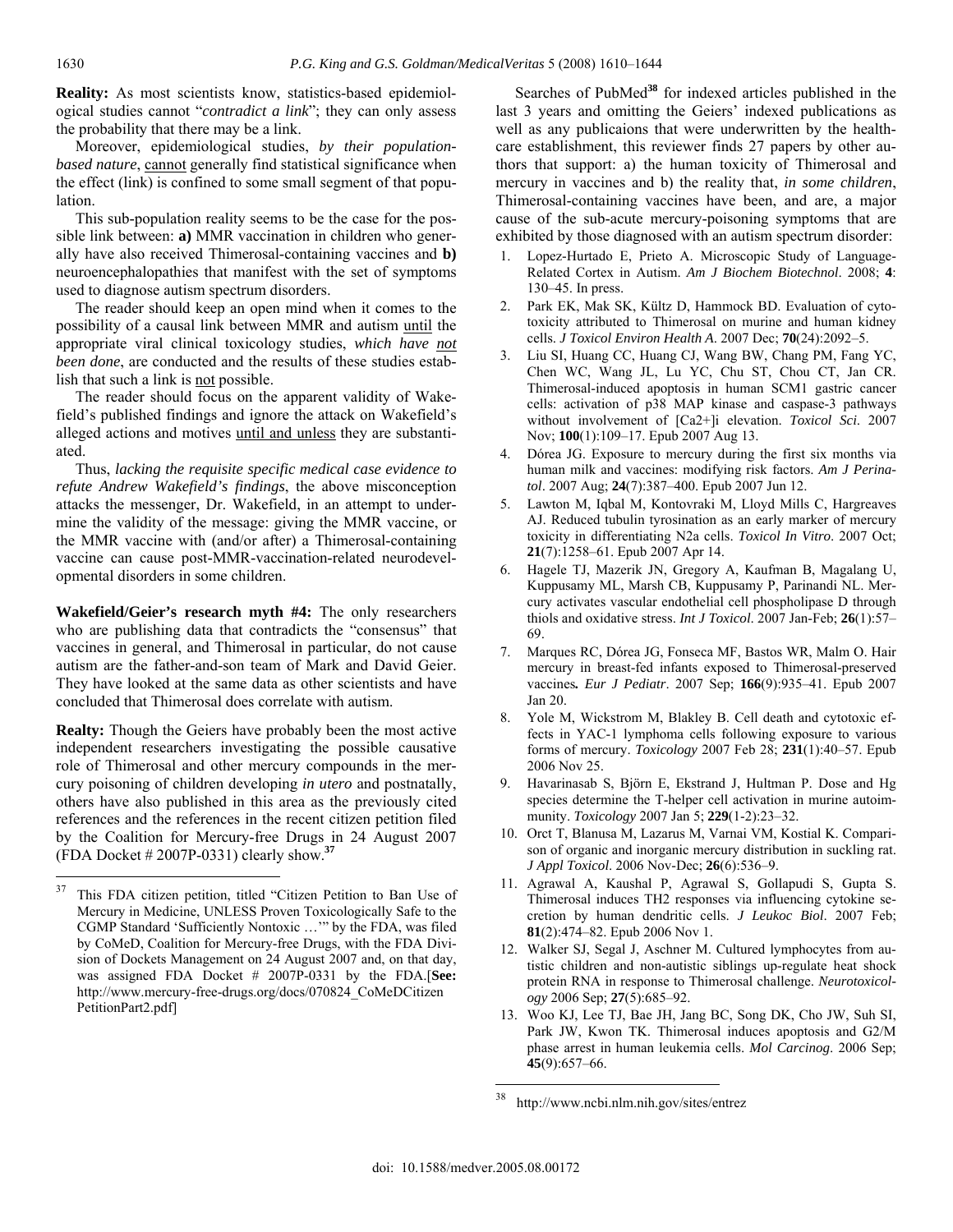**Reality:** As most scientists know, statistics-based epidemiological studies cannot "*contradict a link*"; they can only assess the probability that there may be a link.

Moreover, epidemiological studies, *by their population-based nature*, cannot generally find statistical significance when the effect (link) is confined to some small segment of that population.

This sub-population reality seems to be the case for the possible link between: **a)** MMR vaccination in children who generally have also received Thimerosal-containing vaccines and **b)** neuroencephalopathies that manifest with the set of symptoms used to diagnose autism spectrum disorders.

The reader should keep an open mind when it comes to the possibility of a causal link between MMR and autism until the appropriate viral clinical toxicology studies, *which have not been done*, are conducted and the results of these studies establish that such a link is not possible.

The reader should focus on the apparent validity of Wakefield's published findings and ignore the attack on Wakefield's alleged actions and motives until and unless they are substantiated.

Thus, *lacking the requisite specific medical case evidence to refute Andrew Wakefield's findings*, the above misconception attacks the messenger, Dr. Wakefield, in an attempt to undermine the validity of the message: giving the MMR vaccine, or the MMR vaccine with (and/or after) a Thimerosal-containing vaccine can cause post-MMR-vaccination-related neurodevelopmental disorders in some children.

**Wakefield/Geier's research myth #4:** The only researchers who are publishing data that contradicts the "consensus" that vaccines in general, and Thimerosal in particular, do not cause autism are the father-and-son team of Mark and David Geier. They have looked at the same data as other scientists and have concluded that Thimerosal does correlate with autism.

**Realty:** Though the Geiers have probably been the most active independent researchers investigating the possible causative role of Thimerosal and other mercury compounds in the mercury poisoning of children developing *in utero* and postnatally, others have also published in this area as the previously cited references and the references in the recent citizen petition filed by the Coalition for Mercury-free Drugs in 24 August 2007 (FDA Docket # 2007P-0331) clearly show.[37]

Searches of PubMed[38] for indexed articles published in the last 3 years and omitting the Geiers' indexed publications as well as any publicaions that were underwritten by the health-care establishment, this reviewer finds 27 papers by other authors that support: a) the human toxicity of Thimerosal and mercury in vaccines and b) the reality that, *in some children*, Thimerosal-containing vaccines have been, and are, a major cause of the sub-acute mercury-poisoning symptoms that are exhibited by those diagnosed with an autism spectrum disorder:

1. Lopez-Hurtado E, Prieto A. Microscopic Study of Language-Related Cortex in Autism. *Am J Biochem Biotechnol*. 2008; **4**: 130–45. In press.
2. Park EK, Mak SK, Kültz D, Hammock BD. Evaluation of cytotoxicity attributed to Thimerosal on murine and human kidney cells. *J Toxicol Environ Health A*. 2007 Dec; **70**(24):2092–5.
3. Liu SI, Huang CC, Huang CJ, Wang BW, Chang PM, Fang YC, Chen WC, Wang JL, Lu YC, Chu ST, Chou CT, Jan CR. Thimerosal-induced apoptosis in human SCM1 gastric cancer cells: activation of p38 MAP kinase and caspase-3 pathways without involvement of [Ca2+]i elevation. *Toxicol Sci*. 2007 Nov; **100**(1):109–17. Epub 2007 Aug 13.
4. Dórea JG. Exposure to mercury during the first six months via human milk and vaccines: modifying risk factors. *Am J Perinatol*. 2007 Aug; **24**(7):387–400. Epub 2007 Jun 12.
5. Lawton M, Iqbal M, Kontovraki M, Lloyd Mills C, Hargreaves AJ. Reduced tubulin tyrosination as an early marker of mercury toxicity in differentiating N2a cells. *Toxicol In Vitro*. 2007 Oct; **21**(7):1258–61. Epub 2007 Apr 14.
6. Hagele TJ, Mazerik JN, Gregory A, Kaufman B, Magalang U, Kuppusamy ML, Marsh CB, Kuppusamy P, Parinandi NL. Mercury activates vascular endothelial cell phospholipase D through thiols and oxidative stress. *Int J Toxicol*. 2007 Jan-Feb; **26**(1):57–69.
7. Marques RC, Dórea JG, Fonseca MF, Bastos WR, Malm O. Hair mercury in breast-fed infants exposed to Thimerosal-preserved vaccines*. Eur J Pediatr*. 2007 Sep; **166**(9):935–41. Epub 2007 Jan 20.
8. Yole M, Wickstrom M, Blakley B. Cell death and cytotoxic effects in YAC-1 lymphoma cells following exposure to various forms of mercury. *Toxicology* 2007 Feb 28; **231**(1):40–57. Epub 2006 Nov 25.
9. Havarinasab S, Björn E, Ekstrand J, Hultman P. Dose and Hg species determine the T-helper cell activation in murine autoimmunity. *Toxicology* 2007 Jan 5; **229**(1-2):23–32.
10. Orct T, Blanusa M, Lazarus M, Varnai VM, Kostial K. Comparison of organic and inorganic mercury distribution in suckling rat. *J Appl Toxicol*. 2006 Nov-Dec; **26**(6):536–9.
11. Agrawal A, Kaushal P, Agrawal S, Gollapudi S, Gupta S. Thimerosal induces TH2 responses via influencing cytokine secretion by human dendritic cells. *J Leukoc Biol*. 2007 Feb; **81**(2):474–82. Epub 2006 Nov 1.
12. Walker SJ, Segal J, Aschner M. Cultured lymphocytes from autistic children and non-autistic siblings up-regulate heat shock protein RNA in response to Thimerosal challenge. *Neurotoxicology* 2006 Sep; **27**(5):685–92.
13. Woo KJ, Lee TJ, Bae JH, Jang BC, Song DK, Cho JW, Suh SI, Park JW, Kwon TK. Thimerosal induces apoptosis and G2/M phase arrest in human leukemia cells. *Mol Carcinog*. 2006 Sep; **45**(9):657–66.

---

[37] This FDA citizen petition, titled "Citizen Petition to Ban Use of Mercury in Medicine, UNLESS Proven Toxicologically Safe to the CGMP Standard 'Sufficiently Nontoxic …'" by the FDA, was filed by CoMeD, Coalition for Mercury-free Drugs, with the FDA Division of Dockets Management on 24 August 2007 and, on that day, was assigned FDA Docket # 2007P-0331 by the FDA.[**See:** http://www.mercury-free-drugs.org/docs/070824_CoMeDCitizen PetitionPart2.pdf]

[38] http://www.ncbi.nlm.nih.gov/sites/entrez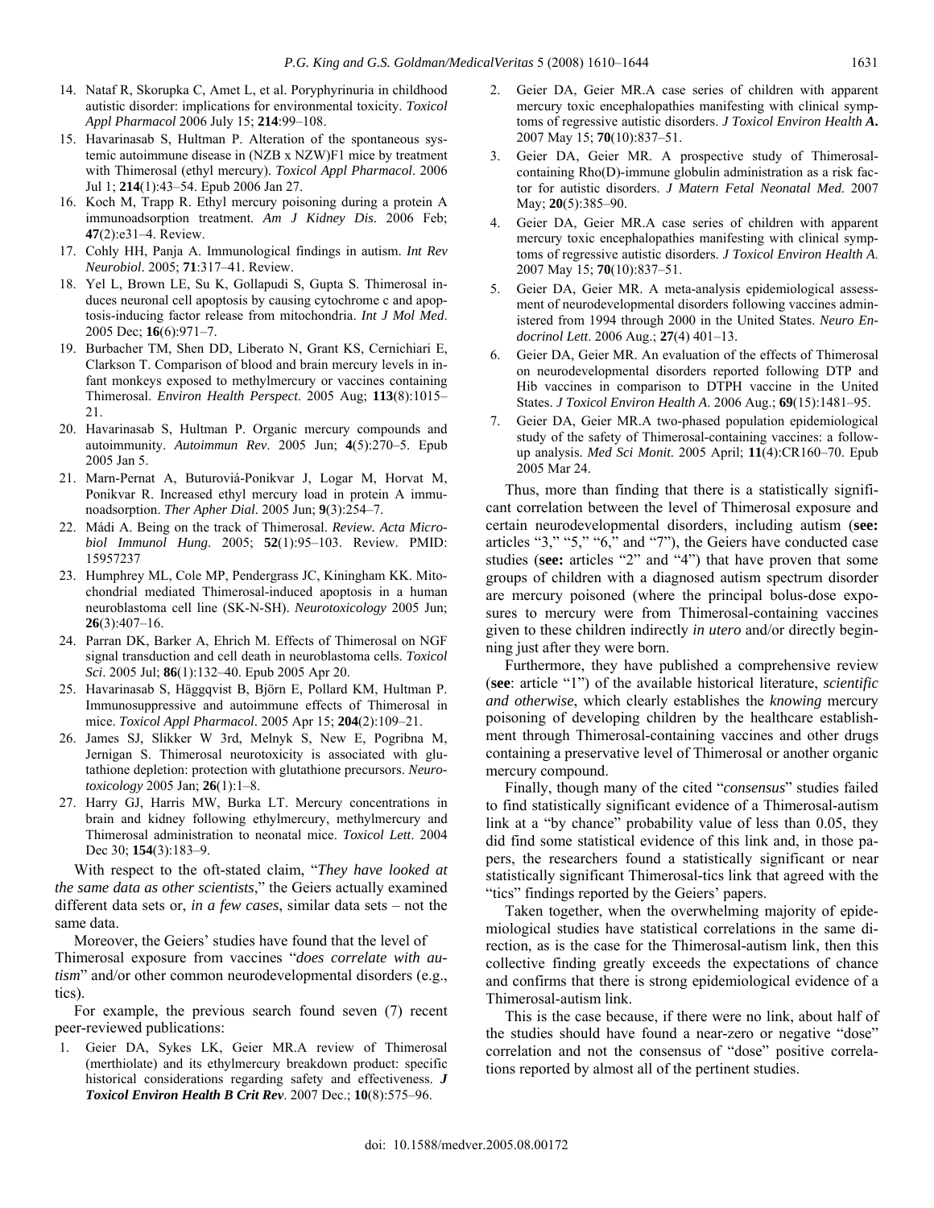14. Nataf R, Skorupka C, Amet L, et al. Poryphyrinuria in childhood autistic disorder: implications for environmental toxicity. *Toxicol Appl Pharmacol* 2006 July 15; **214**:99–108.
15. Havarinasab S, Hultman P. Alteration of the spontaneous systemic autoimmune disease in (NZB x NZW)F1 mice by treatment with Thimerosal (ethyl mercury). *Toxicol Appl Pharmacol*. 2006 Jul 1; **214**(1):43–54. Epub 2006 Jan 27.
16. Koch M, Trapp R. Ethyl mercury poisoning during a protein A immunoadsorption treatment. *Am J Kidney Dis*. 2006 Feb; **47**(2):e31–4. Review.
17. Cohly HH, Panja A. Immunological findings in autism. *Int Rev Neurobiol*. 2005; **71**:317–41. Review.
18. Yel L, Brown LE, Su K, Gollapudi S, Gupta S. Thimerosal induces neuronal cell apoptosis by causing cytochrome c and apoptosis-inducing factor release from mitochondria. *Int J Mol Med*. 2005 Dec; **16**(6):971–7.
19. Burbacher TM, Shen DD, Liberato N, Grant KS, Cernichiari E, Clarkson T. Comparison of blood and brain mercury levels in infant monkeys exposed to methylmercury or vaccines containing Thimerosal. *Environ Health Perspect*. 2005 Aug; **113**(8):1015–21.
20. Havarinasab S, Hultman P. Organic mercury compounds and autoimmunity. *Autoimmun Rev*. 2005 Jun; **4**(5):270–5. Epub 2005 Jan 5.
21. Marn-Pernat A, Buturoviá-Ponikvar J, Logar M, Horvat M, Ponikvar R. Increased ethyl mercury load in protein A immunoadsorption. *Ther Apher Dial*. 2005 Jun; **9**(3):254–7.
22. Mádi A. Being on the track of Thimerosal. *Review. Acta Microbiol Immunol Hung*. 2005; **52**(1):95–103. Review. PMID: 15957237
23. Humphrey ML, Cole MP, Pendergrass JC, Kiningham KK. Mitochondrial mediated Thimerosal-induced apoptosis in a human neuroblastoma cell line (SK-N-SH). *Neurotoxicology* 2005 Jun; **26**(3):407–16.
24. Parran DK, Barker A, Ehrich M. Effects of Thimerosal on NGF signal transduction and cell death in neuroblastoma cells. *Toxicol Sci*. 2005 Jul; **86**(1):132–40. Epub 2005 Apr 20.
25. Havarinasab S, Häggqvist B, Björn E, Pollard KM, Hultman P. Immunosuppressive and autoimmune effects of Thimerosal in mice. *Toxicol Appl Pharmacol*. 2005 Apr 15; **204**(2):109–21.
26. James SJ, Slikker W 3rd, Melnyk S, New E, Pogribna M, Jernigan S. Thimerosal neurotoxicity is associated with glutathione depletion: protection with glutathione precursors. *Neurotoxicology* 2005 Jan; **26**(1):1–8.
27. Harry GJ, Harris MW, Burka LT. Mercury concentrations in brain and kidney following ethylmercury, methylmercury and Thimerosal administration to neonatal mice. *Toxicol Lett*. 2004 Dec 30; **154**(3):183–9.

With respect to the oft-stated claim, "*They have looked at the same data as other scientists*," the Geiers actually examined different data sets or, *in a few cases*, similar data sets – not the same data.

Moreover, the Geiers' studies have found that the level of Thimerosal exposure from vaccines "*does correlate with autism*" and/or other common neurodevelopmental disorders (e.g., tics).

For example, the previous search found seven (7) recent peer-reviewed publications:

1. Geier DA, Sykes LK, Geier MR.A review of Thimerosal (merthiolate) and its ethylmercury breakdown product: specific historical considerations regarding safety and effectiveness. ***J Toxicol Environ Health B Crit Rev***. 2007 Dec.; **10**(8):575–96.
2. Geier DA, Geier MR.A case series of children with apparent mercury toxic encephalopathies manifesting with clinical symptoms of regressive autistic disorders. *J Toxicol Environ Health* ***A*****.** 2007 May 15; **70**(10):837–51.
3. Geier DA, Geier MR. A prospective study of Thimerosal-containing Rho(D)-immune globulin administration as a risk factor for autistic disorders. *J Matern Fetal Neonatal Med*. 2007 May; **20**(5):385–90.
4. Geier DA, Geier MR.A case series of children with apparent mercury toxic encephalopathies manifesting with clinical symptoms of regressive autistic disorders. *J Toxicol Environ Health A*. 2007 May 15; **70**(10):837–51.
5. Geier DA, Geier MR. A meta-analysis epidemiological assessment of neurodevelopmental disorders following vaccines administered from 1994 through 2000 in the United States. *Neuro Endocrinol Lett*. 2006 Aug.; **27**(4) 401–13.
6. Geier DA, Geier MR. An evaluation of the effects of Thimerosal on neurodevelopmental disorders reported following DTP and Hib vaccines in comparison to DTPH vaccine in the United States. *J Toxicol Environ Health A*. 2006 Aug.; **69**(15):1481–95.
7. Geier DA, Geier MR.A two-phased population epidemiological study of the safety of Thimerosal-containing vaccines: a follow-up analysis. *Med Sci Monit*. 2005 April; **11**(4):CR160–70. Epub 2005 Mar 24.

Thus, more than finding that there is a statistically significant correlation between the level of Thimerosal exposure and certain neurodevelopmental disorders, including autism (**see:** articles "3," "5," "6," and "7"), the Geiers have conducted case studies (**see:** articles "2" and "4") that have proven that some groups of children with a diagnosed autism spectrum disorder are mercury poisoned (where the principal bolus-dose exposures to mercury were from Thimerosal-containing vaccines given to these children indirectly *in utero* and/or directly beginning just after they were born.

Furthermore, they have published a comprehensive review (**see**: article "1") of the available historical literature, *scientific and otherwise*, which clearly establishes the *knowing* mercury poisoning of developing children by the healthcare establishment through Thimerosal-containing vaccines and other drugs containing a preservative level of Thimerosal or another organic mercury compound.

Finally, though many of the cited "*consensus*" studies failed to find statistically significant evidence of a Thimerosal-autism link at a "by chance" probability value of less than 0.05, they did find some statistical evidence of this link and, in those papers, the researchers found a statistically significant or near statistically significant Thimerosal-tics link that agreed with the "tics" findings reported by the Geiers' papers.

Taken together, when the overwhelming majority of epidemiological studies have statistical correlations in the same direction, as is the case for the Thimerosal-autism link, then this collective finding greatly exceeds the expectations of chance and confirms that there is strong epidemiological evidence of a Thimerosal-autism link.

This is the case because, if there were no link, about half of the studies should have found a near-zero or negative "dose" correlation and not the consensus of "dose" positive correlations reported by almost all of the pertinent studies.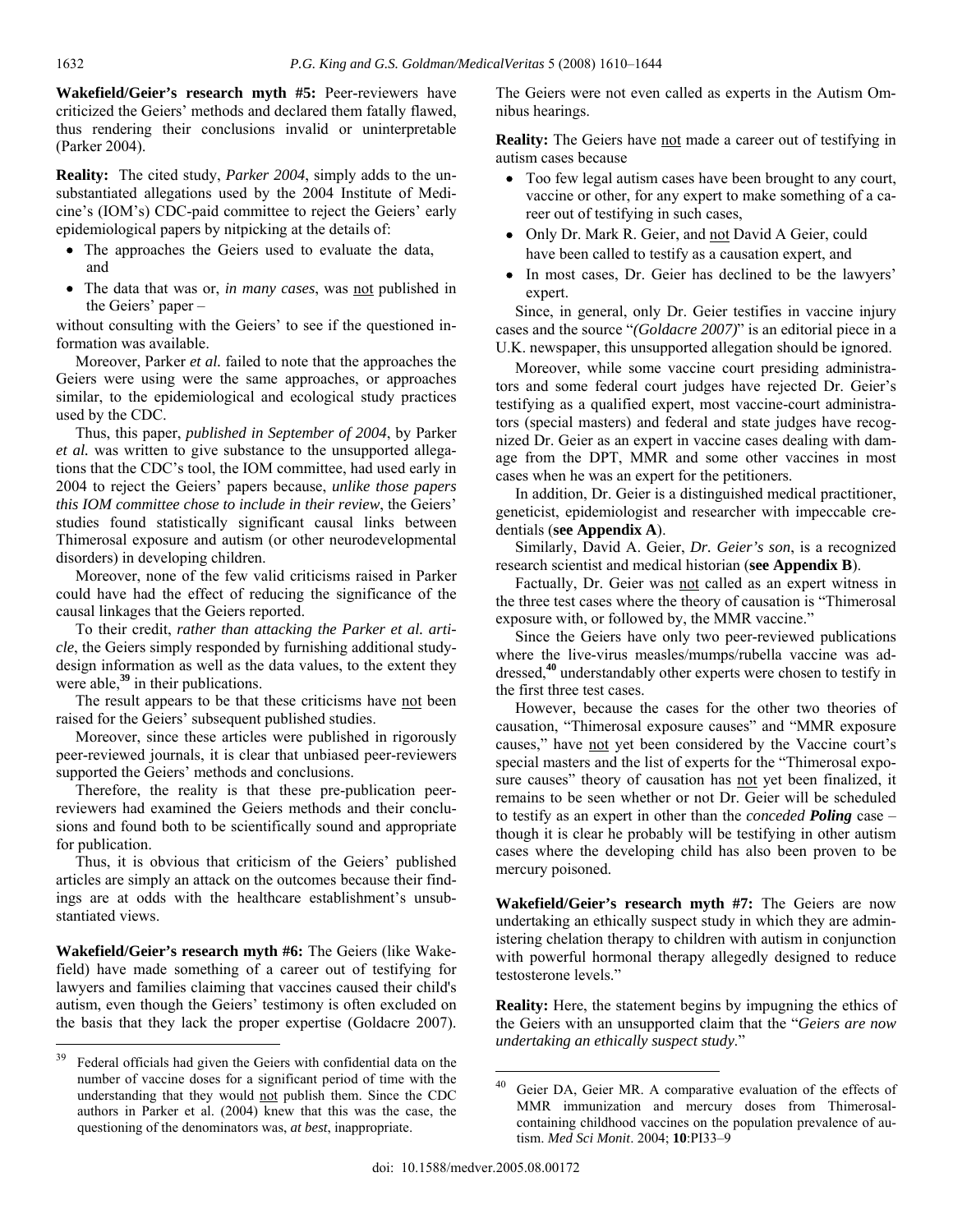**Wakefield/Geier's research myth #5:** Peer-reviewers have criticized the Geiers' methods and declared them fatally flawed, thus rendering their conclusions invalid or uninterpretable (Parker 2004).

**Reality:** The cited study, *Parker 2004*, simply adds to the unsubstantiated allegations used by the 2004 Institute of Medicine's (IOM's) CDC-paid committee to reject the Geiers' early epidemiological papers by nitpicking at the details of:

- The approaches the Geiers used to evaluate the data, and
- The data that was or, *in many cases*, was not published in the Geiers' paper –

without consulting with the Geiers' to see if the questioned information was available.

Moreover, Parker *et al.* failed to note that the approaches the Geiers were using were the same approaches, or approaches similar, to the epidemiological and ecological study practices used by the CDC.

Thus, this paper, *published in September of 2004*, by Parker *et al.* was written to give substance to the unsupported allegations that the CDC's tool, the IOM committee, had used early in 2004 to reject the Geiers' papers because, *unlike those papers this IOM committee chose to include in their review*, the Geiers' studies found statistically significant causal links between Thimerosal exposure and autism (or other neurodevelopmental disorders) in developing children.

Moreover, none of the few valid criticisms raised in Parker could have had the effect of reducing the significance of the causal linkages that the Geiers reported.

To their credit, *rather than attacking the Parker et al. article*, the Geiers simply responded by furnishing additional study-design information as well as the data values, to the extent they were able,[39] in their publications.

The result appears to be that these criticisms have not been raised for the Geiers' subsequent published studies.

Moreover, since these articles were published in rigorously peer-reviewed journals, it is clear that unbiased peer-reviewers supported the Geiers' methods and conclusions.

Therefore, the reality is that these pre-publication peer-reviewers had examined the Geiers methods and their conclusions and found both to be scientifically sound and appropriate for publication.

Thus, it is obvious that criticism of the Geiers' published articles are simply an attack on the outcomes because their findings are at odds with the healthcare establishment's unsubstantiated views.

**Wakefield/Geier's research myth #6:** The Geiers (like Wakefield) have made something of a career out of testifying for lawyers and families claiming that vaccines caused their child's autism, even though the Geiers' testimony is often excluded on the basis that they lack the proper expertise (Goldacre 2007). The Geiers were not even called as experts in the Autism Omnibus hearings.

**Reality:** The Geiers have not made a career out of testifying in autism cases because

- Too few legal autism cases have been brought to any court, vaccine or other, for any expert to make something of a career out of testifying in such cases,
- Only Dr. Mark R. Geier, and not David A Geier, could have been called to testify as a causation expert, and
- In most cases, Dr. Geier has declined to be the lawyers' expert.

Since, in general, only Dr. Geier testifies in vaccine injury cases and the source "*(Goldacre 2007)*" is an editorial piece in a U.K. newspaper, this unsupported allegation should be ignored.

Moreover, while some vaccine court presiding administrators and some federal court judges have rejected Dr. Geier's testifying as a qualified expert, most vaccine-court administrators (special masters) and federal and state judges have recognized Dr. Geier as an expert in vaccine cases dealing with damage from the DPT, MMR and some other vaccines in most cases when he was an expert for the petitioners.

In addition, Dr. Geier is a distinguished medical practitioner, geneticist, epidemiologist and researcher with impeccable credentials (**see Appendix A**).

Similarly, David A. Geier, *Dr. Geier's son*, is a recognized research scientist and medical historian (**see Appendix B**).

Factually, Dr. Geier was not called as an expert witness in the three test cases where the theory of causation is "Thimerosal exposure with, or followed by, the MMR vaccine."

Since the Geiers have only two peer-reviewed publications where the live-virus measles/mumps/rubella vaccine was addressed,[40] understandably other experts were chosen to testify in the first three test cases.

However, because the cases for the other two theories of causation, "Thimerosal exposure causes" and "MMR exposure causes," have not yet been considered by the Vaccine court's special masters and the list of experts for the "Thimerosal exposure causes" theory of causation has not yet been finalized, it remains to be seen whether or not Dr. Geier will be scheduled to testify as an expert in other than the *conceded* ***Poling*** case – though it is clear he probably will be testifying in other autism cases where the developing child has also been proven to be mercury poisoned.

**Wakefield/Geier's research myth #7:** The Geiers are now undertaking an ethically suspect study in which they are administering chelation therapy to children with autism in conjunction with powerful hormonal therapy allegedly designed to reduce testosterone levels."

**Reality:** Here, the statement begins by impugning the ethics of the Geiers with an unsupported claim that the "*Geiers are now undertaking an ethically suspect study.*"

---

[39] Federal officials had given the Geiers with confidential data on the number of vaccine doses for a significant period of time with the understanding that they would not publish them. Since the CDC authors in Parker et al. (2004) knew that this was the case, the questioning of the denominators was, *at best*, inappropriate.

[40] Geier DA, Geier MR. A comparative evaluation of the effects of MMR immunization and mercury doses from Thimerosal-containing childhood vaccines on the population prevalence of autism. *Med Sci Monit*. 2004; **10**:PI33–9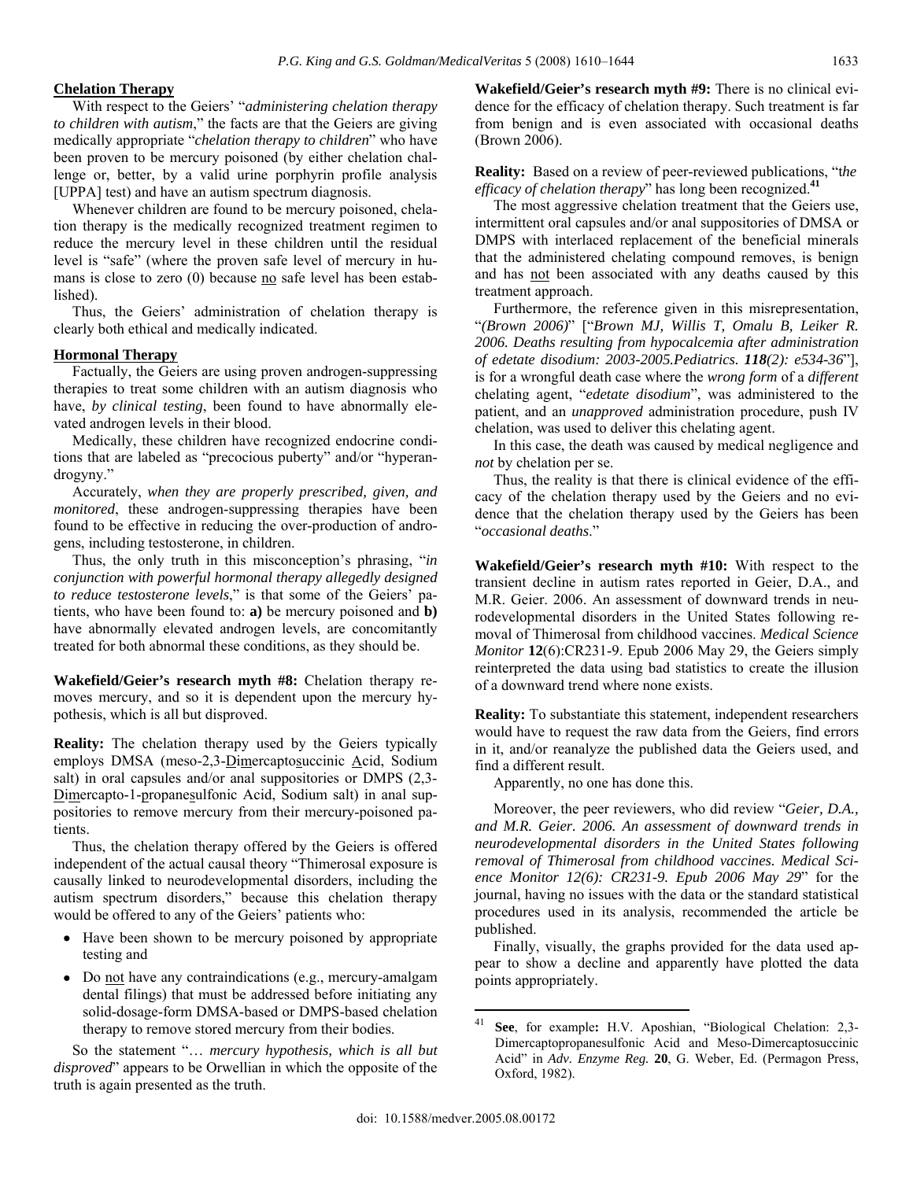**Chelation Therapy**

With respect to the Geiers' "*administering chelation therapy to children with autism*," the facts are that the Geiers are giving medically appropriate "*chelation therapy to children*" who have been proven to be mercury poisoned (by either chelation challenge or, better, by a valid urine porphyrin profile analysis [UPPA] test) and have an autism spectrum diagnosis.

Whenever children are found to be mercury poisoned, chelation therapy is the medically recognized treatment regimen to reduce the mercury level in these children until the residual level is "safe" (where the proven safe level of mercury in humans is close to zero (0) because no safe level has been established).

Thus, the Geiers' administration of chelation therapy is clearly both ethical and medically indicated.

**Hormonal Therapy**

Factually, the Geiers are using proven androgen-suppressing therapies to treat some children with an autism diagnosis who have, *by clinical testing*, been found to have abnormally elevated androgen levels in their blood.

Medically, these children have recognized endocrine conditions that are labeled as "precocious puberty" and/or "hyperandrogyny."

Accurately, *when they are properly prescribed, given, and monitored*, these androgen-suppressing therapies have been found to be effective in reducing the over-production of androgens, including testosterone, in children.

Thus, the only truth in this misconception's phrasing, "*in conjunction with powerful hormonal therapy allegedly designed to reduce testosterone levels*," is that some of the Geiers' patients, who have been found to: **a)** be mercury poisoned and **b)** have abnormally elevated androgen levels, are concomitantly treated for both abnormal these conditions, as they should be.

**Wakefield/Geier's research myth #8:** Chelation therapy removes mercury, and so it is dependent upon the mercury hypothesis, which is all but disproved.

**Reality:** The chelation therapy used by the Geiers typically employs DMSA (meso-2,3-Dimercaptosuccinic Acid, Sodium salt) in oral capsules and/or anal suppositories or DMPS (2,3-Dimercapto-1-propanesulfonic Acid, Sodium salt) in anal suppositories to remove mercury from their mercury-poisoned patients.

Thus, the chelation therapy offered by the Geiers is offered independent of the actual causal theory "Thimerosal exposure is causally linked to neurodevelopmental disorders, including the autism spectrum disorders," because this chelation therapy would be offered to any of the Geiers' patients who:

- Have been shown to be mercury poisoned by appropriate testing and
- Do not have any contraindications (e.g., mercury-amalgam dental fillings) that must be addressed before initiating any solid-dosage-form DMSA-based or DMPS-based chelation therapy to remove stored mercury from their bodies.

So the statement "… *mercury hypothesis, which is all but disproved*" appears to be Orwellian in which the opposite of the truth is again presented as the truth.

**Wakefield/Geier's research myth #9:** There is no clinical evidence for the efficacy of chelation therapy. Such treatment is far from benign and is even associated with occasional deaths (Brown 2006).

**Reality:** Based on a review of peer-reviewed publications, "*the efficacy of chelation therapy*" has long been recognized.[41]

The most aggressive chelation treatment that the Geiers use, intermittent oral capsules and/or anal suppositories of DMSA or DMPS with interlaced replacement of the beneficial minerals that the administered chelating compound removes, is benign and has not been associated with any deaths caused by this treatment approach.

Furthermore, the reference given in this misrepresentation, "*(Brown 2006)*" ["*Brown MJ, Willis T, Omalu B, Leiker R. 2006. Deaths resulting from hypocalcemia after administration of edetate disodium: 2003-2005.Pediatrics.* ***118****(2): e534-36*"], is for a wrongful death case where the *wrong form* of a *different* chelating agent, "*edetate disodium*", was administered to the patient, and an *unapproved* administration procedure, push IV chelation, was used to deliver this chelating agent.

In this case, the death was caused by medical negligence and *not* by chelation per se.

Thus, the reality is that there is clinical evidence of the efficacy of the chelation therapy used by the Geiers and no evidence that the chelation therapy used by the Geiers has been "*occasional deaths*."

**Wakefield/Geier's research myth #10:** With respect to the transient decline in autism rates reported in Geier, D.A., and M.R. Geier. 2006. An assessment of downward trends in neurodevelopmental disorders in the United States following removal of Thimerosal from childhood vaccines. *Medical Science Monitor* **12**(6):CR231-9. Epub 2006 May 29, the Geiers simply reinterpreted the data using bad statistics to create the illusion of a downward trend where none exists.

**Reality:** To substantiate this statement, independent researchers would have to request the raw data from the Geiers, find errors in it, and/or reanalyze the published data the Geiers used, and find a different result.

Apparently, no one has done this.

Moreover, the peer reviewers, who did review "*Geier, D.A., and M.R. Geier. 2006. An assessment of downward trends in neurodevelopmental disorders in the United States following removal of Thimerosal from childhood vaccines. Medical Science Monitor 12(6): CR231-9. Epub 2006 May 29*" for the journal, having no issues with the data or the standard statistical procedures used in its analysis, recommended the article be published.

Finally, visually, the graphs provided for the data used appear to show a decline and apparently have plotted the data points appropriately.

---

[41] **See**, for example**:** H.V. Aposhian, "Biological Chelation: 2,3-Dimercaptopropanesulfonic Acid and Meso-Dimercaptosuccinic Acid" in *Adv. Enzyme Reg.* **20**, G. Weber, Ed. (Permagon Press, Oxford, 1982).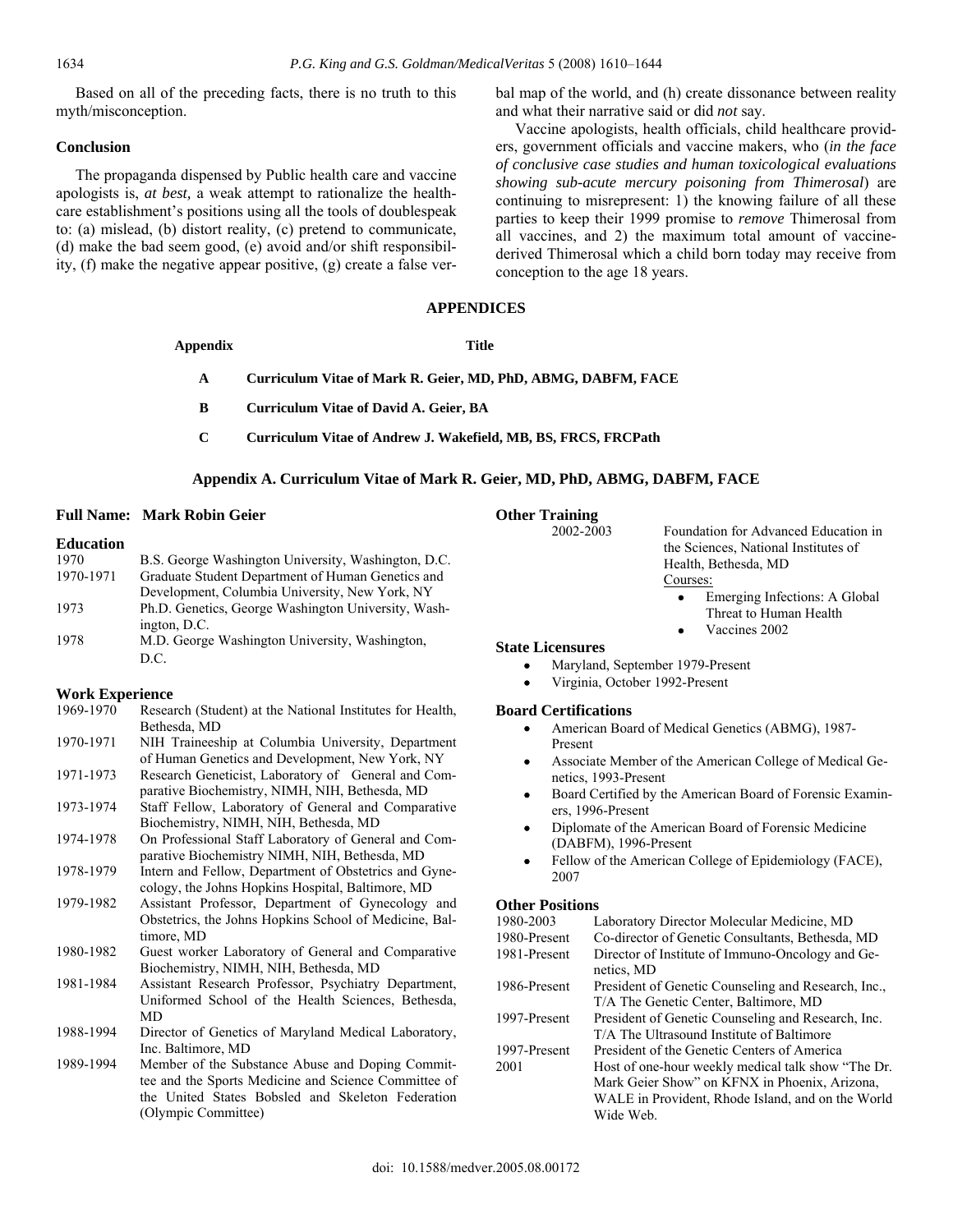Based on all of the preceding facts, there is no truth to this myth/misconception.

### Conclusion

The propaganda dispensed by Public health care and vaccine apologists is, *at best,* a weak attempt to rationalize the healthcare establishment's positions using all the tools of doublespeak to: (a) mislead, (b) distort reality, (c) pretend to communicate, (d) make the bad seem good, (e) avoid and/or shift responsibility, (f) make the negative appear positive, (g) create a false verbal map of the world, and (h) create dissonance between reality and what their narrative said or did *not* say.

Vaccine apologists, health officials, child healthcare providers, government officials and vaccine makers, who (*in the face of conclusive case studies and human toxicological evaluations showing sub-acute mercury poisoning from Thimerosal*) are continuing to misrepresent: 1) the knowing failure of all these parties to keep their 1999 promise to *remove* Thimerosal from all vaccines, and 2) the maximum total amount of vaccine-derived Thimerosal which a child born today may receive from conception to the age 18 years.

## APPENDICES

| Appendix | Title |
|---|---|
| **A** | **Curriculum Vitae of Mark R. Geier, MD, PhD, ABMG, DABFM, FACE** |
| **B** | **Curriculum Vitae of David A. Geier, BA** |
| **C** | **Curriculum Vitae of Andrew J. Wakefield, MB, BS, FRCS, FRCPath** |

### Appendix A. Curriculum Vitae of Mark R. Geier, MD, PhD, ABMG, DABFM, FACE

**Full Name: Mark Robin Geier**

**Education**

| | |
|---|---|
| 1970 | B.S. George Washington University, Washington, D.C. |
| 1970-1971 | Graduate Student Department of Human Genetics and Development, Columbia University, New York, NY |
| 1973 | Ph.D. Genetics, George Washington University, Washington, D.C. |
| 1978 | M.D. George Washington University, Washington, D.C. |

**Work Experience**

| | |
|---|---|
| 1969-1970 | Research (Student) at the National Institutes for Health, Bethesda, MD |
| 1970-1971 | NIH Traineeship at Columbia University, Department of Human Genetics and Development, New York, NY |
| 1971-1973 | Research Geneticist, Laboratory of General and Comparative Biochemistry, NIMH, NIH, Bethesda, MD |
| 1973-1974 | Staff Fellow, Laboratory of General and Comparative Biochemistry, NIMH, NIH, Bethesda, MD |
| 1974-1978 | On Professional Staff Laboratory of General and Comparative Biochemistry NIMH, NIH, Bethesda, MD |
| 1978-1979 | Intern and Fellow, Department of Obstetrics and Gynecology, the Johns Hopkins Hospital, Baltimore, MD |
| 1979-1982 | Assistant Professor, Department of Gynecology and Obstetrics, the Johns Hopkins School of Medicine, Baltimore, MD |
| 1980-1982 | Guest worker Laboratory of General and Comparative Biochemistry, NIMH, NIH, Bethesda, MD |
| 1981-1984 | Assistant Research Professor, Psychiatry Department, Uniformed School of the Health Sciences, Bethesda, MD |
| 1988-1994 | Director of Genetics of Maryland Medical Laboratory, Inc. Baltimore, MD |
| 1989-1994 | Member of the Substance Abuse and Doping Committee and the Sports Medicine and Science Committee of the United States Bobsled and Skeleton Federation (Olympic Committee) |

**Other Training**

| | |
|---|---|
| 2002-2003 | Foundation for Advanced Education in the Sciences, National Institutes of Health, Bethesda, MD<br>Courses:<br>• Emerging Infections: A Global Threat to Human Health<br>• Vaccines 2002 |

**State Licensures**

- Maryland, September 1979-Present
- Virginia, October 1992-Present

**Board Certifications**

- American Board of Medical Genetics (ABMG), 1987-Present
- Associate Member of the American College of Medical Genetics, 1993-Present
- Board Certified by the American Board of Forensic Examiners, 1996-Present
- Diplomate of the American Board of Forensic Medicine (DABFM), 1996-Present
- Fellow of the American College of Epidemiology (FACE), 2007

**Other Positions**

| | |
|---|---|
| 1980-2003 | Laboratory Director Molecular Medicine, MD |
| 1980-Present | Co-director of Genetic Consultants, Bethesda, MD |
| 1981-Present | Director of Institute of Immuno-Oncology and Genetics, MD |
| 1986-Present | President of Genetic Counseling and Research, Inc., T/A The Genetic Center, Baltimore, MD |
| 1997-Present | President of Genetic Counseling and Research, Inc. T/A The Ultrasound Institute of Baltimore |
| 1997-Present | President of the Genetic Centers of America |
| 2001 | Host of one-hour weekly medical talk show "The Dr. Mark Geier Show" on KFNX in Phoenix, Arizona, WALE in Provident, Rhode Island, and on the World Wide Web. |

doi: 10.1588/medver.2005.08.00172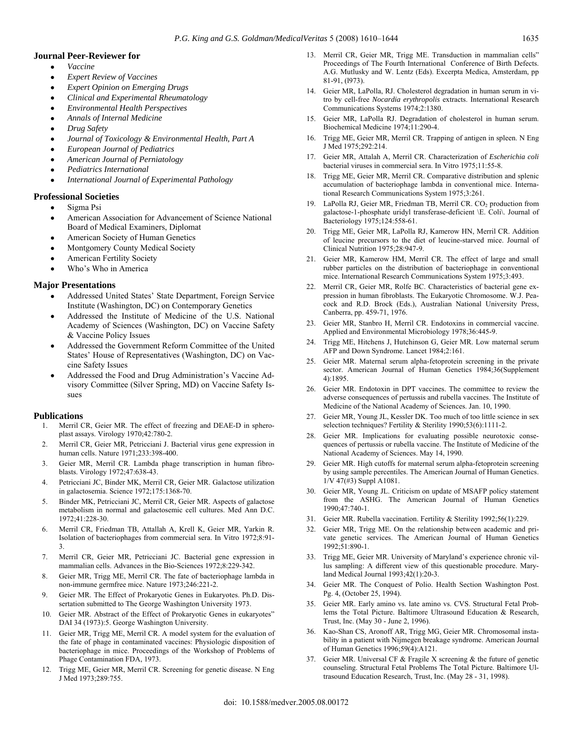### Journal Peer-Reviewer for

- *Vaccine*
- *Expert Review of Vaccines*
- *Expert Opinion on Emerging Drugs*
- *Clinical and Experimental Rheumatology*
- *Environmental Health Perspectives*
- *Annals of Internal Medicine*
- *Drug Safety*
- *Journal of Toxicology & Environmental Health, Part A*
- *European Journal of Pediatrics*
- *American Journal of Perniatology*
- *Pediatrics International*
- *International Journal of Experimental Pathology*

### Professional Societies

- Sigma Psi
- American Association for Advancement of Science National Board of Medical Examiners, Diplomat
- American Society of Human Genetics
- Montgomery County Medical Society
- American Fertility Society
- Who's Who in America

### Major Presentations

- Addressed United States' State Department, Foreign Service Institute (Washington, DC) on Contemporary Genetics
- Addressed the Institute of Medicine of the U.S. National Academy of Sciences (Washington, DC) on Vaccine Safety & Vaccine Policy Issues
- Addressed the Government Reform Committee of the United States' House of Representatives (Washington, DC) on Vaccine Safety Issues
- Addressed the Food and Drug Administration's Vaccine Advisory Committee (Silver Spring, MD) on Vaccine Safety Issues

### Publications

1. Merril CR, Geier MR. The effect of freezing and DEAE-D in spheroplast assays. Virology 1970;42:780-2.
2. Merril CR, Geier MR, Petricciani J. Bacterial virus gene expression in human cells. Nature 1971;233:398-400.
3. Geier MR, Merril CR. Lambda phage transcription in human fibroblasts. Virology 1972;47:638-43.
4. Petricciani JC, Binder MK, Merril CR, Geier MR. Galactose utilization in galactosemia. Science 1972;175:1368-70.
5. Binder MK, Petricciani JC, Merril CR, Geier MR. Aspects of galactose metabolism in normal and galactosemic cell cultures. Med Ann D.C. 1972;41:228-30.
6. Merril CR, Friedman TB, Attallah A, Krell K, Geier MR, Yarkin R. Isolation of bacteriophages from commercial sera. In Vitro 1972;8:91-3.
7. Merril CR, Geier MR, Petricciani JC. Bacterial gene expression in mammalian cells. Advances in the Bio-Sciences 1972;8:229-342.
8. Geier MR, Trigg ME, Merril CR. The fate of bacteriophage lambda in non-immune germfree mice. Nature 1973;246:221-2.
9. Geier MR. The Effect of Prokaryotic Genes in Eukaryotes. Ph.D. Dissertation submitted to The George Washington University 1973.
10. Geier MR. Abstract of the Effect of Prokaryotic Genes in eukaryotes" DAI 34 (1973):5. George Washington University.
11. Geier MR, Trigg ME, Merril CR. A model system for the evaluation of the fate of phage in contaminated vaccines: Physiologic disposition of bacteriophage in mice. Proceedings of the Workshop of Problems of Phage Contamination FDA, 1973.
12. Trigg ME, Geier MR, Merril CR. Screening for genetic disease. N Eng J Med 1973;289:755.
13. Merril CR, Geier MR, Trigg ME. Transduction in mammalian cells" Proceedings of The Fourth International Conference of Birth Defects. A.G. Mutlusky and W. Lentz (Eds). Excerpta Medica, Amsterdam, pp 81-91, (l973).
14. Geier MR, LaPolla, RJ. Cholesterol degradation in human serum in vitro by cell-free *Nocardia erythropolis* extracts. International Research Communications Systems 1974;2:1380.
15. Geier MR, LaPolla RJ. Degradation of cholesterol in human serum. Biochemical Medicine 1974;11:290-4.
16. Trigg ME, Geier MR, Merril CR. Trapping of antigen in spleen. N Eng J Med 1975;292:214.
17. Geier MR, Attalah A, Merril CR. Characterization of *Escherichia coli* bacterial viruses in commercial sera. In Vitro 1975;11:55-8.
18. Trigg ME, Geier MR, Merril CR. Comparative distribution and splenic accumulation of bacteriophage lambda in conventional mice. International Research Communications System 1975;3:261.
19. LaPolla RJ, Geier MR, Friedman TB, Merril CR. $CO_2$ production from galactose-1-phosphate uridyl transferase-deficient \E. Coli\. Journal of Bacteriology 1975;124:558-61.
20. Trigg ME, Geier MR, LaPolla RJ, Kamerow HN, Merril CR. Addition of leucine precursors to the diet of leucine-starved mice. Journal of Clinical Nutrition 1975;28:947-9.
21. Geier MR, Kamerow HM, Merril CR. The effect of large and small rubber particles on the distribution of bacteriophage in conventional mice. International Research Communications System 1975;3:493.
22. Merril CR, Geier MR, Rolfe BC. Characteristics of bacterial gene expression in human fibroblasts. The Eukaryotic Chromosome. W.J. Peacock and R.D. Brock (Eds.), Australian National University Press, Canberra, pp. 459-71, 1976.
23. Geier MR, Stanbro H, Merril CR. Endotoxins in commercial vaccine. Applied and Environmental Microbiology 1978;36:445-9.
24. Trigg ME, Hitchens J, Hutchinson G, Geier MR. Low maternal serum AFP and Down Syndrome. Lancet 1984;2:161.
25. Geier MR. Maternal serum alpha-fetoprotein screening in the private sector. American Journal of Human Genetics 1984;36(Supplement 4):1895.
26. Geier MR. Endotoxin in DPT vaccines. The committee to review the adverse consequences of pertussis and rubella vaccines. The Institute of Medicine of the National Academy of Sciences. Jan. 10, 1990.
27. Geier MR, Young JL, Kessler DK. Too much of too little science in sex selection techniques? Fertility & Sterility 1990;53(6):1111-2.
28. Geier MR. Implications for evaluating possible neurotoxic consequences of pertussis or rubella vaccine. The Institute of Medicine of the National Academy of Sciences. May 14, 1990.
29. Geier MR. High cutoffs for maternal serum alpha-fetoprotein screening by using sample percentiles. The American Journal of Human Genetics. 1/V 47(#3) Suppl A1081.
30. Geier MR, Young JL. Criticism on update of MSAFP policy statement from the ASHG. The American Journal of Human Genetics 1990;47:740-1.
31. Geier MR. Rubella vaccination. Fertility & Sterility 1992;56(1):229.
32. Geier MR, Trigg ME. On the relationship between academic and private genetic services. The American Journal of Human Genetics 1992;51:890-1.
33. Trigg ME, Geier MR. University of Maryland's experience chronic villus sampling: A different view of this questionable procedure. Maryland Medical Journal 1993;42(1):20-3.
34. Geier MR. The Conquest of Polio. Health Section Washington Post. Pg. 4, (October 25, 1994).
35. Geier MR. Early amino vs. late amino vs. CVS. Structural Fetal Problems the Total Picture. Baltimore Ultrasound Education & Research, Trust, Inc. (May 30 - June 2, 1996).
36. Kao-Shan CS, Aronoff AR, Trigg MG, Geier MR. Chromosomal instability in a patient with Nijmegen breakage syndrome. American Journal of Human Genetics 1996;59(4):A121.
37. Geier MR. Universal CF & Fragile X screening & the future of genetic counseling. Structural Fetal Problems The Total Picture. Baltimore Ultrasound Education Research, Trust, Inc. (May 28 - 31, 1998).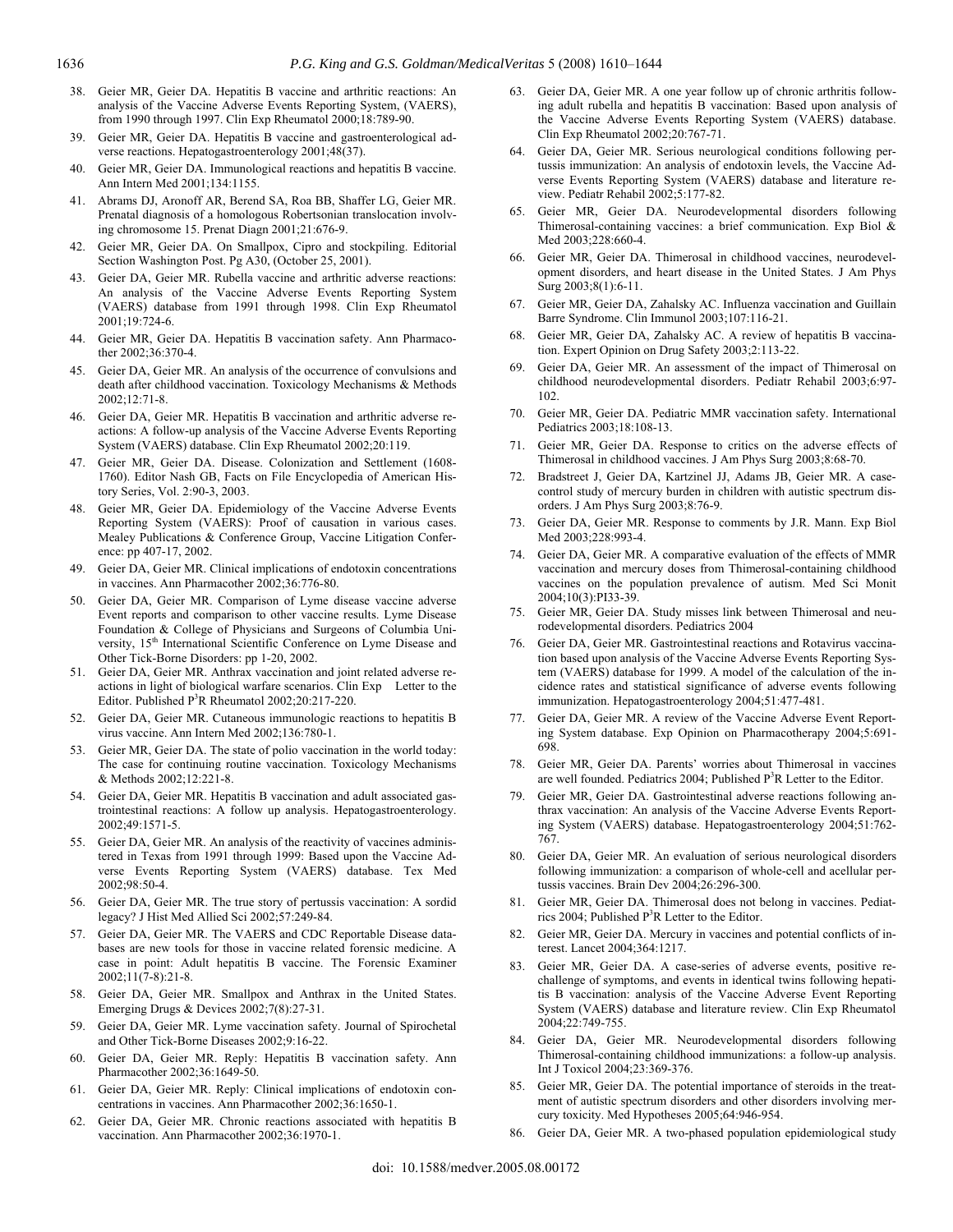38. Geier MR, Geier DA. Hepatitis B vaccine and arthritic reactions: An analysis of the Vaccine Adverse Events Reporting System, (VAERS), from 1990 through 1997. Clin Exp Rheumatol 2000;18:789-90.
39. Geier MR, Geier DA. Hepatitis B vaccine and gastroenterological adverse reactions. Hepatogastroenterology 2001;48(37).
40. Geier MR, Geier DA. Immunological reactions and hepatitis B vaccine. Ann Intern Med 2001;134:1155.
41. Abrams DJ, Aronoff AR, Berend SA, Roa BB, Shaffer LG, Geier MR. Prenatal diagnosis of a homologous Robertsonian translocation involving chromosome 15. Prenat Diagn 2001;21:676-9.
42. Geier MR, Geier DA. On Smallpox, Cipro and stockpiling. Editorial Section Washington Post. Pg A30, (October 25, 2001).
43. Geier DA, Geier MR. Rubella vaccine and arthritic adverse reactions: An analysis of the Vaccine Adverse Events Reporting System (VAERS) database from 1991 through 1998. Clin Exp Rheumatol 2001;19:724-6.
44. Geier MR, Geier DA. Hepatitis B vaccination safety. Ann Pharmacother 2002;36:370-4.
45. Geier DA, Geier MR. An analysis of the occurrence of convulsions and death after childhood vaccination. Toxicology Mechanisms & Methods 2002;12:71-8.
46. Geier DA, Geier MR. Hepatitis B vaccination and arthritic adverse reactions: A follow-up analysis of the Vaccine Adverse Events Reporting System (VAERS) database. Clin Exp Rheumatol 2002;20:119.
47. Geier MR, Geier DA. Disease. Colonization and Settlement (1608-1760). Editor Nash GB, Facts on File Encyclopedia of American History Series, Vol. 2:90-3, 2003.
48. Geier MR, Geier DA. Epidemiology of the Vaccine Adverse Events Reporting System (VAERS): Proof of causation in various cases. Mealey Publications & Conference Group, Vaccine Litigation Conference: pp 407-17, 2002.
49. Geier DA, Geier MR. Clinical implications of endotoxin concentrations in vaccines. Ann Pharmacother 2002;36:776-80.
50. Geier DA, Geier MR. Comparison of Lyme disease vaccine adverse Event reports and comparison to other vaccine results. Lyme Disease Foundation & College of Physicians and Surgeons of Columbia University, 15th International Scientific Conference on Lyme Disease and Other Tick-Borne Disorders: pp 1-20, 2002.
51. Geier DA, Geier MR. Anthrax vaccination and joint related adverse reactions in light of biological warfare scenarios. Clin Exp Letter to the Editor. Published P[3]R Rheumatol 2002;20:217-220.
52. Geier DA, Geier MR. Cutaneous immunologic reactions to hepatitis B virus vaccine. Ann Intern Med 2002;136:780-1.
53. Geier MR, Geier DA. The state of polio vaccination in the world today: The case for continuing routine vaccination. Toxicology Mechanisms & Methods 2002;12:221-8.
54. Geier DA, Geier MR. Hepatitis B vaccination and adult associated gastrointestinal reactions: A follow up analysis. Hepatogastroenterology. 2002;49:1571-5.
55. Geier DA, Geier MR. An analysis of the reactivity of vaccines administered in Texas from 1991 through 1999: Based upon the Vaccine Adverse Events Reporting System (VAERS) database. Tex Med 2002;98:50-4.
56. Geier DA, Geier MR. The true story of pertussis vaccination: A sordid legacy? J Hist Med Allied Sci 2002;57:249-84.
57. Geier DA, Geier MR. The VAERS and CDC Reportable Disease databases are new tools for those in vaccine related forensic medicine. A case in point: Adult hepatitis B vaccine. The Forensic Examiner 2002;11(7-8):21-8.
58. Geier DA, Geier MR. Smallpox and Anthrax in the United States. Emerging Drugs & Devices 2002;7(8):27-31.
59. Geier DA, Geier MR. Lyme vaccination safety. Journal of Spirochetal and Other Tick-Borne Diseases 2002;9:16-22.
60. Geier DA, Geier MR. Reply: Hepatitis B vaccination safety. Ann Pharmacother 2002;36:1649-50.
61. Geier DA, Geier MR. Reply: Clinical implications of endotoxin concentrations in vaccines. Ann Pharmacother 2002;36:1650-1.
62. Geier DA, Geier MR. Chronic reactions associated with hepatitis B vaccination. Ann Pharmacother 2002;36:1970-1.
63. Geier DA, Geier MR. A one year follow up of chronic arthritis following adult rubella and hepatitis B vaccination: Based upon analysis of the Vaccine Adverse Events Reporting System (VAERS) database. Clin Exp Rheumatol 2002;20:767-71.
64. Geier DA, Geier MR. Serious neurological conditions following pertussis immunization: An analysis of endotoxin levels, the Vaccine Adverse Events Reporting System (VAERS) database and literature review. Pediatr Rehabil 2002;5:177-82.
65. Geier MR, Geier DA. Neurodevelopmental disorders following Thimerosal-containing vaccines: a brief communication. Exp Biol & Med 2003;228:660-4.
66. Geier MR, Geier DA. Thimerosal in childhood vaccines, neurodevelopment disorders, and heart disease in the United States. J Am Phys Surg 2003;8(1):6-11.
67. Geier MR, Geier DA, Zahalsky AC. Influenza vaccination and Guillain Barre Syndrome. Clin Immunol 2003;107:116-21.
68. Geier MR, Geier DA, Zahalsky AC. A review of hepatitis B vaccination. Expert Opinion on Drug Safety 2003;2:113-22.
69. Geier DA, Geier MR. An assessment of the impact of Thimerosal on childhood neurodevelopmental disorders. Pediatr Rehabil 2003;6:97-102.
70. Geier MR, Geier DA. Pediatric MMR vaccination safety. International Pediatrics 2003;18:108-13.
71. Geier MR, Geier DA. Response to critics on the adverse effects of Thimerosal in childhood vaccines. J Am Phys Surg 2003;8:68-70.
72. Bradstreet J, Geier DA, Kartzinel JJ, Adams JB, Geier MR. A case-control study of mercury burden in children with autistic spectrum disorders. J Am Phys Surg 2003;8:76-9.
73. Geier DA, Geier MR. Response to comments by J.R. Mann. Exp Biol Med 2003;228:993-4.
74. Geier DA, Geier MR. A comparative evaluation of the effects of MMR vaccination and mercury doses from Thimerosal-containing childhood vaccines on the population prevalence of autism. Med Sci Monit 2004;10(3):PI33-39.
75. Geier MR, Geier DA. Study misses link between Thimerosal and neurodevelopmental disorders. Pediatrics 2004
76. Geier DA, Geier MR. Gastrointestinal reactions and Rotavirus vaccination based upon analysis of the Vaccine Adverse Events Reporting System (VAERS) database for 1999. A model of the calculation of the incidence rates and statistical significance of adverse events following immunization. Hepatogastroenterology 2004;51:477-481.
77. Geier DA, Geier MR. A review of the Vaccine Adverse Event Reporting System database. Exp Opinion on Pharmacotherapy 2004;5:691-698.
78. Geier MR, Geier DA. Parents' worries about Thimerosal in vaccines are well founded. Pediatrics 2004; Published P[3]R Letter to the Editor.
79. Geier MR, Geier DA. Gastrointestinal adverse reactions following anthrax vaccination: An analysis of the Vaccine Adverse Events Reporting System (VAERS) database. Hepatogastroenterology 2004;51:762-767.
80. Geier DA, Geier MR. An evaluation of serious neurological disorders following immunization: a comparison of whole-cell and acellular pertussis vaccines. Brain Dev 2004;26:296-300.
81. Geier MR, Geier DA. Thimerosal does not belong in vaccines. Pediatrics 2004; Published P[3]R Letter to the Editor.
82. Geier MR, Geier DA. Mercury in vaccines and potential conflicts of interest. Lancet 2004;364:1217.
83. Geier MR, Geier DA. A case-series of adverse events, positive re-challenge of symptoms, and events in identical twins following hepatitis B vaccination: analysis of the Vaccine Adverse Event Reporting System (VAERS) database and literature review. Clin Exp Rheumatol 2004;22:749-755.
84. Geier DA, Geier MR. Neurodevelopmental disorders following Thimerosal-containing childhood immunizations: a follow-up analysis. Int J Toxicol 2004;23:369-376.
85. Geier MR, Geier DA. The potential importance of steroids in the treatment of autistic spectrum disorders and other disorders involving mercury toxicity. Med Hypotheses 2005;64:946-954.
86. Geier DA, Geier MR. A two-phased population epidemiological study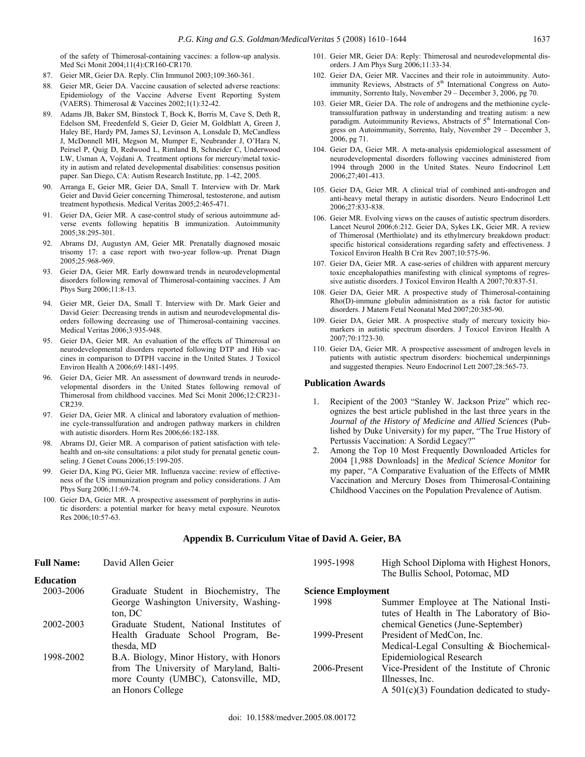of the safety of Thimerosal-containing vaccines: a follow-up analysis. Med Sci Monit 2004;11(4):CR160-CR170.

87. Geier MR, Geier DA. Reply. Clin Immunol 2003;109:360-361.
88. Geier MR, Geier DA. Vaccine causation of selected adverse reactions: Epidemiology of the Vaccine Adverse Event Reporting System (VAERS). Thimerosal & Vaccines 2002;1(1):32-42.
89. Adams JB, Baker SM, Binstock T, Bock K, Borris M, Cave S, Deth R, Edelson SM, Freedenfeld S, Geier D, Geier M, Goldblatt A, Green J, Haley BE, Hardy PM, James SJ, Levinson A, Lonsdale D, McCandless J, McDonnell MH, Megson M, Mumper E, Neubrander J, O'Hara N, Peirsel P, Quig D, Redwood L, Rimland B, Schneider C, Underwood LW, Usman A, Vojdani A. Treatment options for mercury/metal toxicity in autism and related developmental disabilities: consensus position paper. San Diego, CA: Autism Research Institute, pp. 1-42, 2005.
90. Arranga E, Geier MR, Geier DA, Small T. Interview with Dr. Mark Geier and David Geier concerning Thimerosal, testosterone, and autism treatment hypothesis. Medical Veritas 2005;2:465-471.
91. Geier DA, Geier MR. A case-control study of serious autoimmune adverse events following hepatitis B immunization. Autoimmunity 2005;38:295-301.
92. Abrams DJ, Augustyn AM, Geier MR. Prenatally diagnosed mosaic trisomy 17: a case report with two-year follow-up. Prenat Diagn 2005;25:968-969.
93. Geier DA, Geier MR. Early downward trends in neurodevelopmental disorders following removal of Thimerosal-containing vaccines. J Am Phys Surg 2006;11:8-13.
94. Geier MR, Geier DA, Small T. Interview with Dr. Mark Geier and David Geier: Decreasing trends in autism and neurodevelopmental disorders following decreasing use of Thimerosal-containing vaccines. Medical Veritas 2006;3:935-948.
95. Geier DA, Geier MR. An evaluation of the effects of Thimerosal on neurodevelopmental disorders reported following DTP and Hib vaccines in comparison to DTPH vaccine in the United States. J Toxicol Environ Health A 2006;69:1481-1495.
96. Geier DA, Geier MR. An assessment of downward trends in neurodevelopmental disorders in the United States following removal of Thimerosal from childhood vaccines. Med Sci Monit 2006;12:CR231-CR239.
97. Geier DA, Geier MR. A clinical and laboratory evaluation of methionine cycle-transsulfuration and androgen pathway markers in children with autistic disorders. Horm Res 2006;66:182-188.
98. Abrams DJ, Geier MR. A comparison of patient satisfaction with telehealth and on-site consultations: a pilot study for prenatal genetic counseling. J Genet Couns 2006;15:199-205.
99. Geier DA, King PG, Geier MR. Influenza vaccine: review of effectiveness of the US immunization program and policy considerations. J Am Phys Surg 2006;11:69-74.
100. Geier DA, Geier MR. A prospective assessment of porphyrins in autistic disorders: a potential marker for heavy metal exposure. Neurotox Res 2006;10:57-63.
101. Geier MR, Geier DA: Reply: Thimerosal and neurodevelopmental disorders. J Am Phys Surg 2006;11:33-34.
102. Geier DA, Geier MR. Vaccines and their role in autoimmunity. Autoimmunity Reviews, Abstracts of 5th International Congress on Autoimmunity, Sorrento Italy, November 29 – December 3, 2006, pg 70.
103. Geier MR, Geier DA. The role of androgens and the methionine cycle-transsulfuration pathway in understanding and treating autism: a new paradigm. Autoimmunity Reviews, Abstracts of 5th International Congress on Autoimmunity, Sorrento, Italy, November 29 – December 3, 2006, pg 71.
104. Geier DA, Geier MR. A meta-analysis epidemiological assessment of neurodevelopmental disorders following vaccines administered from 1994 through 2000 in the United States. Neuro Endocrinol Lett 2006;27;401-413.
105. Geier DA, Geier MR. A clinical trial of combined anti-androgen and anti-heavy metal therapy in autistic disorders. Neuro Endocrinol Lett 2006;27:833-838.
106. Geier MR. Evolving views on the causes of autistic spectrum disorders. Lancet Neurol 2006;6:212. Geier DA, Sykes LK, Geier MR. A review of Thimerosal (Merthiolate) and its ethylmercury breakdown product: specific historical considerations regarding safety and effectiveness. J Toxicol Environ Health B Crit Rev 2007;10:575-96.
107. Geier DA, Geier MR. A case-series of children with apparent mercury toxic encephalopathies manifesting with clinical symptoms of regressive autistic disorders. J Toxicol Environ Health A 2007;70:837-51.
108. Geier DA, Geier MR. A prospective study of Thimerosal-containing Rho(D)-immune globulin administration as a risk factor for autistic disorders. J Matern Fetal Neonatal Med 2007;20:385-90.
109. Geier DA, Geier MR. A prospective study of mercury toxicity biomarkers in autistic spectrum disorders. J Toxicol Environ Health A 2007;70:1723-30.
110. Geier DA, Geier MR. A prospective assessment of androgen levels in patients with autistic spectrum disorders: biochemical underpinnings and suggested therapies. Neuro Endocrinol Lett 2007;28:565-73.

### Publication Awards

1. Recipient of the 2003 "Stanley W. Jackson Prize" which recognizes the best article published in the last three years in the *Journal of the History of Medicine and Allied Sciences* (Published by Duke University) for my paper, "The True History of Pertussis Vaccination: A Sordid Legacy?"
2. Among the Top 10 Most Frequently Downloaded Articles for 2004 [1,988 Downloads] in the *Medical Science Monitor* for my paper, "A Comparative Evaluation of the Effects of MMR Vaccination and Mercury Doses from Thimerosal-Containing Childhood Vaccines on the Population Prevalence of Autism.

## Appendix B. Curriculum Vitae of David A. Geier, BA

**Full Name:** David Allen Geier

**Education**

| | |
|---|---|
| 2003-2006 | Graduate Student in Biochemistry, The George Washington University, Washington, DC |
| 2002-2003 | Graduate Student, National Institutes of Health Graduate School Program, Bethesda, MD |
| 1998-2002 | B.A. Biology, Minor History, with Honors from The University of Maryland, Baltimore County (UMBC), Catonsville, MD, an Honors College |
| 1995-1998 | High School Diploma with Highest Honors, The Bullis School, Potomac, MD |

**Science Employment**

| | |
|---|---|
| 1998 | Summer Employee at The National Institutes of Health in The Laboratory of Biochemical Genetics (June-September) |
| 1999-Present | President of MedCon, Inc. Medical-Legal Consulting & Biochemical-Epidemiological Research |
| 2006-Present | Vice-President of the Institute of Chronic Illnesses, Inc. A 501(c)(3) Foundation dedicated to study- |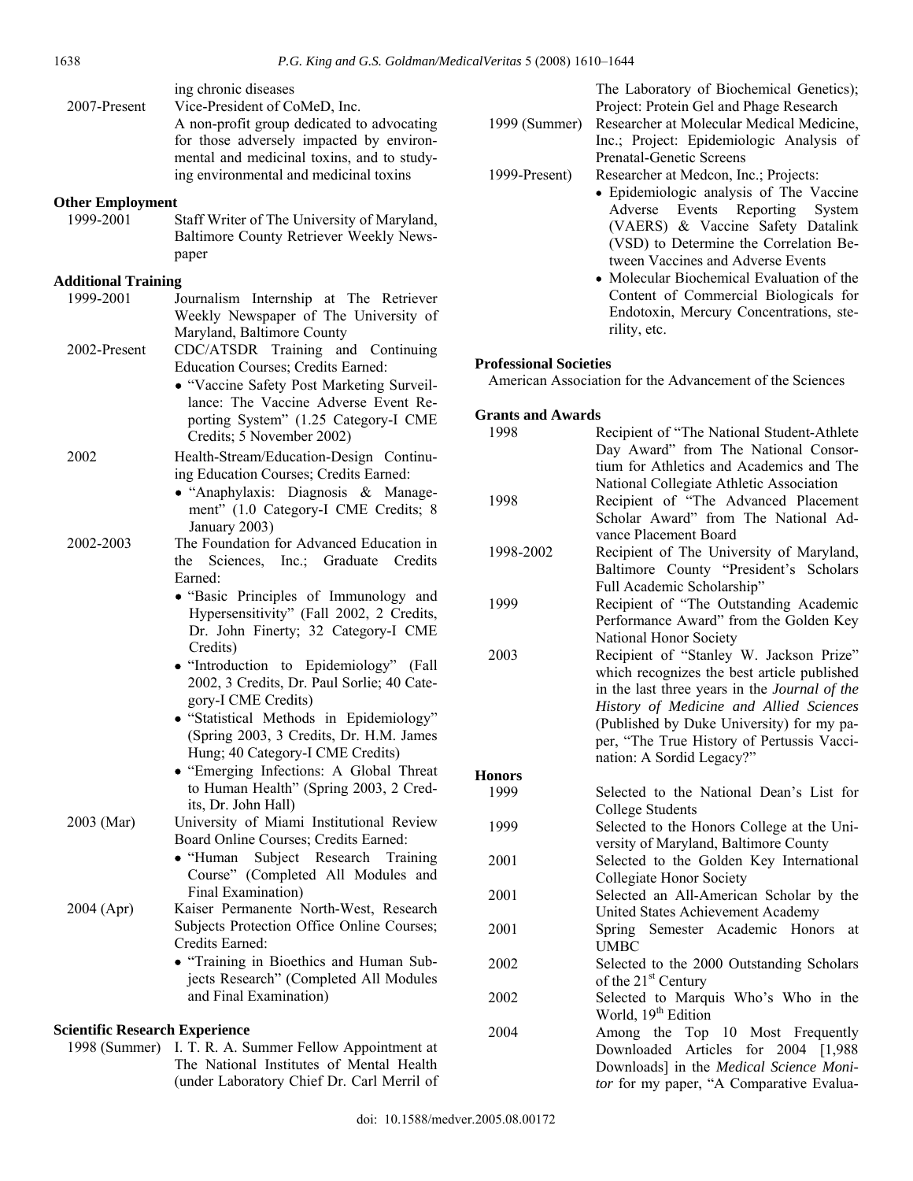ing chronic diseases

2007-Present Vice-President of CoMeD, Inc.
A non-profit group dedicated to advocating for those adversely impacted by environmental and medicinal toxins, and to studying environmental and medicinal toxins

**Other Employment**

1999-2001 Staff Writer of The University of Maryland, Baltimore County Retriever Weekly Newspaper

**Additional Training**

1999-2001 Journalism Internship at The Retriever Weekly Newspaper of The University of Maryland, Baltimore County

2002-Present CDC/ATSDR Training and Continuing Education Courses; Credits Earned:

- "Vaccine Safety Post Marketing Surveillance: The Vaccine Adverse Event Reporting System" (1.25 Category-I CME Credits; 5 November 2002)

2002 Health-Stream/Education-Design Continuing Education Courses; Credits Earned:

- "Anaphylaxis: Diagnosis & Management" (1.0 Category-I CME Credits; 8 January 2003)

2002-2003 The Foundation for Advanced Education in the Sciences, Inc.; Graduate Credits Earned:

- "Basic Principles of Immunology and Hypersensitivity" (Fall 2002, 2 Credits, Dr. John Finerty; 32 Category-I CME Credits)
- "Introduction to Epidemiology" (Fall 2002, 3 Credits, Dr. Paul Sorlie; 40 Category-I CME Credits)
- "Statistical Methods in Epidemiology" (Spring 2003, 3 Credits, Dr. H.M. James Hung; 40 Category-I CME Credits)
- "Emerging Infections: A Global Threat to Human Health" (Spring 2003, 2 Credits, Dr. John Hall)

2003 (Mar) University of Miami Institutional Review Board Online Courses; Credits Earned:

- "Human Subject Research Training Course" (Completed All Modules and Final Examination)

2004 (Apr) Kaiser Permanente North-West, Research Subjects Protection Office Online Courses; Credits Earned:

- "Training in Bioethics and Human Subjects Research" (Completed All Modules and Final Examination)

**Scientific Research Experience**

1998 (Summer) I. T. R. A. Summer Fellow Appointment at The National Institutes of Mental Health (under Laboratory Chief Dr. Carl Merril of The Laboratory of Biochemical Genetics); Project: Protein Gel and Phage Research

1999 (Summer) Researcher at Molecular Medical Medicine, Inc.; Project: Epidemiologic Analysis of Prenatal-Genetic Screens

1999-Present) Researcher at Medcon, Inc.; Projects:

- Epidemiologic analysis of The Vaccine Adverse Events Reporting System (VAERS) & Vaccine Safety Datalink (VSD) to Determine the Correlation Between Vaccines and Adverse Events
- Molecular Biochemical Evaluation of the Content of Commercial Biologicals for Endotoxin, Mercury Concentrations, sterility, etc.

**Professional Societies**

American Association for the Advancement of the Sciences

**Grants and Awards**

1998 Recipient of "The National Student-Athlete Day Award" from The National Consortium for Athletics and Academics and The National Collegiate Athletic Association

1998 Recipient of "The Advanced Placement Scholar Award" from The National Advance Placement Board

1998-2002 Recipient of The University of Maryland, Baltimore County "President's Scholars Full Academic Scholarship"

1999 Recipient of "The Outstanding Academic Performance Award" from the Golden Key National Honor Society

2003 Recipient of "Stanley W. Jackson Prize" which recognizes the best article published in the last three years in the *Journal of the History of Medicine and Allied Sciences* (Published by Duke University) for my paper, "The True History of Pertussis Vaccination: A Sordid Legacy?"

**Honors**

1999 Selected to the National Dean's List for College Students

1999 Selected to the Honors College at the University of Maryland, Baltimore County

2001 Selected to the Golden Key International Collegiate Honor Society

2001 Selected an All-American Scholar by the United States Achievement Academy

2001 Spring Semester Academic Honors at UMBC

2002 Selected to the 2000 Outstanding Scholars of the 21st Century

2002 Selected to Marquis Who's Who in the World, 19th Edition

2004 Among the Top 10 Most Frequently Downloaded Articles for 2004 [1,988 Downloads] in the *Medical Science Monitor* for my paper, "A Comparative Evalua-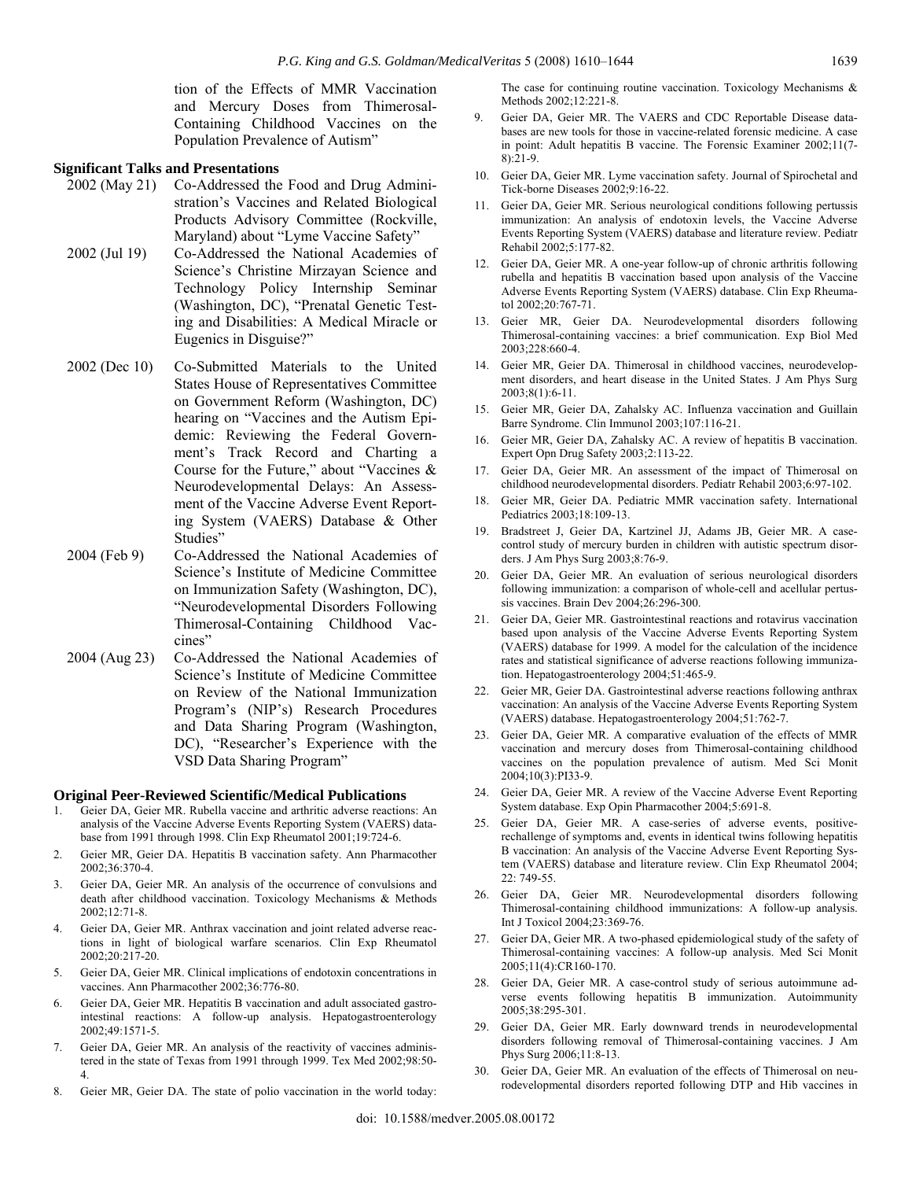tion of the Effects of MMR Vaccination and Mercury Doses from Thimerosal-Containing Childhood Vaccines on the Population Prevalence of Autism"

### Significant Talks and Presentations

2002 (May 21) Co-Addressed the Food and Drug Administration's Vaccines and Related Biological Products Advisory Committee (Rockville, Maryland) about "Lyme Vaccine Safety"

2002 (Jul 19) Co-Addressed the National Academies of Science's Christine Mirzayan Science and Technology Policy Internship Seminar (Washington, DC), "Prenatal Genetic Testing and Disabilities: A Medical Miracle or Eugenics in Disguise?"

2002 (Dec 10) Co-Submitted Materials to the United States House of Representatives Committee on Government Reform (Washington, DC) hearing on "Vaccines and the Autism Epidemic: Reviewing the Federal Government's Track Record and Charting a Course for the Future," about "Vaccines & Neurodevelopmental Delays: An Assessment of the Vaccine Adverse Event Reporting System (VAERS) Database & Other Studies"

2004 (Feb 9) Co-Addressed the National Academies of Science's Institute of Medicine Committee on Immunization Safety (Washington, DC), "Neurodevelopmental Disorders Following Thimerosal-Containing Childhood Vaccines"

2004 (Aug 23) Co-Addressed the National Academies of Science's Institute of Medicine Committee on Review of the National Immunization Program's (NIP's) Research Procedures and Data Sharing Program (Washington, DC), "Researcher's Experience with the VSD Data Sharing Program"

### Original Peer-Reviewed Scientific/Medical Publications

1. Geier DA, Geier MR. Rubella vaccine and arthritic adverse reactions: An analysis of the Vaccine Adverse Events Reporting System (VAERS) database from 1991 through 1998. Clin Exp Rheumatol 2001;19:724-6.
2. Geier MR, Geier DA. Hepatitis B vaccination safety. Ann Pharmacother 2002;36:370-4.
3. Geier DA, Geier MR. An analysis of the occurrence of convulsions and death after childhood vaccination. Toxicology Mechanisms & Methods 2002;12:71-8.
4. Geier DA, Geier MR. Anthrax vaccination and joint related adverse reactions in light of biological warfare scenarios. Clin Exp Rheumatol 2002;20:217-20.
5. Geier DA, Geier MR. Clinical implications of endotoxin concentrations in vaccines. Ann Pharmacother 2002;36:776-80.
6. Geier DA, Geier MR. Hepatitis B vaccination and adult associated gastrointestinal reactions: A follow-up analysis. Hepatogastroenterology 2002;49:1571-5.
7. Geier DA, Geier MR. An analysis of the reactivity of vaccines administered in the state of Texas from 1991 through 1999. Tex Med 2002;98:50-4.
8. Geier MR, Geier DA. The state of polio vaccination in the world today: The case for continuing routine vaccination. Toxicology Mechanisms & Methods 2002;12:221-8.
9. Geier DA, Geier MR. The VAERS and CDC Reportable Disease databases are new tools for those in vaccine-related forensic medicine. A case in point: Adult hepatitis B vaccine. The Forensic Examiner 2002;11(7-8):21-9.
10. Geier DA, Geier MR. Lyme vaccination safety. Journal of Spirochetal and Tick-borne Diseases 2002;9:16-22.
11. Geier DA, Geier MR. Serious neurological conditions following pertussis immunization: An analysis of endotoxin levels, the Vaccine Adverse Events Reporting System (VAERS) database and literature review. Pediatr Rehabil 2002;5:177-82.
12. Geier DA, Geier MR. A one-year follow-up of chronic arthritis following rubella and hepatitis B vaccination based upon analysis of the Vaccine Adverse Events Reporting System (VAERS) database. Clin Exp Rheumatol 2002;20:767-71.
13. Geier MR, Geier DA. Neurodevelopmental disorders following Thimerosal-containing vaccines: a brief communication. Exp Biol Med 2003;228:660-4.
14. Geier MR, Geier DA. Thimerosal in childhood vaccines, neurodevelopment disorders, and heart disease in the United States. J Am Phys Surg 2003;8(1):6-11.
15. Geier MR, Geier DA, Zahalsky AC. Influenza vaccination and Guillain Barre Syndrome. Clin Immunol 2003;107:116-21.
16. Geier MR, Geier DA, Zahalsky AC. A review of hepatitis B vaccination. Expert Opn Drug Safety 2003;2:113-22.
17. Geier DA, Geier MR. An assessment of the impact of Thimerosal on childhood neurodevelopmental disorders. Pediatr Rehabil 2003;6:97-102.
18. Geier MR, Geier DA. Pediatric MMR vaccination safety. International Pediatrics 2003;18:109-13.
19. Bradstreet J, Geier DA, Kartzinel JJ, Adams JB, Geier MR. A case-control study of mercury burden in children with autistic spectrum disorders. J Am Phys Surg 2003;8:76-9.
20. Geier DA, Geier MR. An evaluation of serious neurological disorders following immunization: a comparison of whole-cell and acellular pertussis vaccines. Brain Dev 2004;26:296-300.
21. Geier DA, Geier MR. Gastrointestinal reactions and rotavirus vaccination based upon analysis of the Vaccine Adverse Events Reporting System (VAERS) database for 1999. A model for the calculation of the incidence rates and statistical significance of adverse reactions following immunization. Hepatogastroenterology 2004;51:465-9.
22. Geier MR, Geier DA. Gastrointestinal adverse reactions following anthrax vaccination: An analysis of the Vaccine Adverse Events Reporting System (VAERS) database. Hepatogastroenterology 2004;51:762-7.
23. Geier DA, Geier MR. A comparative evaluation of the effects of MMR vaccination and mercury doses from Thimerosal-containing childhood vaccines on the population prevalence of autism. Med Sci Monit 2004;10(3):PI33-9.
24. Geier DA, Geier MR. A review of the Vaccine Adverse Event Reporting System database. Exp Opin Pharmacother 2004;5:691-8.
25. Geier DA, Geier MR. A case-series of adverse events, positive-rechallenge of symptoms and, events in identical twins following hepatitis B vaccination: An analysis of the Vaccine Adverse Event Reporting System (VAERS) database and literature review. Clin Exp Rheumatol 2004; 22: 749-55.
26. Geier DA, Geier MR. Neurodevelopmental disorders following Thimerosal-containing childhood immunizations: A follow-up analysis. Int J Toxicol 2004;23:369-76.
27. Geier DA, Geier MR. A two-phased epidemiological study of the safety of Thimerosal-containing vaccines: A follow-up analysis. Med Sci Monit 2005;11(4):CR160-170.
28. Geier DA, Geier MR. A case-control study of serious autoimmune adverse events following hepatitis B immunization. Autoimmunity 2005;38:295-301.
29. Geier DA, Geier MR. Early downward trends in neurodevelopmental disorders following removal of Thimerosal-containing vaccines. J Am Phys Surg 2006;11:8-13.
30. Geier DA, Geier MR. An evaluation of the effects of Thimerosal on neurodevelopmental disorders reported following DTP and Hib vaccines in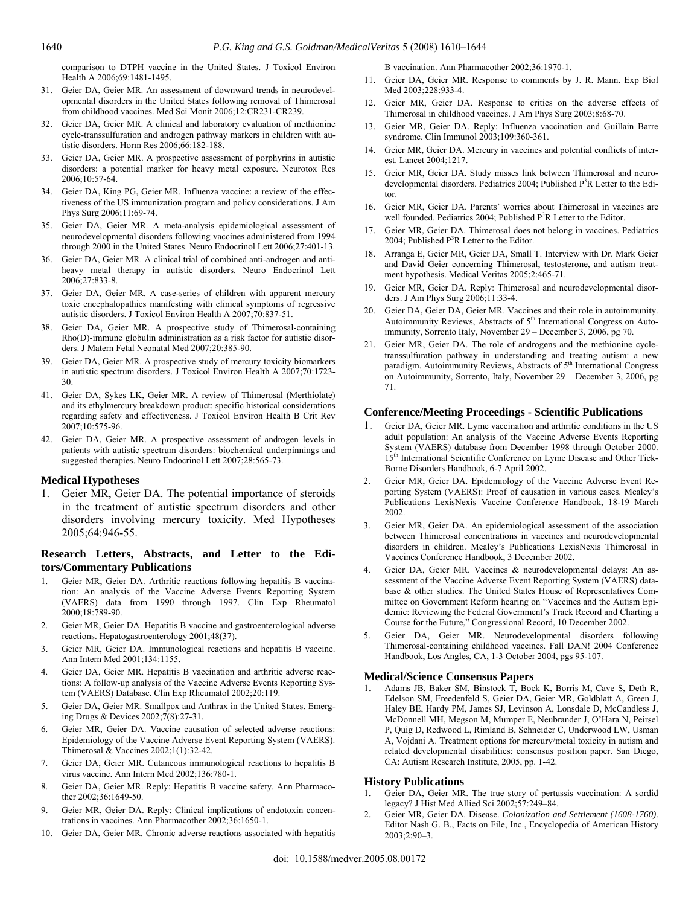comparison to DTPH vaccine in the United States. J Toxicol Environ Health A 2006;69:1481-1495.

31. Geier DA, Geier MR. An assessment of downward trends in neurodevelopmental disorders in the United States following removal of Thimerosal from childhood vaccines. Med Sci Monit 2006;12:CR231-CR239.
32. Geier DA, Geier MR. A clinical and laboratory evaluation of methionine cycle-transsulfuration and androgen pathway markers in children with autistic disorders. Horm Res 2006;66:182-188.
33. Geier DA, Geier MR. A prospective assessment of porphyrins in autistic disorders: a potential marker for heavy metal exposure. Neurotox Res 2006;10:57-64.
34. Geier DA, King PG, Geier MR. Influenza vaccine: a review of the effectiveness of the US immunization program and policy considerations. J Am Phys Surg 2006;11:69-74.
35. Geier DA, Geier MR. A meta-analysis epidemiological assessment of neurodevelopmental disorders following vaccines administered from 1994 through 2000 in the United States. Neuro Endocrinol Lett 2006;27:401-13.
36. Geier DA, Geier MR. A clinical trial of combined anti-androgen and anti-heavy metal therapy in autistic disorders. Neuro Endocrinol Lett 2006;27:833-8.
37. Geier DA, Geier MR. A case-series of children with apparent mercury toxic encephalopathies manifesting with clinical symptoms of regressive autistic disorders. J Toxicol Environ Health A 2007;70:837-51.
38. Geier DA, Geier MR. A prospective study of Thimerosal-containing Rho(D)-immune globulin administration as a risk factor for autistic disorders. J Matern Fetal Neonatal Med 2007;20:385-90.
39. Geier DA, Geier MR. A prospective study of mercury toxicity biomarkers in autistic spectrum disorders. J Toxicol Environ Health A 2007;70:1723-30.
41. Geier DA, Sykes LK, Geier MR. A review of Thimerosal (Merthiolate) and its ethylmercury breakdown product: specific historical considerations regarding safety and effectiveness. J Toxicol Environ Health B Crit Rev 2007;10:575-96.
42. Geier DA, Geier MR. A prospective assessment of androgen levels in patients with autistic spectrum disorders: biochemical underpinnings and suggested therapies. Neuro Endocrinol Lett 2007;28:565-73.

### Medical Hypotheses

1. Geier MR, Geier DA. The potential importance of steroids in the treatment of autistic spectrum disorders and other disorders involving mercury toxicity. Med Hypotheses 2005;64:946-55.

### Research Letters, Abstracts, and Letter to the Editors/Commentary Publications

1. Geier MR, Geier DA. Arthritic reactions following hepatitis B vaccination: An analysis of the Vaccine Adverse Events Reporting System (VAERS) data from 1990 through 1997. Clin Exp Rheumatol 2000;18:789-90.
2. Geier MR, Geier DA. Hepatitis B vaccine and gastroenterological adverse reactions. Hepatogastroenterology 2001;48(37).
3. Geier MR, Geier DA. Immunological reactions and hepatitis B vaccine. Ann Intern Med 2001;134:1155.
4. Geier DA, Geier MR. Hepatitis B vaccination and arthritic adverse reactions: A follow-up analysis of the Vaccine Adverse Events Reporting System (VAERS) Database. Clin Exp Rheumatol 2002;20:119.
5. Geier DA, Geier MR. Smallpox and Anthrax in the United States. Emerging Drugs & Devices 2002;7(8):27-31.
6. Geier MR, Geier DA. Vaccine causation of selected adverse reactions: Epidemiology of the Vaccine Adverse Event Reporting System (VAERS). Thimerosal & Vaccines 2002;1(1):32-42.
7. Geier DA, Geier MR. Cutaneous immunological reactions to hepatitis B virus vaccine. Ann Intern Med 2002;136:780-1.
8. Geier DA, Geier MR. Reply: Hepatitis B vaccine safety. Ann Pharmacother 2002;36:1649-50.
9. Geier MR, Geier DA. Reply: Clinical implications of endotoxin concentrations in vaccines. Ann Pharmacother 2002;36:1650-1.
10. Geier DA, Geier MR. Chronic adverse reactions associated with hepatitis B vaccination. Ann Pharmacother 2002;36:1970-1.
11. Geier DA, Geier MR. Response to comments by J. R. Mann. Exp Biol Med 2003;228:933-4.
12. Geier MR, Geier DA. Response to critics on the adverse effects of Thimerosal in childhood vaccines. J Am Phys Surg 2003;8:68-70.
13. Geier MR, Geier DA. Reply: Influenza vaccination and Guillain Barre syndrome. Clin Immunol 2003;109:360-361.
14. Geier MR, Geier DA. Mercury in vaccines and potential conflicts of interest. Lancet 2004;1217.
15. Geier MR, Geier DA. Study misses link between Thimerosal and neurodevelopmental disorders. Pediatrics 2004; Published P[3]R Letter to the Editor.
16. Geier MR, Geier DA. Parents' worries about Thimerosal in vaccines are well founded. Pediatrics 2004; Published P[3]R Letter to the Editor.
17. Geier MR, Geier DA. Thimerosal does not belong in vaccines. Pediatrics 2004; Published P[3]R Letter to the Editor.
18. Arranga E, Geier MR, Geier DA, Small T. Interview with Dr. Mark Geier and David Geier concerning Thimerosal, testosterone, and autism treatment hypothesis. Medical Veritas 2005;2:465-71.
19. Geier MR, Geier DA. Reply: Thimerosal and neurodevelopmental disorders. J Am Phys Surg 2006;11:33-4.
20. Geier DA, Geier DA, Geier MR. Vaccines and their role in autoimmunity. Autoimmunity Reviews, Abstracts of 5[th] International Congress on Autoimmunity, Sorrento Italy, November 29 – December 3, 2006, pg 70.
21. Geier MR, Geier DA. The role of androgens and the methionine cycle-transsulfuration pathway in understanding and treating autism: a new paradigm. Autoimmunity Reviews, Abstracts of 5[th] International Congress on Autoimmunity, Sorrento, Italy, November 29 – December 3, 2006, pg 71.

### Conference/Meeting Proceedings - Scientific Publications

1. Geier DA, Geier MR. Lyme vaccination and arthritic conditions in the US adult population: An analysis of the Vaccine Adverse Events Reporting System (VAERS) database from December 1998 through October 2000. 15[th] International Scientific Conference on Lyme Disease and Other Tick-Borne Disorders Handbook, 6-7 April 2002.
2. Geier MR, Geier DA. Epidemiology of the Vaccine Adverse Event Reporting System (VAERS): Proof of causation in various cases. Mealey's Publications LexisNexis Vaccine Conference Handbook, 18-19 March 2002.
3. Geier MR, Geier DA. An epidemiological assessment of the association between Thimerosal concentrations in vaccines and neurodevelopmental disorders in children. Mealey's Publications LexisNexis Thimerosal in Vaccines Conference Handbook, 3 December 2002.
4. Geier DA, Geier MR. Vaccines & neurodevelopmental delays: An assessment of the Vaccine Adverse Event Reporting System (VAERS) database & other studies. The United States House of Representatives Committee on Government Reform hearing on "Vaccines and the Autism Epidemic: Reviewing the Federal Government's Track Record and Charting a Course for the Future," Congressional Record, 10 December 2002.
5. Geier DA, Geier MR. Neurodevelopmental disorders following Thimerosal-containing childhood vaccines. Fall DAN! 2004 Conference Handbook, Los Angles, CA, 1-3 October 2004, pgs 95-107.

### Medical/Science Consensus Papers

1. Adams JB, Baker SM, Binstock T, Bock K, Borris M, Cave S, Deth R, Edelson SM, Freedenfeld S, Geier DA, Geier MR, Goldblatt A, Green J, Haley BE, Hardy PM, James SJ, Levinson A, Lonsdale D, McCandless J, McDonnell MH, Megson M, Mumper E, Neubrander J, O'Hara N, Peirsel P, Quig D, Redwood L, Rimland B, Schneider C, Underwood LW, Usman A, Vojdani A. Treatment options for mercury/metal toxicity in autism and related developmental disabilities: consensus position paper. San Diego, CA: Autism Research Institute, 2005, pp. 1-42.

### History Publications

1. Geier DA, Geier MR. The true story of pertussis vaccination: A sordid legacy? J Hist Med Allied Sci 2002;57:249–84.
2. Geier MR, Geier DA. Disease. *Colonization and Settlement (1608-1760)*. Editor Nash G. B., Facts on File, Inc., Encyclopedia of American History 2003;2:90–3.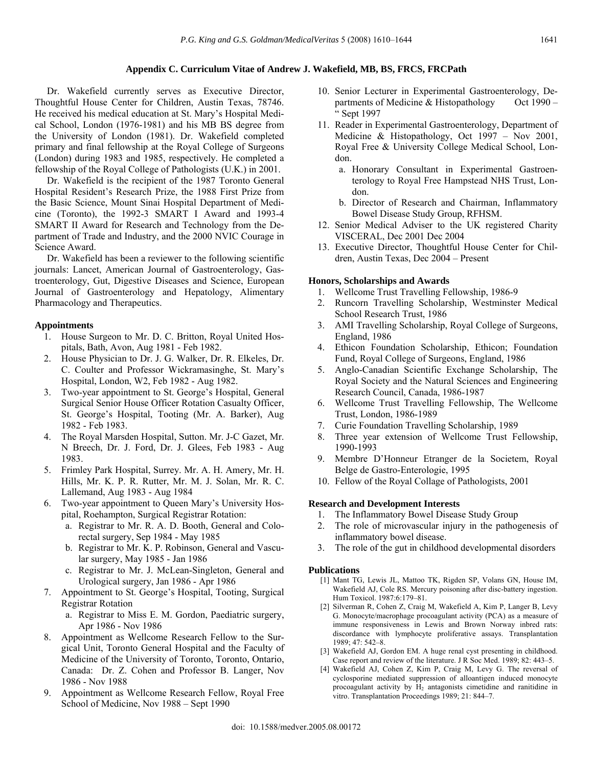## Appendix C. Curriculum Vitae of Andrew J. Wakefield, MB, BS, FRCS, FRCPath

Dr. Wakefield currently serves as Executive Director, Thoughtful House Center for Children, Austin Texas, 78746. He received his medical education at St. Mary's Hospital Medical School, London (1976-1981) and his MB BS degree from the University of London (1981). Dr. Wakefield completed primary and final fellowship at the Royal College of Surgeons (London) during 1983 and 1985, respectively. He completed a fellowship of the Royal College of Pathologists (U.K.) in 2001.

Dr. Wakefield is the recipient of the 1987 Toronto General Hospital Resident's Research Prize, the 1988 First Prize from the Basic Science, Mount Sinai Hospital Department of Medicine (Toronto), the 1992-3 SMART I Award and 1993-4 SMART II Award for Research and Technology from the Department of Trade and Industry, and the 2000 NVIC Courage in Science Award.

Dr. Wakefield has been a reviewer to the following scientific journals: Lancet, American Journal of Gastroenterology, Gastroenterology, Gut, Digestive Diseases and Science, European Journal of Gastroenterology and Hepatology, Alimentary Pharmacology and Therapeutics.

### Appointments

1. House Surgeon to Mr. D. C. Britton, Royal United Hospitals, Bath, Avon, Aug 1981 - Feb 1982.
2. House Physician to Dr. J. G. Walker, Dr. R. Elkeles, Dr. C. Coulter and Professor Wickramasinghe, St. Mary's Hospital, London, W2, Feb 1982 - Aug 1982.
3. Two-year appointment to St. George's Hospital, General Surgical Senior House Officer Rotation Casualty Officer, St. George's Hospital, Tooting (Mr. A. Barker), Aug 1982 - Feb 1983.
4. The Royal Marsden Hospital, Sutton. Mr. J-C Gazet, Mr. N Breech, Dr. J. Ford, Dr. J. Glees, Feb 1983 - Aug 1983.
5. Frimley Park Hospital, Surrey. Mr. A. H. Amery, Mr. H. Hills, Mr. K. P. R. Rutter, Mr. M. J. Solan, Mr. R. C. Lallemand, Aug 1983 - Aug 1984
6. Two-year appointment to Queen Mary's University Hospital, Roehampton, Surgical Registrar Rotation:
   a. Registrar to Mr. R. A. D. Booth, General and Colorectal surgery, Sep 1984 - May 1985
   b. Registrar to Mr. K. P. Robinson, General and Vascular surgery, May 1985 - Jan 1986
   c. Registrar to Mr. J. McLean-Singleton, General and Urological surgery, Jan 1986 - Apr 1986
7. Appointment to St. George's Hospital, Tooting, Surgical Registrar Rotation
   a. Registrar to Miss E. M. Gordon, Paediatric surgery, Apr 1986 - Nov 1986
8. Appointment as Wellcome Research Fellow to the Surgical Unit, Toronto General Hospital and the Faculty of Medicine of the University of Toronto, Toronto, Ontario, Canada: Dr. Z. Cohen and Professor B. Langer, Nov 1986 - Nov 1988
9. Appointment as Wellcome Research Fellow, Royal Free School of Medicine, Nov 1988 – Sept 1990
10. Senior Lecturer in Experimental Gastroenterology, Departments of Medicine & Histopathology Oct 1990 – " Sept 1997
11. Reader in Experimental Gastroenterology, Department of Medicine & Histopathology, Oct 1997 – Nov 2001, Royal Free & University College Medical School, London.
    a. Honorary Consultant in Experimental Gastroenterology to Royal Free Hampstead NHS Trust, London.
    b. Director of Research and Chairman, Inflammatory Bowel Disease Study Group, RFHSM.
12. Senior Medical Adviser to the UK registered Charity VISCERAL, Dec 2001 Dec 2004
13. Executive Director, Thoughtful House Center for Children, Austin Texas, Dec 2004 – Present

### Honors, Scholarships and Awards

1. Wellcome Trust Travelling Fellowship, 1986-9
2. Runcorn Travelling Scholarship, Westminster Medical School Research Trust, 1986
3. AMI Travelling Scholarship, Royal College of Surgeons, England, 1986
4. Ethicon Foundation Scholarship, Ethicon; Foundation Fund, Royal College of Surgeons, England, 1986
5. Anglo-Canadian Scientific Exchange Scholarship, The Royal Society and the Natural Sciences and Engineering Research Council, Canada, 1986-1987
6. Wellcome Trust Travelling Fellowship, The Wellcome Trust, London, 1986-1989
7. Curie Foundation Travelling Scholarship, 1989
8. Three year extension of Wellcome Trust Fellowship, 1990-1993
9. Membre D'Honneur Etranger de la Societem, Royal Belge de Gastro-Enterologie, 1995
10. Fellow of the Royal Collage of Pathologists, 2001

### Research and Development Interests

1. The Inflammatory Bowel Disease Study Group
2. The role of microvascular injury in the pathogenesis of inflammatory bowel disease.
3. The role of the gut in childhood developmental disorders

### Publications

[1] Mant TG, Lewis JL, Mattoo TK, Rigden SP, Volans GN, House IM, Wakefield AJ, Cole RS. Mercury poisoning after disc-battery ingestion. Hum Toxicol. 1987:6:179–81.

[2] Silverman R, Cohen Z, Craig M, Wakefield A, Kim P, Langer B, Levy G. Monocyte/macrophage procoagulant activity (PCA) as a measure of immune responsiveness in Lewis and Brown Norway inbred rats: discordance with lymphocyte proliferative assays. Transplantation 1989; 47: 542–8.

[3] Wakefield AJ, Gordon EM. A huge renal cyst presenting in childhood. Case report and review of the literature. J R Soc Med. 1989; 82: 443–5.

[4] Wakefield AJ, Cohen Z, Kim P, Craig M, Levy G. The reversal of cyclosporine mediated suppression of alloantigen induced monocyte procoagulant activity by $H_2$ antagonists cimetidine and ranitidine in vitro. Transplantation Proceedings 1989; 21: 844–7.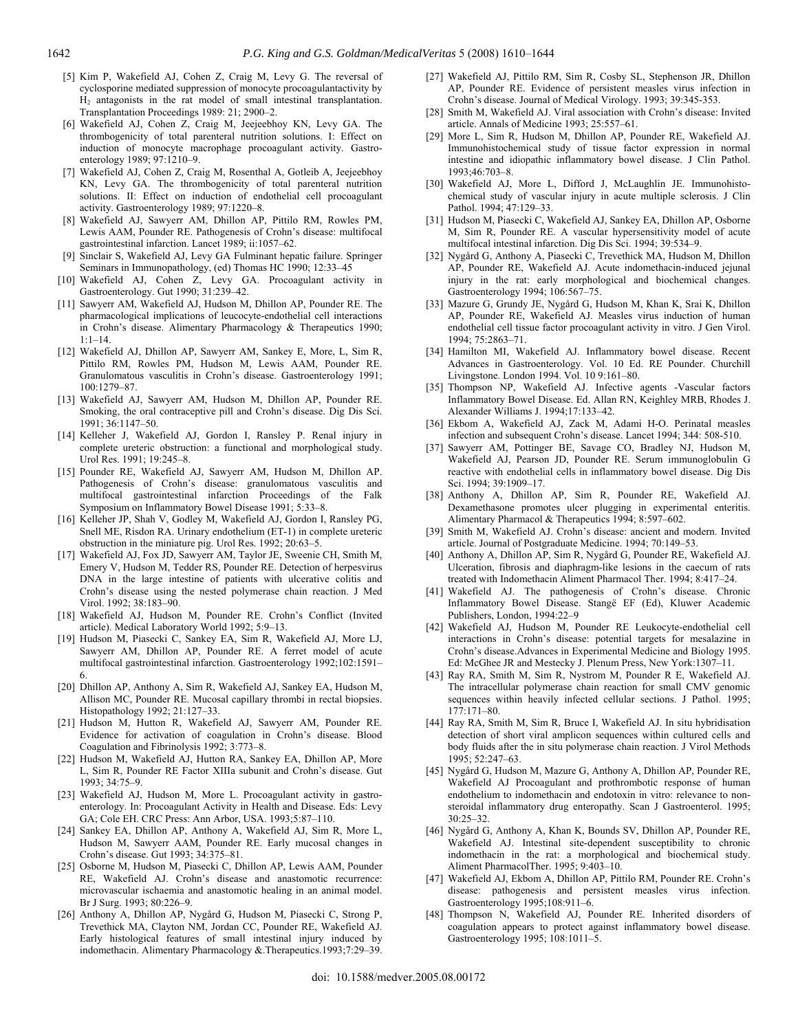[5] Kim P, Wakefield AJ, Cohen Z, Craig M, Levy G. The reversal of cyclosporine mediated suppression of monocyte procoagulantactivity by $H_2$ antagonists in the rat model of small intestinal transplantation. Transplantation Proceedings 1989: 21; 2900–2.

[6] Wakefield AJ, Cohen Z, Craig M, Jeejeebhoy KN, Levy GA. The thrombogenicity of total parenteral nutrition solutions. I: Effect on induction of monocyte macrophage procoagulant activity. Gastroenterology 1989; 97:1210–9.

[7] Wakefield AJ, Cohen Z, Craig M, Rosenthal A, Gotleib A, Jeejeebhoy KN, Levy GA. The thrombogenicity of total parenteral nutrition solutions. II: Effect on induction of endothelial cell procoagulant activity. Gastroenterology 1989; 97:1220–8.

[8] Wakefield AJ, Sawyerr AM, Dhillon AP, Pittilo RM, Rowles PM, Lewis AAM, Pounder RE. Pathogenesis of Crohn's disease: multifocal gastrointestinal infarction. Lancet 1989; ii:1057–62.

[9] Sinclair S, Wakefield AJ, Levy GA Fulminant hepatic failure. Springer Seminars in Immunopathology, (ed) Thomas HC 1990; 12:33–45

[10] Wakefield AJ, Cohen Z, Levy GA. Procoagulant activity in Gastroenterology. Gut 1990; 31:239–42.

[11] Sawyerr AM, Wakefield AJ, Hudson M, Dhillon AP, Pounder RE. The pharmacological implications of leucocyte-endothelial cell interactions in Crohn's disease. Alimentary Pharmacology & Therapeutics 1990; 1:1–14.

[12] Wakefield AJ, Dhillon AP, Sawyerr AM, Sankey E, More, L, Sim R, Pittilo RM, Rowles PM, Hudson M, Lewis AAM, Pounder RE. Granulomatous vasculitis in Crohn's disease. Gastroenterology 1991; 100:1279–87.

[13] Wakefield AJ, Sawyerr AM, Hudson M, Dhillon AP, Pounder RE. Smoking, the oral contraceptive pill and Crohn's disease. Dig Dis Sci. 1991; 36:1147–50.

[14] Kelleher J, Wakefield AJ, Gordon I, Ransley P. Renal injury in complete ureteric obstruction: a functional and morphological study. Urol Res. 1991; 19:245–8.

[15] Pounder RE, Wakefield AJ, Sawyerr AM, Hudson M, Dhillon AP. Pathogenesis of Crohn's disease: granulomatous vasculitis and multifocal gastrointestinal infarction Proceedings of the Falk Symposium on Inflammatory Bowel Disease 1991; 5:33–8.

[16] Kelleher JP, Shah V, Godley M, Wakefield AJ, Gordon I, Ransley PG, Snell ME, Risdon RA. Urinary endothelium (ET-1) in complete ureteric obstruction in the miniature pig. Urol Res. 1992; 20:63–5.

[17] Wakefield AJ, Fox JD, Sawyerr AM, Taylor JE, Sweenie CH, Smith M, Emery V, Hudson M, Tedder RS, Pounder RE. Detection of herpesvirus DNA in the large intestine of patients with ulcerative colitis and Crohn's disease using the nested polymerase chain reaction. J Med Virol. 1992; 38:183–90.

[18] Wakefield AJ, Hudson M, Pounder RE. Crohn's Conflict (Invited article). Medical Laboratory World 1992; 5:9–13.

[19] Hudson M, Piasecki C, Sankey EA, Sim R, Wakefield AJ, More LJ, Sawyerr AM, Dhillon AP, Pounder RE. A ferret model of acute multifocal gastrointestinal infarction. Gastroenterology 1992;102:1591–6.

[20] Dhillon AP, Anthony A, Sim R, Wakefield AJ, Sankey EA, Hudson M, Allison MC, Pounder RE. Mucosal capillary thrombi in rectal biopsies. Histopathology 1992; 21:127–33.

[21] Hudson M, Hutton R, Wakefield AJ, Sawyerr AM, Pounder RE. Evidence for activation of coagulation in Crohn's disease. Blood Coagulation and Fibrinolysis 1992; 3:773–8.

[22] Hudson M, Wakefield AJ, Hutton RA, Sankey EA, Dhillon AP, More L, Sim R, Pounder RE Factor XIIIa subunit and Crohn's disease. Gut 1993; 34:75–9.

[23] Wakefield AJ, Hudson M, More L. Procoagulant activity in gastroenterology. In: Procoagulant Activity in Health and Disease. Eds: Levy GA; Cole EH. CRC Press: Ann Arbor, USA. 1993;5:87–110.

[24] Sankey EA, Dhillon AP, Anthony A, Wakefield AJ, Sim R, More L, Hudson M, Sawyerr AAM, Pounder RE. Early mucosal changes in Crohn's disease. Gut 1993; 34:375–81.

[25] Osborne M, Hudson M, Piasecki C, Dhillon AP, Lewis AAM, Pounder RE, Wakefield AJ. Crohn's disease and anastomotic recurrence: microvascular ischaemia and anastomotic healing in an animal model. Br J Surg. 1993; 80:226–9.

[26] Anthony A, Dhillon AP, Nygård G, Hudson M, Piasecki C, Strong P, Trevethick MA, Clayton NM, Jordan CC, Pounder RE, Wakefield AJ. Early histological features of small intestinal injury induced by indomethacin. Alimentary Pharmacology &.Therapeutics.1993;7:29–39.

[27] Wakefield AJ, Pittilo RM, Sim R, Cosby SL, Stephenson JR, Dhillon AP, Pounder RE. Evidence of persistent measles virus infection in Crohn's disease. Journal of Medical Virology. 1993; 39:345-353.

[28] Smith M, Wakefield AJ. Viral association with Crohn's disease: Invited article. Annals of Medicine 1993; 25:557–61.

[29] More L, Sim R, Hudson M, Dhillon AP, Pounder RE, Wakefield AJ. Immunohistochemical study of tissue factor expression in normal intestine and idiopathic inflammatory bowel disease. J Clin Pathol. 1993;46:703–8.

[30] Wakefield AJ, More L, Difford J, McLaughlin JE. Immunohistochemical study of vascular injury in acute multiple sclerosis. J Clin Pathol. 1994; 47:129–33.

[31] Hudson M, Piasecki C, Wakefield AJ, Sankey EA, Dhillon AP, Osborne M, Sim R, Pounder RE. A vascular hypersensitivity model of acute multifocal intestinal infarction. Dig Dis Sci. 1994; 39:534–9.

[32] Nygård G, Anthony A, Piasecki C, Trevethick MA, Hudson M, Dhillon AP, Pounder RE, Wakefield AJ. Acute indomethacin-induced jejunal injury in the rat: early morphological and biochemical changes. Gastroenterology 1994; 106:567–75.

[33] Mazure G, Grundy JE, Nygård G, Hudson M, Khan K, Srai K, Dhillon AP, Pounder RE, Wakefield AJ. Measles virus induction of human endothelial cell tissue factor procoagulant activity in vitro. J Gen Virol. 1994; 75:2863–71.

[34] Hamilton MI, Wakefield AJ. Inflammatory bowel disease. Recent Advances in Gastroenterology. Vol. 10 Ed. RE Pounder. Churchill Livingstone. London 1994. Vol. 10 9:161–80.

[35] Thompson NP, Wakefield AJ. Infective agents -Vascular factors Inflammatory Bowel Disease. Ed. Allan RN, Keighley MRB, Rhodes J. Alexander Williams J. 1994;17:133–42.

[36] Ekbom A, Wakefield AJ, Zack M, Adami H-O. Perinatal measles infection and subsequent Crohn's disease. Lancet 1994; 344: 508-510.

[37] Sawyerr AM, Pottinger BE, Savage CO, Bradley NJ, Hudson M, Wakefield AJ, Pearson JD, Pounder RE. Serum immunoglobulin G reactive with endothelial cells in inflammatory bowel disease. Dig Dis Sci. 1994; 39:1909–17.

[38] Anthony A, Dhillon AP, Sim R, Pounder RE, Wakefield AJ. Dexamethasone promotes ulcer plugging in experimental enteritis. Alimentary Pharmacol & Therapeutics 1994; 8:597–602.

[39] Smith M, Wakefield AJ. Crohn's disease: ancient and modern. Invited article. Journal of Postgraduate Medicine. 1994; 70:149–53.

[40] Anthony A, Dhillon AP, Sim R, Nygård G, Pounder RE, Wakefield AJ. Ulceration, fibrosis and diaphragm-like lesions in the caecum of rats treated with Indomethacin Aliment Pharmacol Ther. 1994; 8:417–24.

[41] Wakefield AJ. The pathogenesis of Crohn's disease. Chronic Inflammatory Bowel Disease. Stangë EF (Ed), Kluwer Academic Publishers, London, 1994:22–9

[42] Wakefield AJ, Hudson M, Pounder RE Leukocyte-endothelial cell interactions in Crohn's disease: potential targets for mesalazine in Crohn's disease.Advances in Experimental Medicine and Biology 1995. Ed: McGhee JR and Mestecky J. Plenum Press, New York:1307–11.

[43] Ray RA, Smith M, Sim R, Nystrom M, Pounder R E, Wakefield AJ. The intracellular polymerase chain reaction for small CMV genomic sequences within heavily infected cellular sections. J Pathol. 1995; 177:171–80.

[44] Ray RA, Smith M, Sim R, Bruce I, Wakefield AJ. In situ hybridisation detection of short viral amplicon sequences within cultured cells and body fluids after the in situ polymerase chain reaction. J Virol Methods 1995; 52:247–63.

[45] Nygård G, Hudson M, Mazure G, Anthony A, Dhillon AP, Pounder RE, Wakefield AJ Procoagulant and prothrombotic response of human endothelium to indomethacin and endotoxin in vitro: relevance to non-steroidal inflammatory drug enteropathy. Scan J Gastroenterol. 1995; 30:25–32.

[46] Nygård G, Anthony A, Khan K, Bounds SV, Dhillon AP, Pounder RE, Wakefield AJ. Intestinal site-dependent susceptibility to chronic indomethacin in the rat: a morphological and biochemical study. Aliment PharmacolTher. 1995; 9:403–10.

[47] Wakefield AJ, Ekbom A, Dhillon AP, Pittilo RM, Pounder RE. Crohn's disease: pathogenesis and persistent measles virus infection. Gastroenterology 1995;108:911–6.

[48] Thompson N, Wakefield AJ, Pounder RE. Inherited disorders of coagulation appears to protect against inflammatory bowel disease. Gastroenterology 1995; 108:1011–5.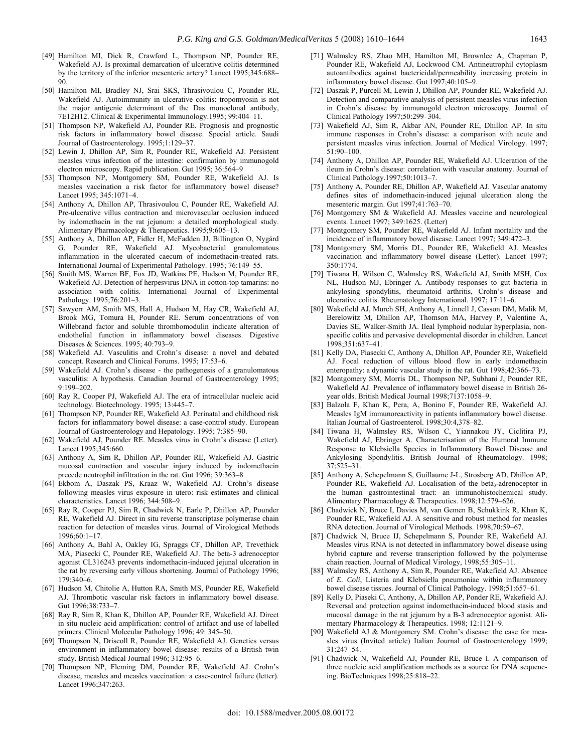[49] Hamilton MI, Dick R, Crawford L, Thompson NP, Pounder RE, Wakefield AJ. Is proximal demarcation of ulcerative colitis determined by the territory of the inferior mesenteric artery? Lancet 1995;345:688–90.

[50] Hamilton MI, Bradley NJ, Srai SKS, Thrasivoulou C, Pounder RE, Wakefield AJ. Autoimmunity in ulcerative colitis: tropomyosin is not the major antigenic determinant of the Das monoclonal antibody, 7E12H12. Clinical & Experimental Immunology.1995; 99:404–11.

[51] Thompson NP, Wakefield AJ, Pounder RE. Prognosis and prognostic risk factors in inflammatory bowel disease. Special article. Saudi Journal of Gastroenterology. 1995;1:129–37.

[52] Lewin J, Dhillon AP, Sim R, Pounder RE, Wakefield AJ. Persistent measles virus infection of the intestine: confirmation by immunogold electron microscopy. Rapid publication. Gut 1995; 36:564–9

[53] Thompson NP, Montgomery SM, Pounder RE, Wakefield AJ. Is measles vaccination a risk factor for inflammatory bowel disease? Lancet 1995; 345:1071–4.

[54] Anthony A, Dhillon AP, Thrasivoulou C, Pounder RE, Wakefield AJ. Pre-ulcerative villus contraction and microvascular occlusion induced by indomethacin in the rat jejunum: a detailed morphological study. Alimentary Pharmacology & Therapeutics. 1995;9:605–13.

[55] Anthony A, Dhillon AP, Fidler H, McFadden JJ, Billington O, Nygård G, Pounder RE, Wakefield AJ. Mycobacterial granulomatous inflammation in the ulcerated caecum of indomethacin-treated rats. International Journal of Experimental Pathology. 1995; 76:149–55.

[56] Smith MS, Warren BF, Fox JD, Watkins PE, Hudson M, Pounder RE, Wakefield AJ. Detection of herpesvirus DNA in cotton-top tamarins: no association with colitis. International Journal of Experimental Pathology. 1995;76:201–3.

[57] Sawyerr AM, Smith MS, Hall A, Hudson M, Hay CR, Wakefield AJ, Brook MG, Tomura H, Pounder RE. Serum concentrations of von Willebrand factor and soluble thrombomodulin indicate alteration of endothelial function in inflammatory bowel diseases. Digestive Diseases & Sciences. 1995; 40:793–9.

[58] Wakefield AJ. Vasculitis and Crohn's disease: a novel and debated concept. Research and Clinical Forums. 1995; 17:53–6.

[59] Wakefield AJ. Crohn's disease - the pathogenesis of a granulomatous vasculitis: A hypothesis. Canadian Journal of Gastroenterology 1995; 9:199–202.

[60] Ray R, Cooper PJ, Wakefield AJ. The era of intracellular nucleic acid technology. Biotechnology. 1995; 13:445–7.

[61] Thompson NP, Pounder RE, Wakefield AJ. Perinatal and childhood risk factors for inflammatory bowel disease: a case-control study. European Journal of Gastroenterology and Hepatology. 1995; 7:385–90.

[62] Wakefield AJ, Pounder RE. Measles virus in Crohn's disease (Letter). Lancet 1995;345:660.

[63] Anthony A, Sim R, Dhillon AP, Pounder RE, Wakefield AJ. Gastric mucosal contraction and vascular injury induced by indomethacin precede neutrophil infiltration in the rat. Gut 1996; 39:363–8

[64] Ekbom A, Daszak PS, Kraaz W, Wakefield AJ. Crohn's disease following measles virus exposure in utero: risk estimates and clinical characteristics. Lancet 1996; 344:508–9.

[65] Ray R, Cooper PJ, Sim R, Chadwick N, Earle P, Dhillon AP, Pounder RE, Wakefield AJ. Direct in situ reverse transcriptase polymerase chain reaction for detection of measles virus. Journal of Virological Methods 1996;60:1–17.

[66] Anthony A, Bahl A, Oakley IG, Spraggs CF, Dhillon AP, Trevethick MA, Piasecki C, Pounder RE, Wakefield AJ. The beta-3 adrenoceptor agonist CL316243 prevents indomethacin-induced jejunal ulceration in the rat by reversing early villous shortening. Journal of Pathology 1996; 179:340–6.

[67] Hudson M, Chitolie A, Hutton RA, Smith MS, Pounder RE, Wakefield AJ. Thrombotic vascular risk factors in inflammatory bowel disease. Gut 1996;38:733–7.

[68] Ray R, Sim R, Khan K, Dhillon AP, Pounder RE, Wakefield AJ. Direct in situ nucleic acid amplification: control of artifact and use of labelled primers. Clinical Molecular Pathology 1996; 49: 345–50.

[69] Thompson N, Driscoll R, Pounder RE, Wakefield AJ. Genetics versus environment in inflammatory bowel disease: results of a British twin study. British Medical Journal 1996; 312:95–6.

[70] Thompson NP, Fleming DM, Pounder RE, Wakefield AJ. Crohn's disease, measles and measles vaccination: a case-control failure (letter). Lancet 1996;347:263.

[71] Walmsley RS, Zhao MH, Hamilton MI, Brownlee A, Chapman P, Pounder RE, Wakefield AJ, Lockwood CM. Antineutrophil cytoplasm autoantibodies against bactericidal/permeability increasing protein in inflammatory bowel disease. Gut 1997;40:105–9.

[72] Daszak P, Purcell M, Lewin J, Dhillon AP, Pounder RE, Wakefield AJ. Detection and comparative analysis of persistent measles virus infection in Crohn's disease by immunogold electron microscopy. Journal of Clinical Pathology 1997;50:299–304.

[73] Wakefield AJ, Sim R, Akbar AN, Pounder RE, Dhillon AP. In situ immune responses in Crohn's disease: a comparison with acute and persistent measles virus infection. Journal of Medical Virology. 1997; 51:90–100.

[74] Anthony A, Dhillon AP, Pounder RE, Wakefield AJ. Ulceration of the ileum in Crohn's disease: correlation with vascular anatomy. Journal of Clinical Pathology.1997;50:1013–7.

[75] Anthony A, Pounder RE, Dhillon AP, Wakefield AJ. Vascular anatomy defines sites of indomethacin-induced jejunal ulceration along the mesenteric margin. Gut 1997;41:763–70.

[76] Montgomery SM & Wakefield AJ. Measles vaccine and neurological events. Lancet 1997; 349:1625. (Letter)

[77] Montgomery SM, Pounder RE, Wakefield AJ. Infant mortality and the incidence of inflammatory bowel disease. Lancet 1997; 349:472–3.

[78] Montgomery SM, Morris DL, Pounder RE, Wakefield AJ. Measles vaccination and inflammatory bowel disease (Letter). Lancet 1997; 350:1774.

[79] Tiwana H, Wilson C, Walmsley RS, Wakefield AJ, Smith MSH, Cox NL, Hudson MJ, Ebringer A. Antibody responses to gut bacteria in ankylosing spondylitis, rheumatoid arthritis, Crohn's disease and ulcerative colitis. Rheumatology International. 1997; 17:11–6.

[80] Wakefield AJ, Murch SH, Anthony A, Linnell J, Casson DM, Malik M, Berelowitz M, Dhillon AP, Thomson MA, Harvey P, Valentine A, Davies SE, Walker-Smith JA. Ileal lymphoid nodular hyperplasia, non-specific colitis and pervasive developmental disorder in children. Lancet 1998;351:637–41.

[81] Kelly DA, Piasecki C, Anthony A, Dhillon AP, Pounder RE, Wakefield AJ. Focal reduction of villous blood flow in early indomethacin enteropathy: a dynamic vascular study in the rat. Gut 1998;42:366–73.

[82] Montgomery SM, Morris DL, Thompson NP, Subhani J, Pounder RE, Wakefield AJ. Prevalence of inflammatory bowel disease in British 26-year olds. British Medical Journal 1998;7137:1058–9.

[83] Balzola F, Khan K, Pera, A, Bonino F, Pounder RE, Wakefield AJ. Measles IgM immunoreactivity in patients inflammatory bowel disease. Italian Journal of Gastroenterol. 1998;30:4,378–82.

[84] Tiwana H, Walmsley RS, Wilson C, Yiannakou JY, Ciclitira PJ, Wakefield AJ, Ebringer A. Characterisation of the Humoral Immune Response to Klebsiella Species in Inflammatory Bowel Disease and Ankylosing Spondylitis. British Journal of Rheumatology. 1998; 37;525–31.

[85] Anthony A, Schepelmann S, Guillaume J-L, Strosberg AD, Dhillon AP, Pounder RE, Wakefield AJ. Localisation of the beta$_3$-adrenoceptor in the human gastrointestinal tract: an immunohistochemical study. Alimentary Pharmacology & Therapeutics. 1998;12:579–626.

[86] Chadwick N, Bruce I, Davies M, van Gemen B, Schukkink R, Khan K, Pounder RE, Wakefield AJ. A sensitive and robust method for measles RNA detection. Journal of Virological Methods. 1998,70:59–67.

[87] Chadwick N, Bruce IJ, Schepelmann S, Pounder RE, Wakefield AJ. Measles virus RNA is not detected in inflammatory bowel disease using hybrid capture and reverse transcription followed by the polymerase chain reaction. Journal of Medical Virology, 1998;55:305–11.

[88] Walmsley RS, Anthony A, Sim R, Pounder RE, Wakefield AJ. Absence of *E. Coli*, Listeria and Klebsiella pneumoniae within inflammatory bowel disease tissues. Journal of Clinical Pathology. 1998;51:657–61.

[89] Kelly D, Piaseki C, Anthony, A, Dhillon AP, Ponder RE, Wakefield AJ. Reversal and protection against indomethacin-induced blood stasis and mucosal damage in the rat jejunum by a B-3 adrenoceptor agonist. Alimentary Pharmacology & Therapeutics. 1998; 12:1121–9.

[90] Wakefield AJ & Montgomery SM. Crohn's disease: the case for measles virus (Invited article) Italian Journal of Gastroenterology 1999; 31:247–54.

[91] Chadwick N, Wakefield AJ, Pounder RE, Bruce I. A comparison of three nucleic acid amplification methods as a source for DNA sequencing. BioTechniques 1998;25:818–22.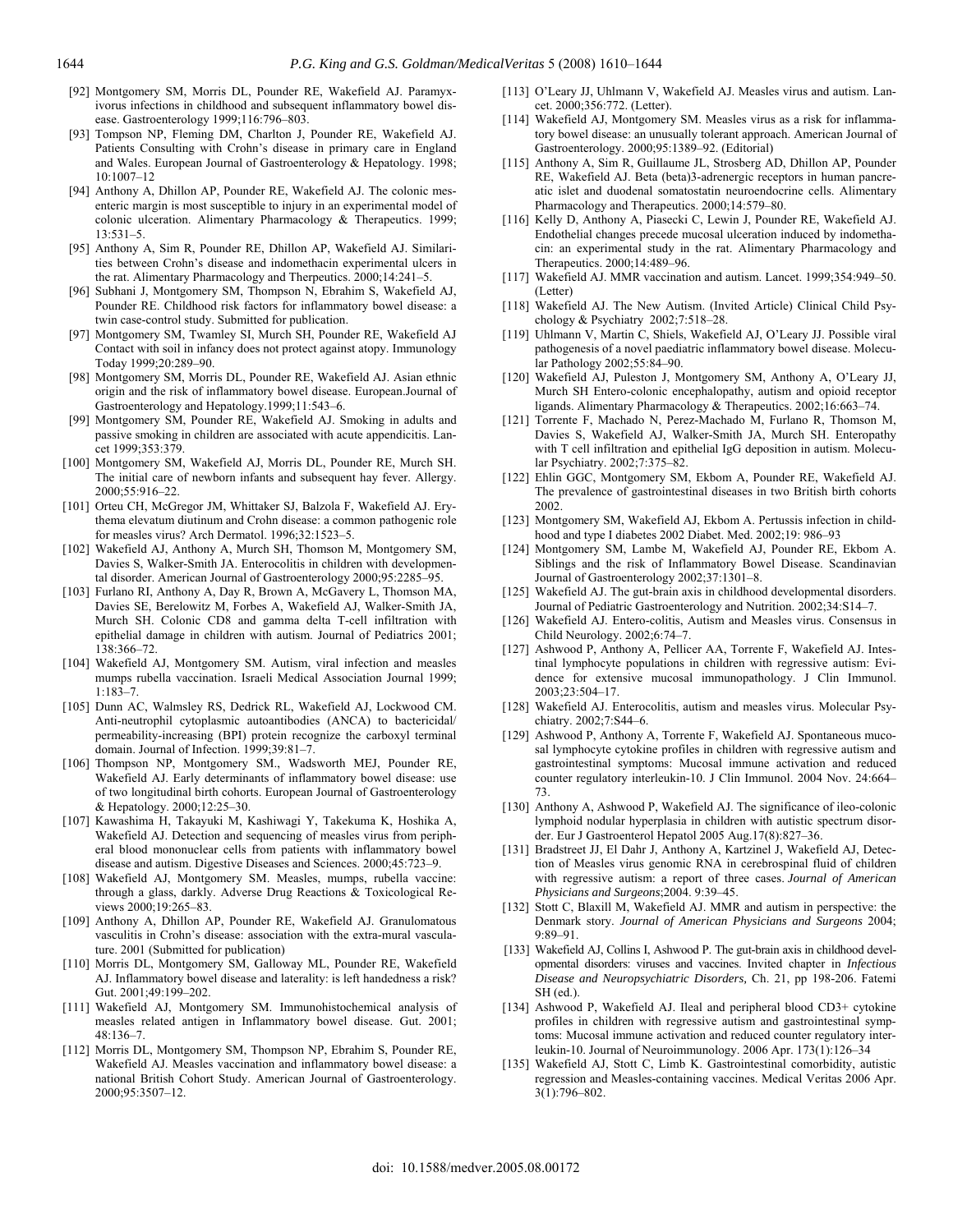[92] Montgomery SM, Morris DL, Pounder RE, Wakefield AJ. Paramyxivorus infections in childhood and subsequent inflammatory bowel disease. Gastroenterology 1999;116:796–803.

[93] Tompson NP, Fleming DM, Charlton J, Pounder RE, Wakefield AJ. Patients Consulting with Crohn's disease in primary care in England and Wales. European Journal of Gastroenterology & Hepatology. 1998; 10:1007–12

[94] Anthony A, Dhillon AP, Pounder RE, Wakefield AJ. The colonic mesenteric margin is most susceptible to injury in an experimental model of colonic ulceration. Alimentary Pharmacology & Therapeutics. 1999; 13:531–5.

[95] Anthony A, Sim R, Pounder RE, Dhillon AP, Wakefield AJ. Similarities between Crohn's disease and indomethacin experimental ulcers in the rat. Alimentary Pharmacology and Therpeutics. 2000;14:241–5.

[96] Subhani J, Montgomery SM, Thompson N, Ebrahim S, Wakefield AJ, Pounder RE. Childhood risk factors for inflammatory bowel disease: a twin case-control study. Submitted for publication.

[97] Montgomery SM, Twamley SI, Murch SH, Pounder RE, Wakefield AJ Contact with soil in infancy does not protect against atopy. Immunology Today 1999;20:289–90.

[98] Montgomery SM, Morris DL, Pounder RE, Wakefield AJ. Asian ethnic origin and the risk of inflammatory bowel disease. European.Journal of Gastroenterology and Hepatology.1999;11:543–6.

[99] Montgomery SM, Pounder RE, Wakefield AJ. Smoking in adults and passive smoking in children are associated with acute appendicitis. Lancet 1999;353:379.

[100] Montgomery SM, Wakefield AJ, Morris DL, Pounder RE, Murch SH. The initial care of newborn infants and subsequent hay fever. Allergy. 2000;55:916–22.

[101] Orteu CH, McGregor JM, Whittaker SJ, Balzola F, Wakefield AJ. Erythema elevatum diutinum and Crohn disease: a common pathogenic role for measles virus? Arch Dermatol. 1996;32:1523–5.

[102] Wakefield AJ, Anthony A, Murch SH, Thomson M, Montgomery SM, Davies S, Walker-Smith JA. Enterocolitis in children with developmental disorder. American Journal of Gastroenterology 2000;95:2285–95.

[103] Furlano RI, Anthony A, Day R, Brown A, McGavery L, Thomson MA, Davies SE, Berelowitz M, Forbes A, Wakefield AJ, Walker-Smith JA, Murch SH. Colonic CD8 and gamma delta T-cell infiltration with epithelial damage in children with autism. Journal of Pediatrics 2001; 138:366–72.

[104] Wakefield AJ, Montgomery SM. Autism, viral infection and measles mumps rubella vaccination. Israeli Medical Association Journal 1999; 1:183–7.

[105] Dunn AC, Walmsley RS, Dedrick RL, Wakefield AJ, Lockwood CM. Anti-neutrophil cytoplasmic autoantibodies (ANCA) to bactericidal/ permeability-increasing (BPI) protein recognize the carboxyl terminal domain. Journal of Infection. 1999;39:81–7.

[106] Thompson NP, Montgomery SM., Wadsworth MEJ, Pounder RE, Wakefield AJ. Early determinants of inflammatory bowel disease: use of two longitudinal birth cohorts. European Journal of Gastroenterology & Hepatology. 2000;12:25–30.

[107] Kawashima H, Takayuki M, Kashiwagi Y, Takekuma K, Hoshika A, Wakefield AJ. Detection and sequencing of measles virus from peripheral blood mononuclear cells from patients with inflammatory bowel disease and autism. Digestive Diseases and Sciences. 2000;45:723–9.

[108] Wakefield AJ, Montgomery SM. Measles, mumps, rubella vaccine: through a glass, darkly. Adverse Drug Reactions & Toxicological Reviews 2000;19:265–83.

[109] Anthony A, Dhillon AP, Pounder RE, Wakefield AJ. Granulomatous vasculitis in Crohn's disease: association with the extra-mural vasculature. 2001 (Submitted for publication)

[110] Morris DL, Montgomery SM, Galloway ML, Pounder RE, Wakefield AJ. Inflammatory bowel disease and laterality: is left handedness a risk? Gut. 2001;49:199–202.

[111] Wakefield AJ, Montgomery SM. Immunohistochemical analysis of measles related antigen in Inflammatory bowel disease. Gut. 2001; 48:136–7.

[112] Morris DL, Montgomery SM, Thompson NP, Ebrahim S, Pounder RE, Wakefield AJ. Measles vaccination and inflammatory bowel disease: a national British Cohort Study. American Journal of Gastroenterology. 2000;95:3507–12.

[113] O'Leary JJ, Uhlmann V, Wakefield AJ. Measles virus and autism. Lancet. 2000;356:772. (Letter).

[114] Wakefield AJ, Montgomery SM. Measles virus as a risk for inflammatory bowel disease: an unusually tolerant approach. American Journal of Gastroenterology. 2000;95:1389–92. (Editorial)

[115] Anthony A, Sim R, Guillaume JL, Strosberg AD, Dhillon AP, Pounder RE, Wakefield AJ. Beta (beta)3-adrenergic receptors in human pancreatic islet and duodenal somatostatin neuroendocrine cells. Alimentary Pharmacology and Therapeutics. 2000;14:579–80.

[116] Kelly D, Anthony A, Piasecki C, Lewin J, Pounder RE, Wakefield AJ. Endothelial changes precede mucosal ulceration induced by indomethacin: an experimental study in the rat. Alimentary Pharmacology and Therapeutics. 2000;14:489–96.

[117] Wakefield AJ. MMR vaccination and autism. Lancet. 1999;354:949–50. (Letter)

[118] Wakefield AJ. The New Autism. (Invited Article) Clinical Child Psychology & Psychiatry 2002;7:518–28.

[119] Uhlmann V, Martin C, Shiels, Wakefield AJ, O'Leary JJ. Possible viral pathogenesis of a novel paediatric inflammatory bowel disease. Molecular Pathology 2002;55:84–90.

[120] Wakefield AJ, Puleston J, Montgomery SM, Anthony A, O'Leary JJ, Murch SH Entero-colonic encephalopathy, autism and opioid receptor ligands. Alimentary Pharmacology & Therapeutics. 2002;16:663–74.

[121] Torrente F, Machado N, Perez-Machado M, Furlano R, Thomson M, Davies S, Wakefield AJ, Walker-Smith JA, Murch SH. Enteropathy with T cell infiltration and epithelial IgG deposition in autism. Molecular Psychiatry. 2002;7:375–82.

[122] Ehlin GGC, Montgomery SM, Ekbom A, Pounder RE, Wakefield AJ. The prevalence of gastrointestinal diseases in two British birth cohorts 2002.

[123] Montgomery SM, Wakefield AJ, Ekbom A. Pertussis infection in childhood and type I diabetes 2002 Diabet. Med. 2002;19: 986–93

[124] Montgomery SM, Lambe M, Wakefield AJ, Pounder RE, Ekbom A. Siblings and the risk of Inflammatory Bowel Disease. Scandinavian Journal of Gastroenterology 2002;37:1301–8.

[125] Wakefield AJ. The gut-brain axis in childhood developmental disorders. Journal of Pediatric Gastroenterology and Nutrition. 2002;34:S14–7.

[126] Wakefield AJ. Entero-colitis, Autism and Measles virus. Consensus in Child Neurology. 2002;6:74–7.

[127] Ashwood P, Anthony A, Pellicer AA, Torrente F, Wakefield AJ. Intestinal lymphocyte populations in children with regressive autism: Evidence for extensive mucosal immunopathology. J Clin Immunol. 2003;23:504–17.

[128] Wakefield AJ. Enterocolitis, autism and measles virus. Molecular Psychiatry. 2002;7:S44–6.

[129] Ashwood P, Anthony A, Torrente F, Wakefield AJ. Spontaneous mucosal lymphocyte cytokine profiles in children with regressive autism and gastrointestinal symptoms: Mucosal immune activation and reduced counter regulatory interleukin-10. J Clin Immunol. 2004 Nov. 24:664–73.

[130] Anthony A, Ashwood P, Wakefield AJ. The significance of ileo-colonic lymphoid nodular hyperplasia in children with autistic spectrum disorder. Eur J Gastroenterol Hepatol 2005 Aug.17(8):827–36.

[131] Bradstreet JJ, El Dahr J, Anthony A, Kartzinel J, Wakefield AJ, Detection of Measles virus genomic RNA in cerebrospinal fluid of children with regressive autism: a report of three cases. *Journal of American Physicians and Surgeons*;2004. 9:39–45.

[132] Stott C, Blaxill M, Wakefield AJ. MMR and autism in perspective: the Denmark story. *Journal of American Physicians and Surgeons* 2004; 9:89–91.

[133] Wakefield AJ, Collins I, Ashwood P. The gut-brain axis in childhood developmental disorders: viruses and vaccines. Invited chapter in *Infectious Disease and Neuropsychiatric Disorders*, Ch. 21, pp 198-206. Fatemi SH (ed.).

[134] Ashwood P, Wakefield AJ. Ileal and peripheral blood CD3+ cytokine profiles in children with regressive autism and gastrointestinal symptoms: Mucosal immune activation and reduced counter regulatory interleukin-10. Journal of Neuroimmunology. 2006 Apr. 173(1):126–34

[135] Wakefield AJ, Stott C, Limb K. Gastrointestinal comorbidity, autistic regression and Measles-containing vaccines. Medical Veritas 2006 Apr. 3(1):796–802.